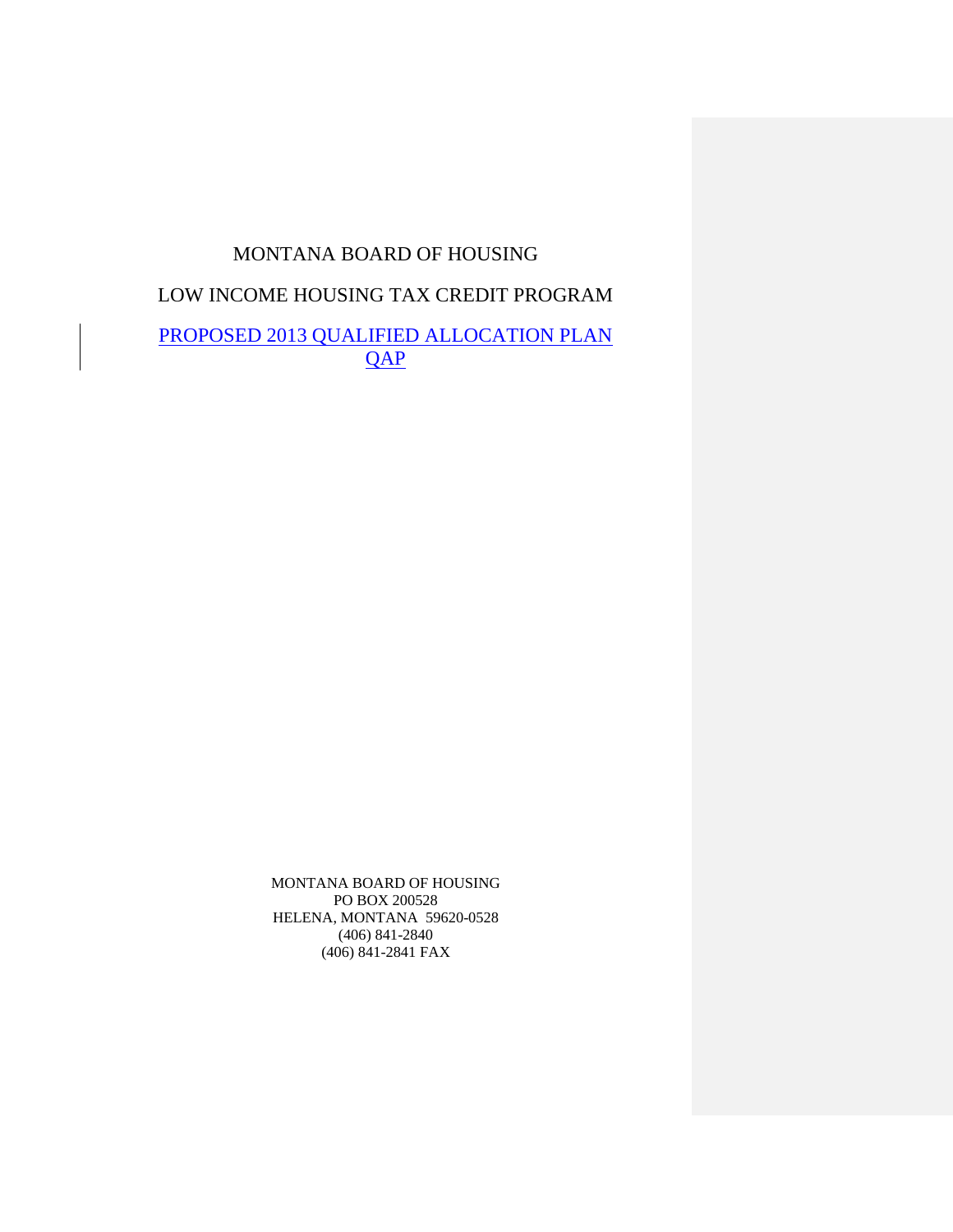# MONTANA BOARD OF HOUSING

## LOW INCOME HOUSING TAX CREDIT PROGRAM

## PROPOSED 2013 QUALIFIED ALLOCATION PLAN QAP

MONTANA BOARD OF HOUSING
PO BOX 200528
HELENA, MONTANA 59620-0528
(406) 841-2840
(406) 841-2841 FAX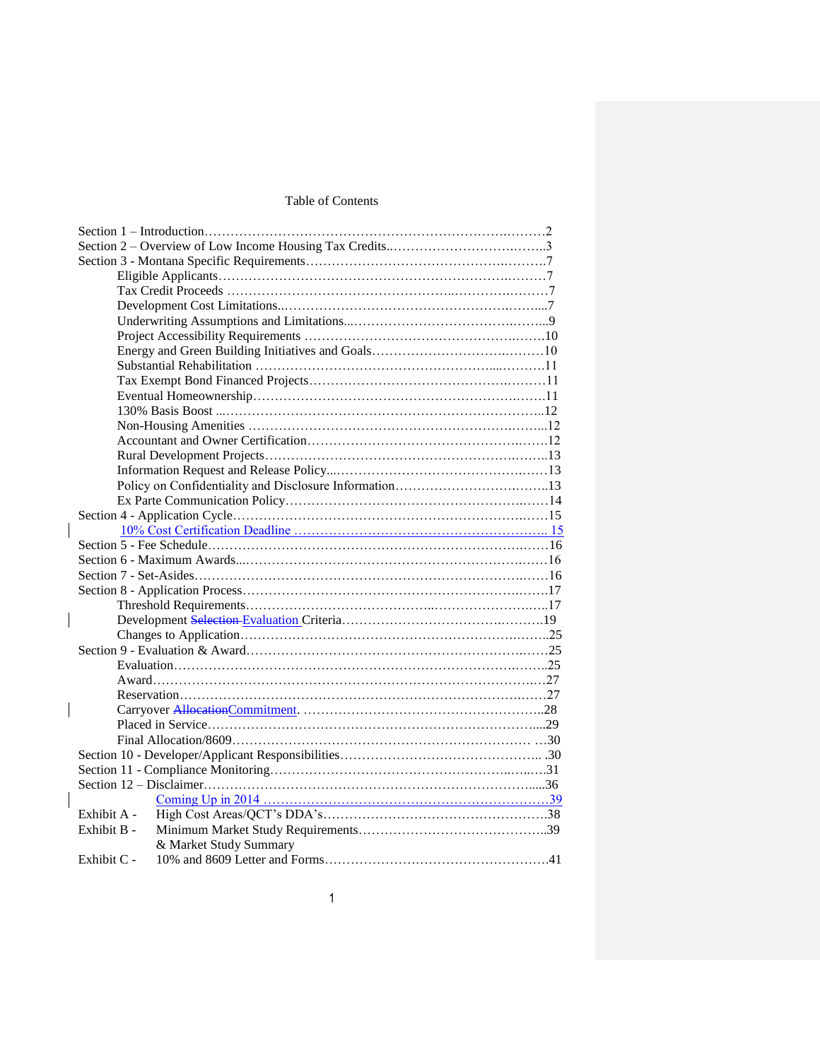# Table of Contents

Section 1 – Introduction……………………………………………………………………2
Section 2 – Overview of Low Income Housing Tax Credits..……………………………..3
Section 3 - Montana Specific Requirements………………………………………………7
 Eligible Applicants…………………………………………………………………7
 Tax Credit Proceeds ………………………………………………………………7
 Development Cost Limitations..……………………………………………………7
 Underwriting Assumptions and Limitations..……………………………………...9
 Project Accessibility Requirements ………………………………………………10
 Energy and Green Building Initiatives and Goals…………………………………10
 Substantial Rehabilitation …………………………………………………………11
 Tax Exempt Bond Financed Projects………………………………………………11
 Eventual Homeownership…………………………………………………………11
 130% Basis Boost ..………………………………………………………………12
 Non-Housing Amenities …………………………………………………………...12
 Accountant and Owner Certification………………………………………………12
 Rural Development Projects………………………………………………………13
 Information Request and Release Policy...…………………………………………13
 Policy on Confidentiality and Disclosure Information……………………………..13
 Ex Parte Communication Policy……………………………………………………14
Section 4 - Application Cycle………………………………………………………………15
 10% Cost Certification Deadline ………………………………………………….. 15
Section 5 - Fee Schedule……………………………………………………………………16
Section 6 - Maximum Awards...……………………………………………………………16
Section 7 - Set-Asides………………………………………………………………………16
Section 8 - Application Process……………………………………………………………17
 Threshold Requirements……………………………………………………………17
 Development ~~Selection~~ Evaluation Criteria………………………………………19
 Changes to Application………………………………………………………………25
Section 9 - Evaluation & Award……………………………………………………………25
 Evaluation……………………………………………………………………………25
 Award…………………………………………………………………………………27
 Reservation……………………………………………………………………………27
 Carryover ~~Allocation~~Commitment. ………………………………………………..28
 Placed in Service……………………………………………………………………...29
 Final Allocation/8609…………………………………………………………… …30
Section 10 - Developer/Applicant Responsibilities……………………………………….. .30
Section 11 - Compliance Monitoring…………………………………………………...…31
Section 12 – Disclaimer……………………………………………………………………....36
 Coming Up in 2014 …………………………………………………………………39
Exhibit A - High Cost Areas/QCT's DDA's……………………………………………….38
Exhibit B - Minimum Market Study Requirements……………………………………..39
 & Market Study Summary
Exhibit C - 10% and 8609 Letter and Forms……………………………………………41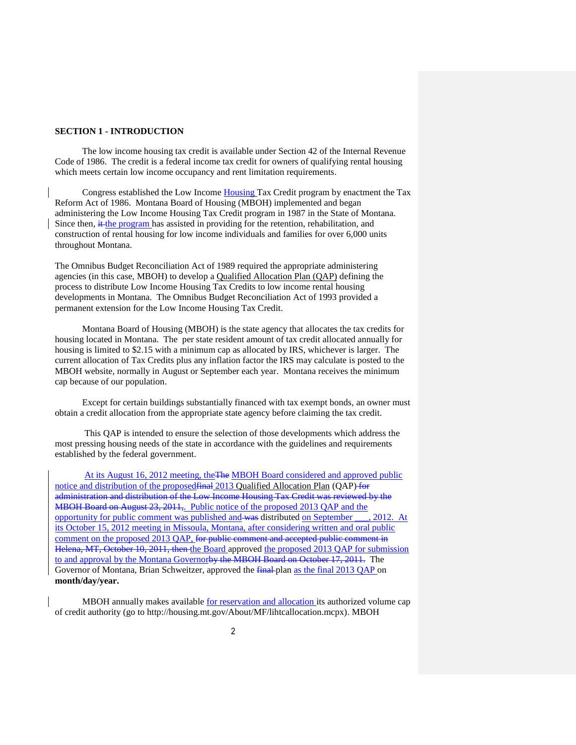**SECTION 1 - INTRODUCTION**

The low income housing tax credit is available under Section 42 of the Internal Revenue Code of 1986. The credit is a federal income tax credit for owners of qualifying rental housing which meets certain low income occupancy and rent limitation requirements.

Congress established the Low Income Housing Tax Credit program by enactment the Tax Reform Act of 1986. Montana Board of Housing (MBOH) implemented and began administering the Low Income Housing Tax Credit program in 1987 in the State of Montana. Since then, ~~it~~ the program has assisted in providing for the retention, rehabilitation, and construction of rental housing for low income individuals and families for over 6,000 units throughout Montana.

The Omnibus Budget Reconciliation Act of 1989 required the appropriate administering agencies (in this case, MBOH) to develop a Qualified Allocation Plan (QAP) defining the process to distribute Low Income Housing Tax Credits to low income rental housing developments in Montana. The Omnibus Budget Reconciliation Act of 1993 provided a permanent extension for the Low Income Housing Tax Credit.

Montana Board of Housing (MBOH) is the state agency that allocates the tax credits for housing located in Montana. The per state resident amount of tax credit allocated annually for housing is limited to $2.15 with a minimum cap as allocated by IRS, whichever is larger. The current allocation of Tax Credits plus any inflation factor the IRS may calculate is posted to the MBOH website, normally in August or September each year. Montana receives the minimum cap because of our population.

Except for certain buildings substantially financed with tax exempt bonds, an owner must obtain a credit allocation from the appropriate state agency before claiming the tax credit.

This QAP is intended to ensure the selection of those developments which address the most pressing housing needs of the state in accordance with the guidelines and requirements established by the federal government.

At its August 16, 2012 meeting, the~~The~~ MBOH Board considered and approved public notice and distribution of the proposed~~final~~ 2013 Qualified Allocation Plan (QAP)~~ for administration and distribution of the Low Income Housing Tax Credit was reviewed by the MBOH Board on August 23, 2011,~~. Public notice of the proposed 2013 QAP and the opportunity for public comment was published and ~~was~~ distributed on September ___, 2012. At its October 15, 2012 meeting in Missoula, Montana, after considering written and oral public comment on the proposed 2013 QAP, ~~for public comment and accepted public comment in Helena, MT, October 10, 2011, then~~ the Board approved the proposed 2013 QAP for submission to and approval by the Montana Governor~~by the MBOH Board on October 17, 2011.~~ The Governor of Montana, Brian Schweitzer, approved the ~~final~~ plan as the final 2013 QAP on **month/day/year.**

MBOH annually makes available for reservation and allocation its authorized volume cap of credit authority (go to http://housing.mt.gov/About/MF/lihtcallocation.mcpx). MBOH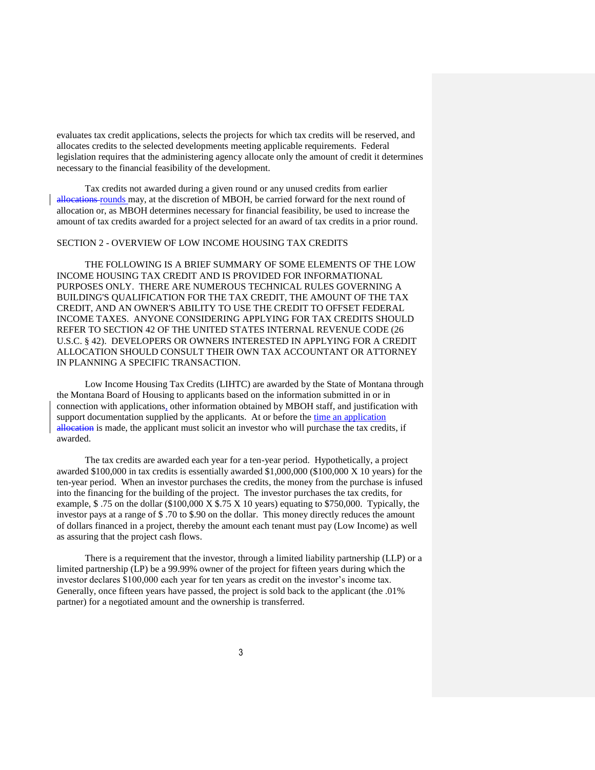evaluates tax credit applications, selects the projects for which tax credits will be reserved, and allocates credits to the selected developments meeting applicable requirements. Federal legislation requires that the administering agency allocate only the amount of credit it determines necessary to the financial feasibility of the development.

Tax credits not awarded during a given round or any unused credits from earlier ~~allocations~~ rounds may, at the discretion of MBOH, be carried forward for the next round of allocation or, as MBOH determines necessary for financial feasibility, be used to increase the amount of tax credits awarded for a project selected for an award of tax credits in a prior round.

## SECTION 2 - OVERVIEW OF LOW INCOME HOUSING TAX CREDITS

THE FOLLOWING IS A BRIEF SUMMARY OF SOME ELEMENTS OF THE LOW INCOME HOUSING TAX CREDIT AND IS PROVIDED FOR INFORMATIONAL PURPOSES ONLY. THERE ARE NUMEROUS TECHNICAL RULES GOVERNING A BUILDING'S QUALIFICATION FOR THE TAX CREDIT, THE AMOUNT OF THE TAX CREDIT, AND AN OWNER'S ABILITY TO USE THE CREDIT TO OFFSET FEDERAL INCOME TAXES. ANYONE CONSIDERING APPLYING FOR TAX CREDITS SHOULD REFER TO SECTION 42 OF THE UNITED STATES INTERNAL REVENUE CODE (26 U.S.C. § 42). DEVELOPERS OR OWNERS INTERESTED IN APPLYING FOR A CREDIT ALLOCATION SHOULD CONSULT THEIR OWN TAX ACCOUNTANT OR ATTORNEY IN PLANNING A SPECIFIC TRANSACTION.

Low Income Housing Tax Credits (LIHTC) are awarded by the State of Montana through the Montana Board of Housing to applicants based on the information submitted in or in connection with applications, other information obtained by MBOH staff, and justification with support documentation supplied by the applicants. At or before the time an application ~~allocation~~ is made, the applicant must solicit an investor who will purchase the tax credits, if awarded.

The tax credits are awarded each year for a ten-year period. Hypothetically, a project awarded $100,000 in tax credits is essentially awarded $1,000,000 ($100,000 X 10 years) for the ten-year period. When an investor purchases the credits, the money from the purchase is infused into the financing for the building of the project. The investor purchases the tax credits, for example, $ .75 on the dollar ($100,000 X $.75 X 10 years) equating to $750,000. Typically, the investor pays at a range of $ .70 to $.90 on the dollar. This money directly reduces the amount of dollars financed in a project, thereby the amount each tenant must pay (Low Income) as well as assuring that the project cash flows.

There is a requirement that the investor, through a limited liability partnership (LLP) or a limited partnership (LP) be a 99.99% owner of the project for fifteen years during which the investor declares $100,000 each year for ten years as credit on the investor's income tax. Generally, once fifteen years have passed, the project is sold back to the applicant (the .01% partner) for a negotiated amount and the ownership is transferred.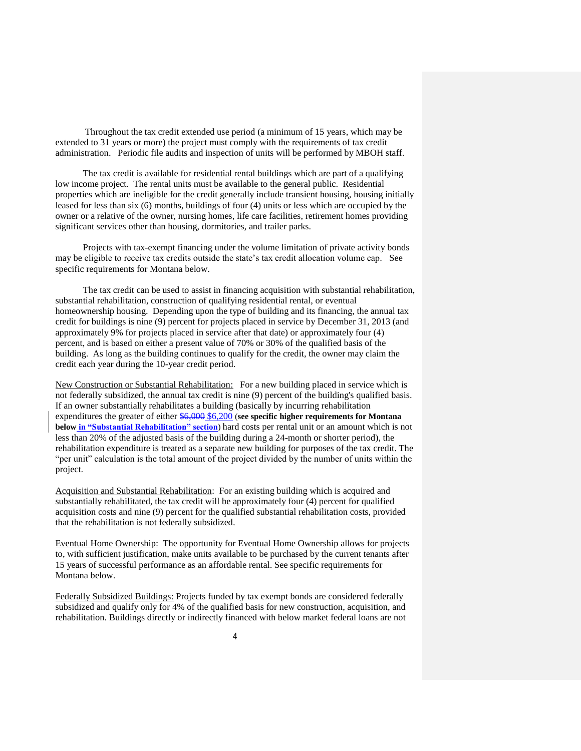Throughout the tax credit extended use period (a minimum of 15 years, which may be extended to 31 years or more) the project must comply with the requirements of tax credit administration. Periodic file audits and inspection of units will be performed by MBOH staff.

The tax credit is available for residential rental buildings which are part of a qualifying low income project. The rental units must be available to the general public. Residential properties which are ineligible for the credit generally include transient housing, housing initially leased for less than six (6) months, buildings of four (4) units or less which are occupied by the owner or a relative of the owner, nursing homes, life care facilities, retirement homes providing significant services other than housing, dormitories, and trailer parks.

Projects with tax-exempt financing under the volume limitation of private activity bonds may be eligible to receive tax credits outside the state's tax credit allocation volume cap. See specific requirements for Montana below.

The tax credit can be used to assist in financing acquisition with substantial rehabilitation, substantial rehabilitation, construction of qualifying residential rental, or eventual homeownership housing. Depending upon the type of building and its financing, the annual tax credit for buildings is nine (9) percent for projects placed in service by December 31, 2013 (and approximately 9% for projects placed in service after that date) or approximately four (4) percent, and is based on either a present value of 70% or 30% of the qualified basis of the building. As long as the building continues to qualify for the credit, the owner may claim the credit each year during the 10-year credit period.

New Construction or Substantial Rehabilitation: For a new building placed in service which is not federally subsidized, the annual tax credit is nine (9) percent of the building's qualified basis. If an owner substantially rehabilitates a building (basically by incurring rehabilitation expenditures the greater of either ~~$6,000~~ $6,200 (**see specific higher requirements for Montana below in "Substantial Rehabilitation" section**) hard costs per rental unit or an amount which is not less than 20% of the adjusted basis of the building during a 24-month or shorter period), the rehabilitation expenditure is treated as a separate new building for purposes of the tax credit. The "per unit" calculation is the total amount of the project divided by the number of units within the project.

Acquisition and Substantial Rehabilitation: For an existing building which is acquired and substantially rehabilitated, the tax credit will be approximately four (4) percent for qualified acquisition costs and nine (9) percent for the qualified substantial rehabilitation costs, provided that the rehabilitation is not federally subsidized.

Eventual Home Ownership: The opportunity for Eventual Home Ownership allows for projects to, with sufficient justification, make units available to be purchased by the current tenants after 15 years of successful performance as an affordable rental. See specific requirements for Montana below.

Federally Subsidized Buildings: Projects funded by tax exempt bonds are considered federally subsidized and qualify only for 4% of the qualified basis for new construction, acquisition, and rehabilitation. Buildings directly or indirectly financed with below market federal loans are not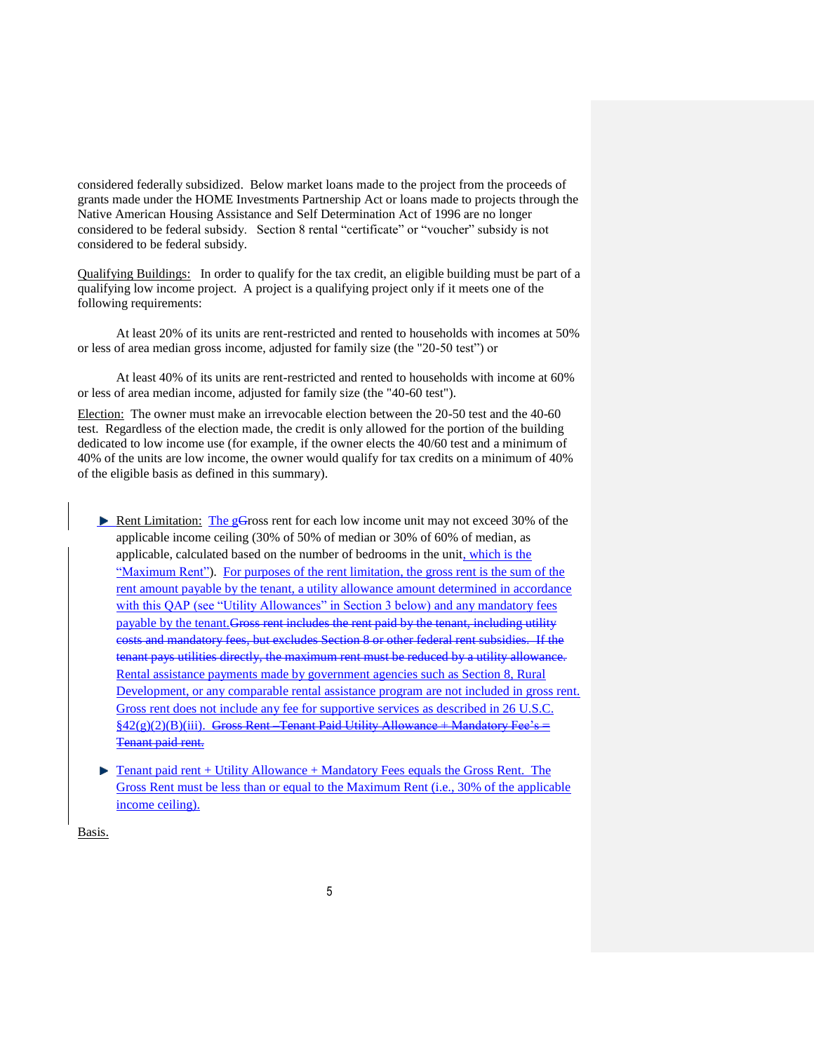considered federally subsidized. Below market loans made to the project from the proceeds of grants made under the HOME Investments Partnership Act or loans made to projects through the Native American Housing Assistance and Self Determination Act of 1996 are no longer considered to be federal subsidy. Section 8 rental "certificate" or "voucher" subsidy is not considered to be federal subsidy.

Qualifying Buildings: In order to qualify for the tax credit, an eligible building must be part of a qualifying low income project. A project is a qualifying project only if it meets one of the following requirements:

At least 20% of its units are rent-restricted and rented to households with incomes at 50% or less of area median gross income, adjusted for family size (the "20-50 test") or

At least 40% of its units are rent-restricted and rented to households with income at 60% or less of area median income, adjusted for family size (the "40-60 test").

Election: The owner must make an irrevocable election between the 20-50 test and the 40-60 test. Regardless of the election made, the credit is only allowed for the portion of the building dedicated to low income use (for example, if the owner elects the 40/60 test and a minimum of 40% of the units are low income, the owner would qualify for tax credits on a minimum of 40% of the eligible basis as defined in this summary).

- Rent Limitation: The g~~G~~ross rent for each low income unit may not exceed 30% of the applicable income ceiling (30% of 50% of median or 30% of 60% of median, as applicable, calculated based on the number of bedrooms in the unit, which is the "Maximum Rent"). For purposes of the rent limitation, the gross rent is the sum of the rent amount payable by the tenant, a utility allowance amount determined in accordance with this QAP (see "Utility Allowances" in Section 3 below) and any mandatory fees payable by the tenant.~~Gross rent includes the rent paid by the tenant, including utility costs and mandatory fees, but excludes Section 8 or other federal rent subsidies. If the tenant pays utilities directly, the maximum rent must be reduced by a utility allowance.~~ Rental assistance payments made by government agencies such as Section 8, Rural Development, or any comparable rental assistance program are not included in gross rent. Gross rent does not include any fee for supportive services as described in 26 U.S.C. §42(g)(2)(B)(iii). ~~Gross Rent – Tenant Paid Utility Allowance + Mandatory Fee's = Tenant paid rent.~~

- Tenant paid rent + Utility Allowance + Mandatory Fees equals the Gross Rent. The Gross Rent must be less than or equal to the Maximum Rent (i.e., 30% of the applicable income ceiling).

Basis.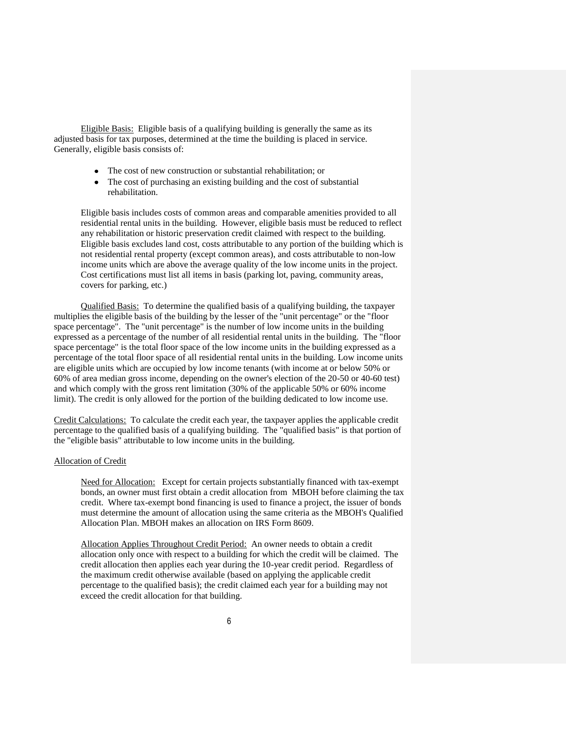Eligible Basis: Eligible basis of a qualifying building is generally the same as its adjusted basis for tax purposes, determined at the time the building is placed in service. Generally, eligible basis consists of:

- The cost of new construction or substantial rehabilitation; or
- The cost of purchasing an existing building and the cost of substantial rehabilitation.

Eligible basis includes costs of common areas and comparable amenities provided to all residential rental units in the building. However, eligible basis must be reduced to reflect any rehabilitation or historic preservation credit claimed with respect to the building. Eligible basis excludes land cost, costs attributable to any portion of the building which is not residential rental property (except common areas), and costs attributable to non-low income units which are above the average quality of the low income units in the project. Cost certifications must list all items in basis (parking lot, paving, community areas, covers for parking, etc.)

Qualified Basis: To determine the qualified basis of a qualifying building, the taxpayer multiplies the eligible basis of the building by the lesser of the "unit percentage" or the "floor space percentage". The "unit percentage" is the number of low income units in the building expressed as a percentage of the number of all residential rental units in the building. The "floor space percentage" is the total floor space of the low income units in the building expressed as a percentage of the total floor space of all residential rental units in the building. Low income units are eligible units which are occupied by low income tenants (with income at or below 50% or 60% of area median gross income, depending on the owner's election of the 20-50 or 40-60 test) and which comply with the gross rent limitation (30% of the applicable 50% or 60% income limit). The credit is only allowed for the portion of the building dedicated to low income use.

Credit Calculations: To calculate the credit each year, the taxpayer applies the applicable credit percentage to the qualified basis of a qualifying building. The "qualified basis" is that portion of the "eligible basis" attributable to low income units in the building.

Allocation of Credit

Need for Allocation: Except for certain projects substantially financed with tax-exempt bonds, an owner must first obtain a credit allocation from MBOH before claiming the tax credit. Where tax-exempt bond financing is used to finance a project, the issuer of bonds must determine the amount of allocation using the same criteria as the MBOH's Qualified Allocation Plan. MBOH makes an allocation on IRS Form 8609.

Allocation Applies Throughout Credit Period: An owner needs to obtain a credit allocation only once with respect to a building for which the credit will be claimed. The credit allocation then applies each year during the 10-year credit period. Regardless of the maximum credit otherwise available (based on applying the applicable credit percentage to the qualified basis); the credit claimed each year for a building may not exceed the credit allocation for that building.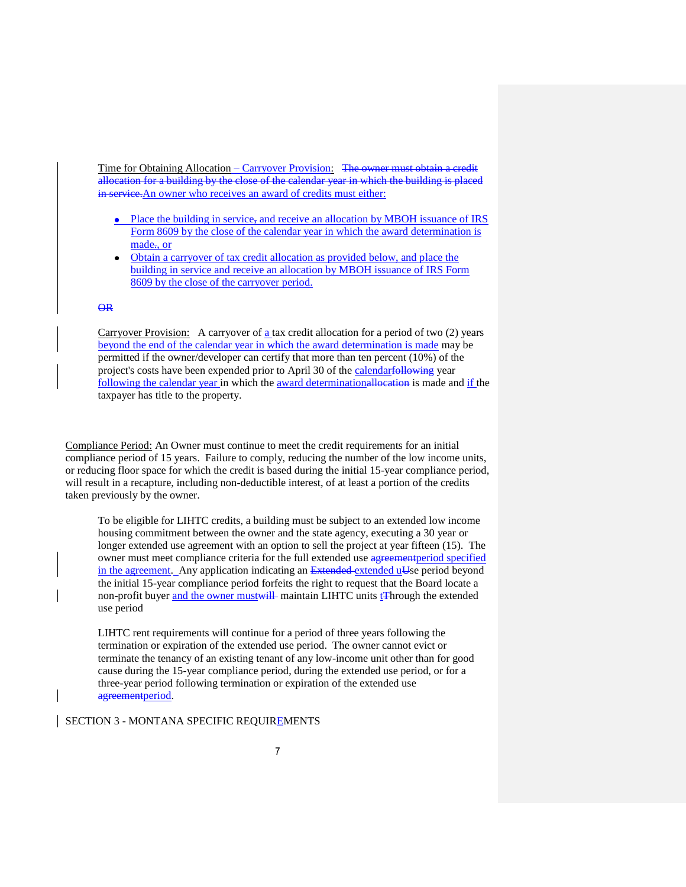Time for Obtaining Allocation – Carryover Provision: ~~The owner must obtain a credit allocation for a building by the close of the calendar year in which the building is placed in service.~~An owner who receives an award of credits must either:

- Place the building in service~~,~~ and receive an allocation by MBOH issuance of IRS Form 8609 by the close of the calendar year in which the award determination is made~~.~~, or
- Obtain a carryover of tax credit allocation as provided below, and place the building in service and receive an allocation by MBOH issuance of IRS Form 8609 by the close of the carryover period.

~~OR~~

Carryover Provision: A carryover of a tax credit allocation for a period of two (2) years beyond the end of the calendar year in which the award determination is made may be permitted if the owner/developer can certify that more than ten percent (10%) of the project's costs have been expended prior to April 30 of the calendar~~following~~ year following the calendar year in which the award determination~~allocation~~ is made and if the taxpayer has title to the property.

Compliance Period: An Owner must continue to meet the credit requirements for an initial compliance period of 15 years. Failure to comply, reducing the number of the low income units, or reducing floor space for which the credit is based during the initial 15-year compliance period, will result in a recapture, including non-deductible interest, of at least a portion of the credits taken previously by the owner.

To be eligible for LIHTC credits, a building must be subject to an extended low income housing commitment between the owner and the state agency, executing a 30 year or longer extended use agreement with an option to sell the project at year fifteen (15). The owner must meet compliance criteria for the full extended use ~~agreement~~period specified in the agreement. Any application indicating an ~~Extended~~ extended u~~U~~se period beyond the initial 15-year compliance period forfeits the right to request that the Board locate a non-profit buyer and the owner must~~will~~ maintain LIHTC units t~~T~~hrough the extended use period

LIHTC rent requirements will continue for a period of three years following the termination or expiration of the extended use period. The owner cannot evict or terminate the tenancy of an existing tenant of any low-income unit other than for good cause during the 15-year compliance period, during the extended use period, or for a three-year period following termination or expiration of the extended use ~~agreement~~period.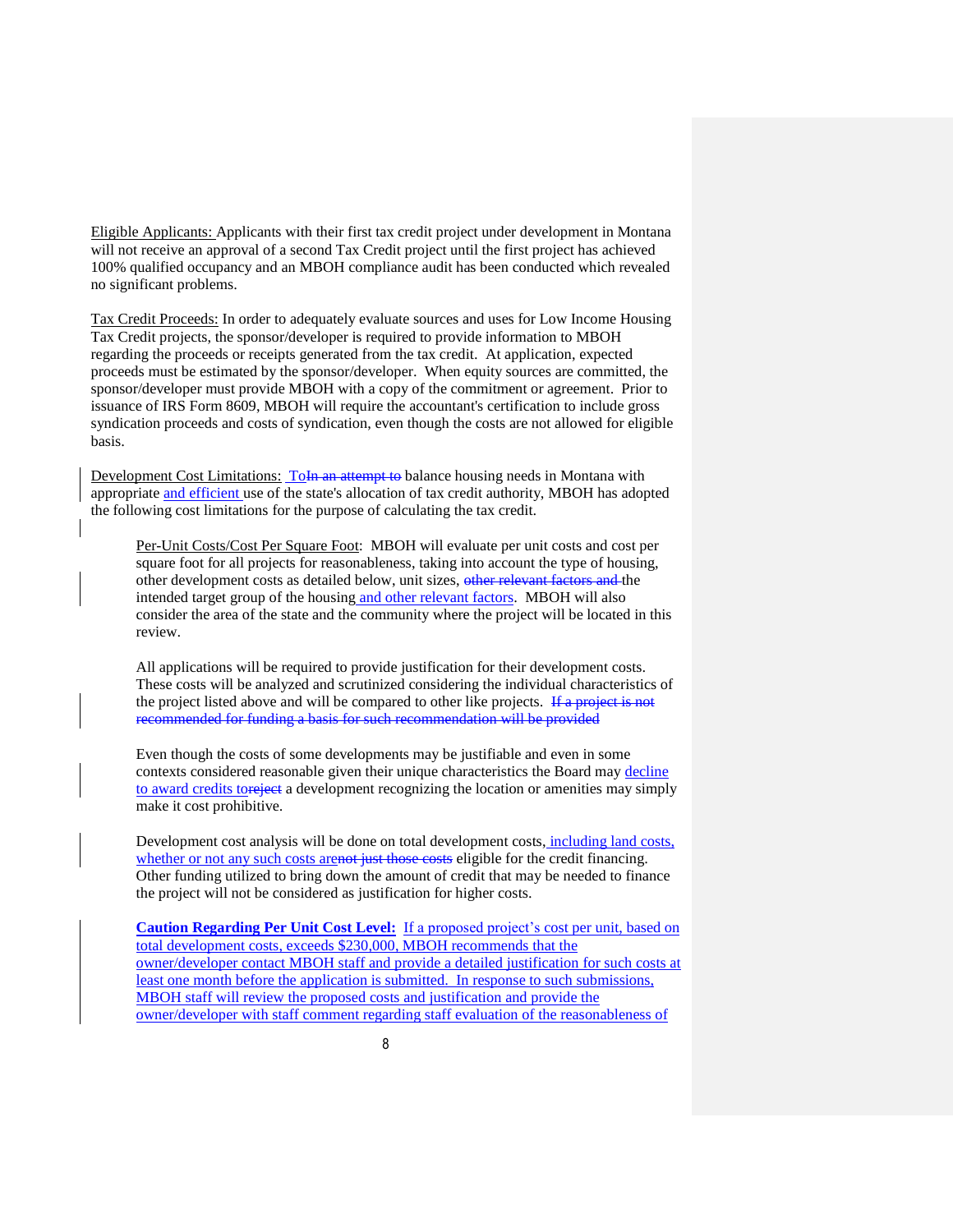Eligible Applicants: Applicants with their first tax credit project under development in Montana will not receive an approval of a second Tax Credit project until the first project has achieved 100% qualified occupancy and an MBOH compliance audit has been conducted which revealed no significant problems.

Tax Credit Proceeds: In order to adequately evaluate sources and uses for Low Income Housing Tax Credit projects, the sponsor/developer is required to provide information to MBOH regarding the proceeds or receipts generated from the tax credit. At application, expected proceeds must be estimated by the sponsor/developer. When equity sources are committed, the sponsor/developer must provide MBOH with a copy of the commitment or agreement. Prior to issuance of IRS Form 8609, MBOH will require the accountant's certification to include gross syndication proceeds and costs of syndication, even though the costs are not allowed for eligible basis.

Development Cost Limitations: ToIn an attempt to balance housing needs in Montana with appropriate and efficient use of the state's allocation of tax credit authority, MBOH has adopted the following cost limitations for the purpose of calculating the tax credit.

Per-Unit Costs/Cost Per Square Foot: MBOH will evaluate per unit costs and cost per square foot for all projects for reasonableness, taking into account the type of housing, other development costs as detailed below, unit sizes, other relevant factors and the intended target group of the housing and other relevant factors. MBOH will also consider the area of the state and the community where the project will be located in this review.

All applications will be required to provide justification for their development costs. These costs will be analyzed and scrutinized considering the individual characteristics of the project listed above and will be compared to other like projects. If a project is not recommended for funding a basis for such recommendation will be provided

Even though the costs of some developments may be justifiable and even in some contexts considered reasonable given their unique characteristics the Board may decline to award credits toreject a development recognizing the location or amenities may simply make it cost prohibitive.

Development cost analysis will be done on total development costs, including land costs, whether or not any such costs arenot just those costs eligible for the credit financing. Other funding utilized to bring down the amount of credit that may be needed to finance the project will not be considered as justification for higher costs.

**Caution Regarding Per Unit Cost Level:** If a proposed project's cost per unit, based on total development costs, exceeds $230,000, MBOH recommends that the owner/developer contact MBOH staff and provide a detailed justification for such costs at least one month before the application is submitted. In response to such submissions, MBOH staff will review the proposed costs and justification and provide the owner/developer with staff comment regarding staff evaluation of the reasonableness of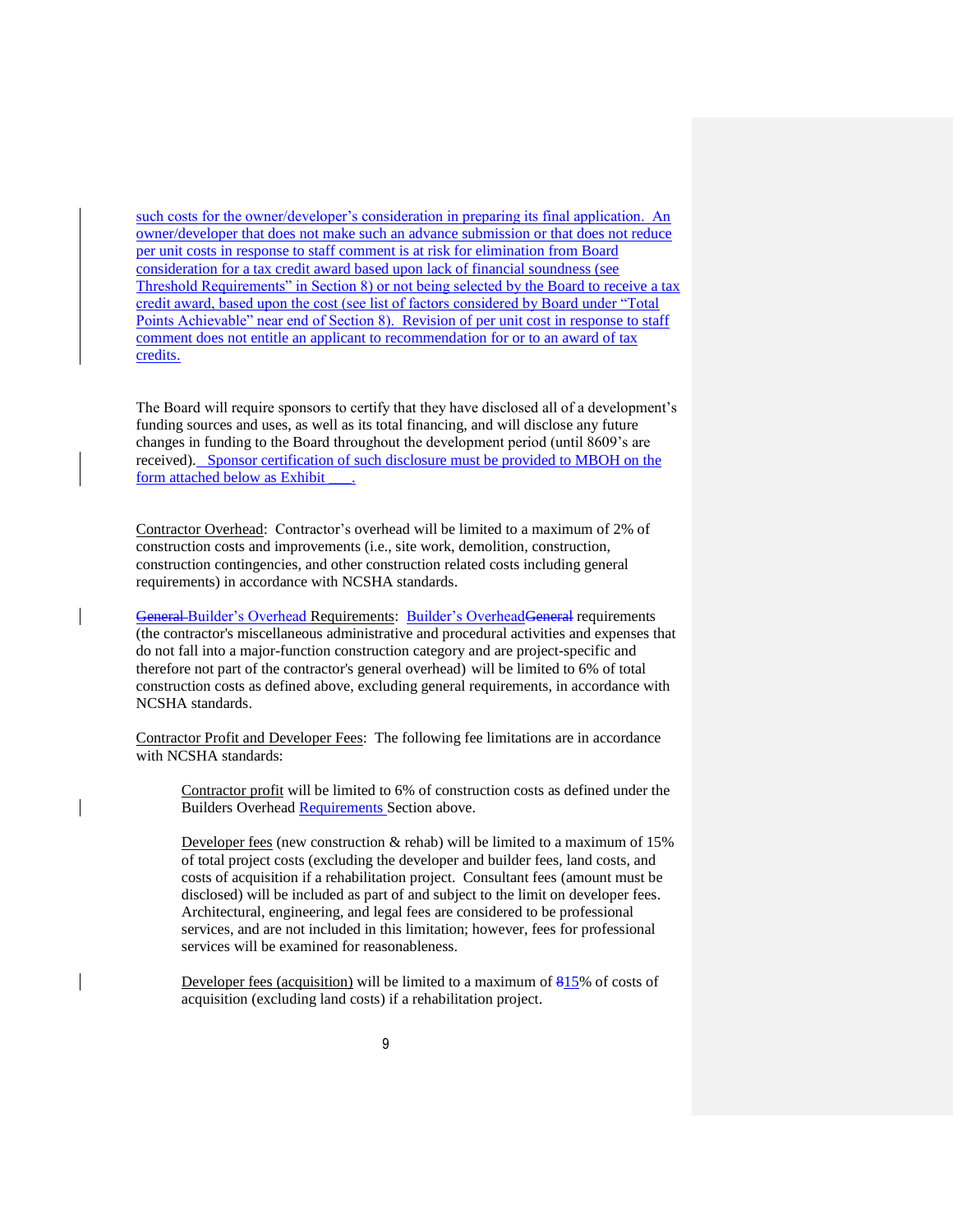such costs for the owner/developer's consideration in preparing its final application. An owner/developer that does not make such an advance submission or that does not reduce per unit costs in response to staff comment is at risk for elimination from Board consideration for a tax credit award based upon lack of financial soundness (see Threshold Requirements" in Section 8) or not being selected by the Board to receive a tax credit award, based upon the cost (see list of factors considered by Board under "Total Points Achievable" near end of Section 8). Revision of per unit cost in response to staff comment does not entitle an applicant to recommendation for or to an award of tax credits.

The Board will require sponsors to certify that they have disclosed all of a development's funding sources and uses, as well as its total financing, and will disclose any future changes in funding to the Board throughout the development period (until 8609's are received). Sponsor certification of such disclosure must be provided to MBOH on the form attached below as Exhibit ___.

Contractor Overhead: Contractor's overhead will be limited to a maximum of 2% of construction costs and improvements (i.e., site work, demolition, construction, construction contingencies, and other construction related costs including general requirements) in accordance with NCSHA standards.

~~General~~ Builder's Overhead Requirements: Builder's Overhead~~General~~ requirements (the contractor's miscellaneous administrative and procedural activities and expenses that do not fall into a major-function construction category and are project-specific and therefore not part of the contractor's general overhead) will be limited to 6% of total construction costs as defined above, excluding general requirements, in accordance with NCSHA standards.

Contractor Profit and Developer Fees: The following fee limitations are in accordance with NCSHA standards:

> Contractor profit will be limited to 6% of construction costs as defined under the Builders Overhead Requirements Section above.
>
> Developer fees (new construction & rehab) will be limited to a maximum of 15% of total project costs (excluding the developer and builder fees, land costs, and costs of acquisition if a rehabilitation project. Consultant fees (amount must be disclosed) will be included as part of and subject to the limit on developer fees. Architectural, engineering, and legal fees are considered to be professional services, and are not included in this limitation; however, fees for professional services will be examined for reasonableness.
>
> Developer fees (acquisition) will be limited to a maximum of ~~8~~15% of costs of acquisition (excluding land costs) if a rehabilitation project.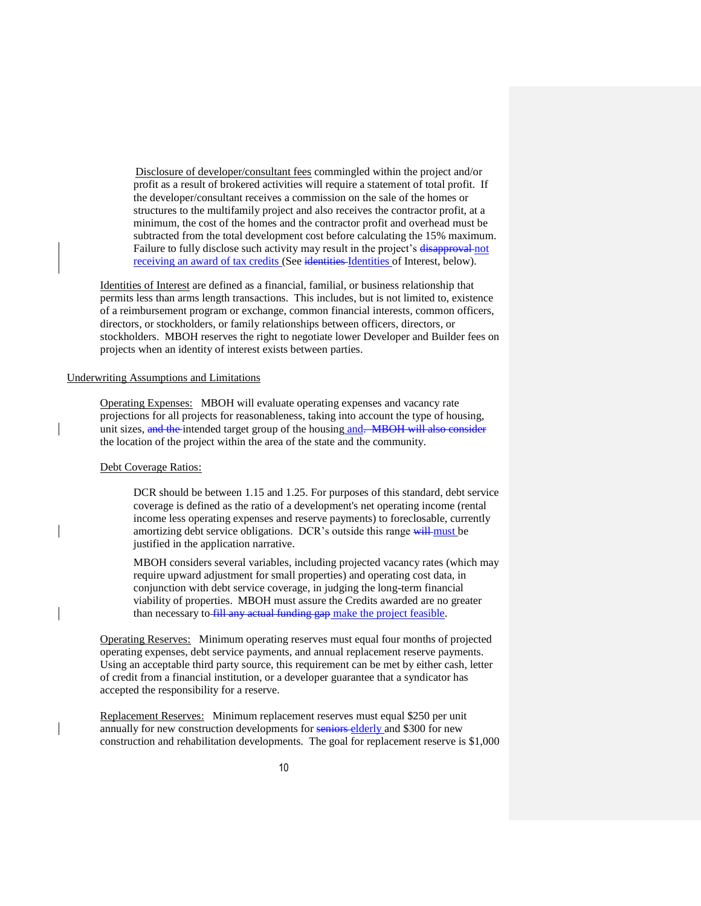Disclosure of developer/consultant fees commingled within the project and/or profit as a result of brokered activities will require a statement of total profit. If the developer/consultant receives a commission on the sale of the homes or structures to the multifamily project and also receives the contractor profit, at a minimum, the cost of the homes and the contractor profit and overhead must be subtracted from the total development cost before calculating the 15% maximum. Failure to fully disclose such activity may result in the project's ~~disapproval~~ not receiving an award of tax credits (See ~~identities~~ Identities of Interest, below).

Identities of Interest are defined as a financial, familial, or business relationship that permits less than arms length transactions. This includes, but is not limited to, existence of a reimbursement program or exchange, common financial interests, common officers, directors, or stockholders, or family relationships between officers, directors, or stockholders. MBOH reserves the right to negotiate lower Developer and Builder fees on projects when an identity of interest exists between parties.

## Underwriting Assumptions and Limitations

Operating Expenses: MBOH will evaluate operating expenses and vacancy rate projections for all projects for reasonableness, taking into account the type of housing, unit sizes, ~~and the~~ intended target group of the housing and~~. MBOH will also consider~~ the location of the project within the area of the state and the community.

Debt Coverage Ratios:

DCR should be between 1.15 and 1.25. For purposes of this standard, debt service coverage is defined as the ratio of a development's net operating income (rental income less operating expenses and reserve payments) to foreclosable, currently amortizing debt service obligations. DCR's outside this range ~~will~~ must be justified in the application narrative.

MBOH considers several variables, including projected vacancy rates (which may require upward adjustment for small properties) and operating cost data, in conjunction with debt service coverage, in judging the long-term financial viability of properties. MBOH must assure the Credits awarded are no greater than necessary to ~~fill any actual funding gap~~ make the project feasible.

Operating Reserves: Minimum operating reserves must equal four months of projected operating expenses, debt service payments, and annual replacement reserve payments. Using an acceptable third party source, this requirement can be met by either cash, letter of credit from a financial institution, or a developer guarantee that a syndicator has accepted the responsibility for a reserve.

Replacement Reserves: Minimum replacement reserves must equal $250 per unit annually for new construction developments for ~~seniors~~ elderly and $300 for new construction and rehabilitation developments. The goal for replacement reserve is $1,000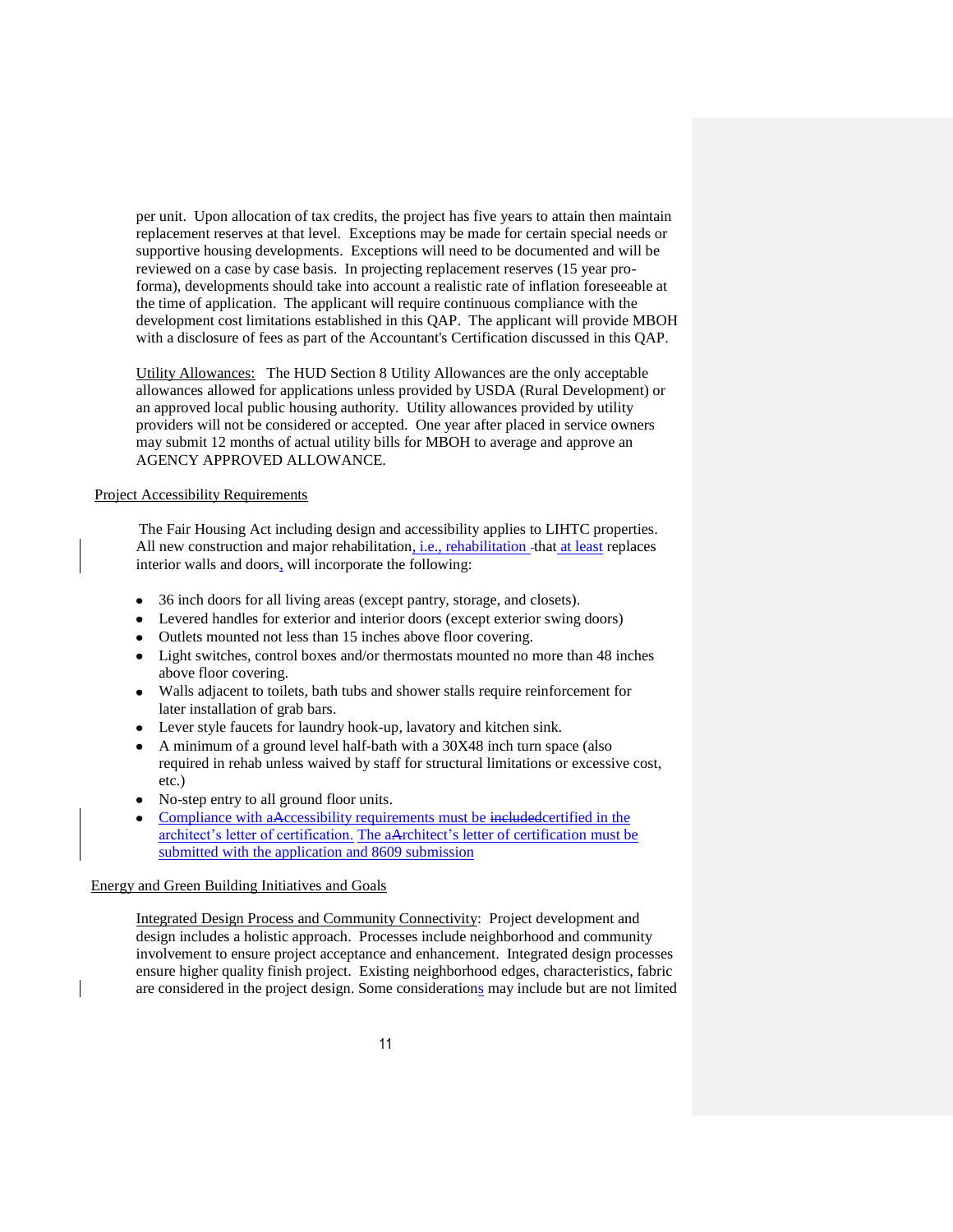per unit. Upon allocation of tax credits, the project has five years to attain then maintain replacement reserves at that level. Exceptions may be made for certain special needs or supportive housing developments. Exceptions will need to be documented and will be reviewed on a case by case basis. In projecting replacement reserves (15 year pro-forma), developments should take into account a realistic rate of inflation foreseeable at the time of application. The applicant will require continuous compliance with the development cost limitations established in this QAP. The applicant will provide MBOH with a disclosure of fees as part of the Accountant's Certification discussed in this QAP.

Utility Allowances: The HUD Section 8 Utility Allowances are the only acceptable allowances allowed for applications unless provided by USDA (Rural Development) or an approved local public housing authority. Utility allowances provided by utility providers will not be considered or accepted. One year after placed in service owners may submit 12 months of actual utility bills for MBOH to average and approve an AGENCY APPROVED ALLOWANCE.

Project Accessibility Requirements

The Fair Housing Act including design and accessibility applies to LIHTC properties. All new construction and major rehabilitation, i.e., rehabilitation that at least replaces interior walls and doors, will incorporate the following:

- 36 inch doors for all living areas (except pantry, storage, and closets).
- Levered handles for exterior and interior doors (except exterior swing doors)
- Outlets mounted not less than 15 inches above floor covering.
- Light switches, control boxes and/or thermostats mounted no more than 48 inches above floor covering.
- Walls adjacent to toilets, bath tubs and shower stalls require reinforcement for later installation of grab bars.
- Lever style faucets for laundry hook-up, lavatory and kitchen sink.
- A minimum of a ground level half-bath with a 30X48 inch turn space (also required in rehab unless waived by staff for structural limitations or excessive cost, etc.)
- No-step entry to all ground floor units.
- Compliance with accessibility requirements must be certified in the architect's letter of certification. The architect's letter of certification must be submitted with the application and 8609 submission

Energy and Green Building Initiatives and Goals

Integrated Design Process and Community Connectivity: Project development and design includes a holistic approach. Processes include neighborhood and community involvement to ensure project acceptance and enhancement. Integrated design processes ensure higher quality finish project. Existing neighborhood edges, characteristics, fabric are considered in the project design. Some considerations may include but are not limited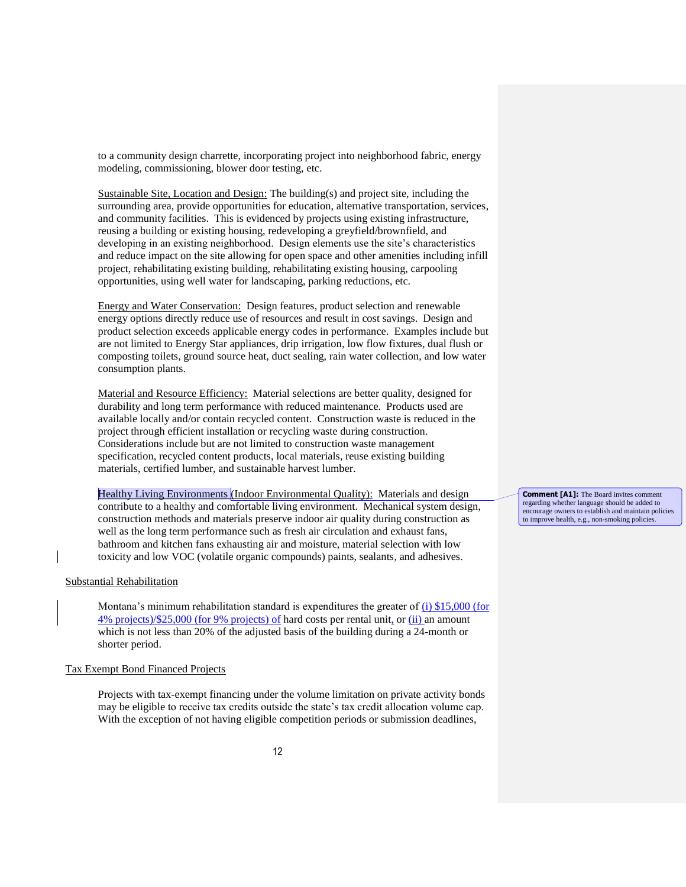to a community design charrette, incorporating project into neighborhood fabric, energy modeling, commissioning, blower door testing, etc.

Sustainable Site, Location and Design: The building(s) and project site, including the surrounding area, provide opportunities for education, alternative transportation, services, and community facilities. This is evidenced by projects using existing infrastructure, reusing a building or existing housing, redeveloping a greyfield/brownfield, and developing in an existing neighborhood. Design elements use the site's characteristics and reduce impact on the site allowing for open space and other amenities including infill project, rehabilitating existing building, rehabilitating existing housing, carpooling opportunities, using well water for landscaping, parking reductions, etc.

Energy and Water Conservation: Design features, product selection and renewable energy options directly reduce use of resources and result in cost savings. Design and product selection exceeds applicable energy codes in performance. Examples include but are not limited to Energy Star appliances, drip irrigation, low flow fixtures, dual flush or composting toilets, ground source heat, duct sealing, rain water collection, and low water consumption plants.

Material and Resource Efficiency: Material selections are better quality, designed for durability and long term performance with reduced maintenance. Products used are available locally and/or contain recycled content. Construction waste is reduced in the project through efficient installation or recycling waste during construction. Considerations include but are not limited to construction waste management specification, recycled content products, local materials, reuse existing building materials, certified lumber, and sustainable harvest lumber.

Healthy Living Environments (Indoor Environmental Quality): Materials and design contribute to a healthy and comfortable living environment. Mechanical system design, construction methods and materials preserve indoor air quality during construction as well as the long term performance such as fresh air circulation and exhaust fans, bathroom and kitchen fans exhausting air and moisture, material selection with low toxicity and low VOC (volatile organic compounds) paints, sealants, and adhesives.

**Comment [A1]:** The Board invites comment regarding whether language should be added to encourage owners to establish and maintain policies to improve health, e.g., non-smoking policies.

Substantial Rehabilitation

Montana's minimum rehabilitation standard is expenditures the greater of (i) $15,000 (for 4% projects)/$25,000 (for 9% projects) of hard costs per rental unit, or (ii) an amount which is not less than 20% of the adjusted basis of the building during a 24-month or shorter period.

Tax Exempt Bond Financed Projects

Projects with tax-exempt financing under the volume limitation on private activity bonds may be eligible to receive tax credits outside the state's tax credit allocation volume cap. With the exception of not having eligible competition periods or submission deadlines,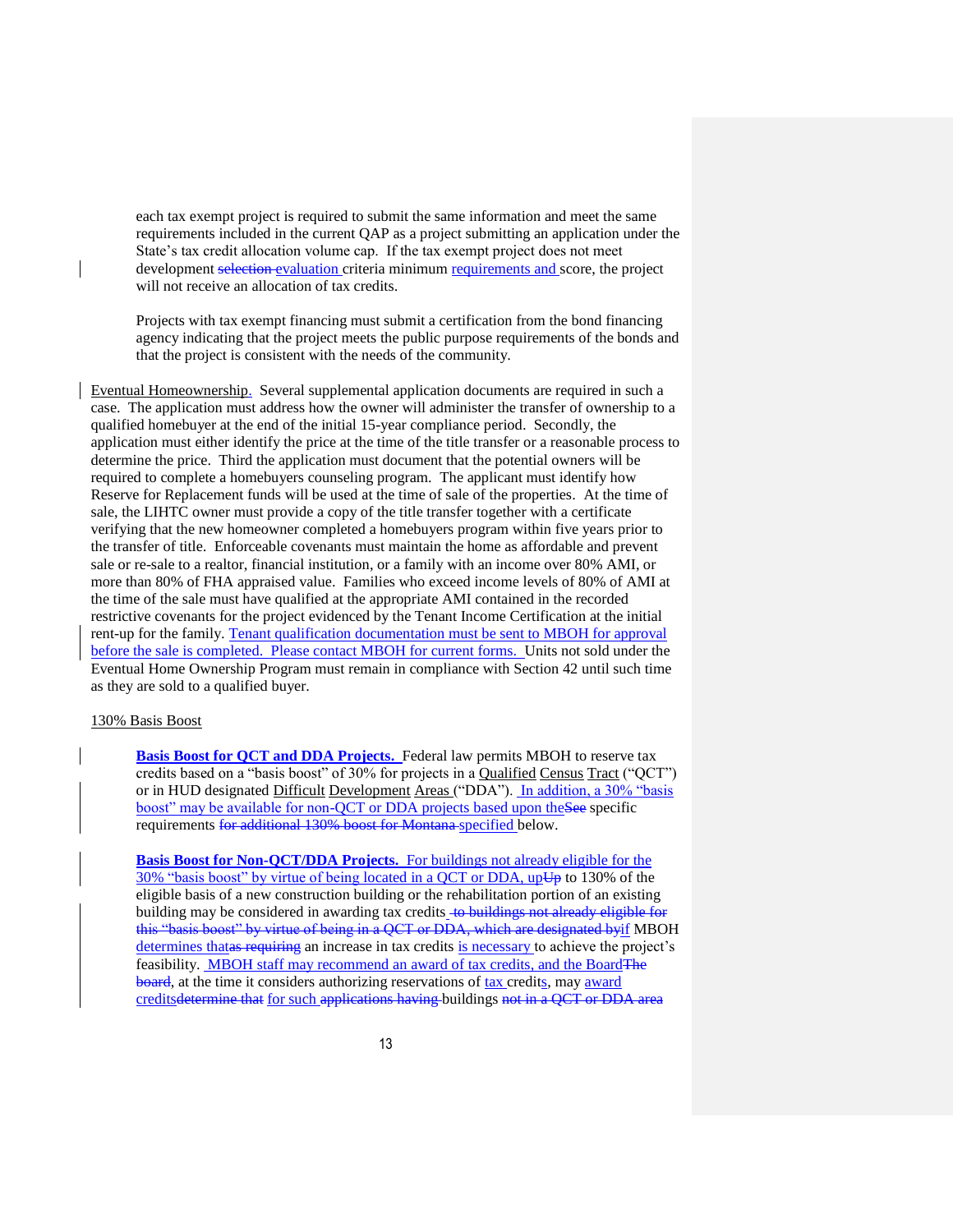each tax exempt project is required to submit the same information and meet the same requirements included in the current QAP as a project submitting an application under the State's tax credit allocation volume cap. If the tax exempt project does not meet development ~~selection~~ evaluation criteria minimum requirements and score, the project will not receive an allocation of tax credits.

Projects with tax exempt financing must submit a certification from the bond financing agency indicating that the project meets the public purpose requirements of the bonds and that the project is consistent with the needs of the community.

Eventual Homeownership. Several supplemental application documents are required in such a case. The application must address how the owner will administer the transfer of ownership to a qualified homebuyer at the end of the initial 15-year compliance period. Secondly, the application must either identify the price at the time of the title transfer or a reasonable process to determine the price. Third the application must document that the potential owners will be required to complete a homebuyers counseling program. The applicant must identify how Reserve for Replacement funds will be used at the time of sale of the properties. At the time of sale, the LIHTC owner must provide a copy of the title transfer together with a certificate verifying that the new homeowner completed a homebuyers program within five years prior to the transfer of title. Enforceable covenants must maintain the home as affordable and prevent sale or re-sale to a realtor, financial institution, or a family with an income over 80% AMI, or more than 80% of FHA appraised value. Families who exceed income levels of 80% of AMI at the time of the sale must have qualified at the appropriate AMI contained in the recorded restrictive covenants for the project evidenced by the Tenant Income Certification at the initial rent-up for the family. Tenant qualification documentation must be sent to MBOH for approval before the sale is completed. Please contact MBOH for current forms. Units not sold under the Eventual Home Ownership Program must remain in compliance with Section 42 until such time as they are sold to a qualified buyer.

130% Basis Boost

**Basis Boost for QCT and DDA Projects.** Federal law permits MBOH to reserve tax credits based on a "basis boost" of 30% for projects in a Qualified Census Tract ("QCT") or in HUD designated Difficult Development Areas ("DDA"). In addition, a 30% "basis boost" may be available for non-QCT or DDA projects based upon the~~See~~ specific requirements ~~for additional 130% boost for Montana~~ specified below.

**Basis Boost for Non-QCT/DDA Projects.** For buildings not already eligible for the 30% "basis boost" by virtue of being located in a QCT or DDA, up~~Up~~ to 130% of the eligible basis of a new construction building or the rehabilitation portion of an existing building may be considered in awarding tax credits ~~to buildings not already eligible for this "basis boost" by virtue of being in a QCT or DDA, which are designated by~~if MBOH determines that~~as requiring~~ an increase in tax credits is necessary to achieve the project's feasibility. MBOH staff may recommend an award of tax credits, and the Board~~The board~~, at the time it considers authorizing reservations of tax credits, may award credits~~determine that~~ for such ~~applications having~~ buildings ~~not in a QCT or DDA area~~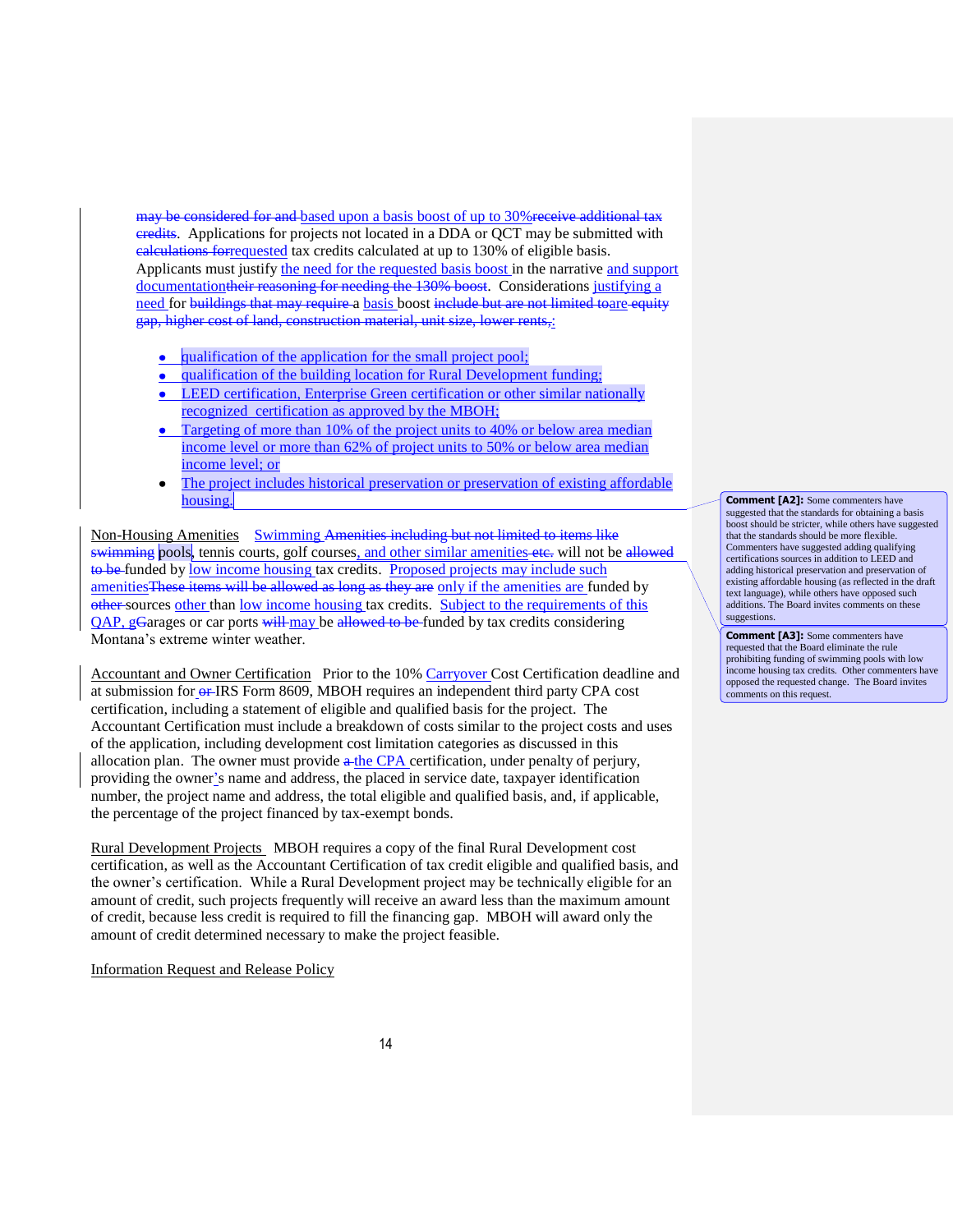may be considered for and based upon a basis boost of up to 30%receive additional tax credits. Applications for projects not located in a DDA or QCT may be submitted with calculations forrequested tax credits calculated at up to 130% of eligible basis. Applicants must justify the need for the requested basis boost in the narrative and support documentationtheir reasoning for needing the 130% boost. Considerations justifying a need for buildings that may require a basis boost include but are not limited toare equity gap, higher cost of land, construction material, unit size, lower rents,:

- qualification of the application for the small project pool;
- qualification of the building location for Rural Development funding;
- LEED certification, Enterprise Green certification or other similar nationally recognized certification as approved by the MBOH;
- Targeting of more than 10% of the project units to 40% or below area median income level or more than 62% of project units to 50% or below area median income level; or
- The project includes historical preservation or preservation of existing affordable housing.

Non-Housing Amenities Swimming Amenities including but not limited to items like swimming pools, tennis courts, golf courses, and other similar amenities etc. will not be allowed to be funded by low income housing tax credits. Proposed projects may include such amenitiesThese items will be allowed as long as they are only if the amenities are funded by other sources other than low income housing tax credits. Subject to the requirements of this QAP, gGarages or car ports will may be allowed to be funded by tax credits considering Montana's extreme winter weather.

Accountant and Owner Certification Prior to the 10% Carryover Cost Certification deadline and at submission for or IRS Form 8609, MBOH requires an independent third party CPA cost certification, including a statement of eligible and qualified basis for the project. The Accountant Certification must include a breakdown of costs similar to the project costs and uses of the application, including development cost limitation categories as discussed in this allocation plan. The owner must provide a the CPA certification, under penalty of perjury, providing the owner's name and address, the placed in service date, taxpayer identification number, the project name and address, the total eligible and qualified basis, and, if applicable, the percentage of the project financed by tax-exempt bonds.

Rural Development Projects MBOH requires a copy of the final Rural Development cost certification, as well as the Accountant Certification of tax credit eligible and qualified basis, and the owner's certification. While a Rural Development project may be technically eligible for an amount of credit, such projects frequently will receive an award less than the maximum amount of credit, because less credit is required to fill the financing gap. MBOH will award only the amount of credit determined necessary to make the project feasible.

Information Request and Release Policy

**Comment [A2]:** Some commenters have suggested that the standards for obtaining a basis boost should be stricter, while others have suggested that the standards should be more flexible. Commenters have suggested adding qualifying certifications sources in addition to LEED and adding historical preservation and preservation of existing affordable housing (as reflected in the draft text language), while others have opposed such additions. The Board invites comments on these suggestions.

**Comment [A3]:** Some commenters have requested that the Board eliminate the rule prohibiting funding of swimming pools with low income housing tax credits. Other commenters have opposed the requested change. The Board invites comments on this request.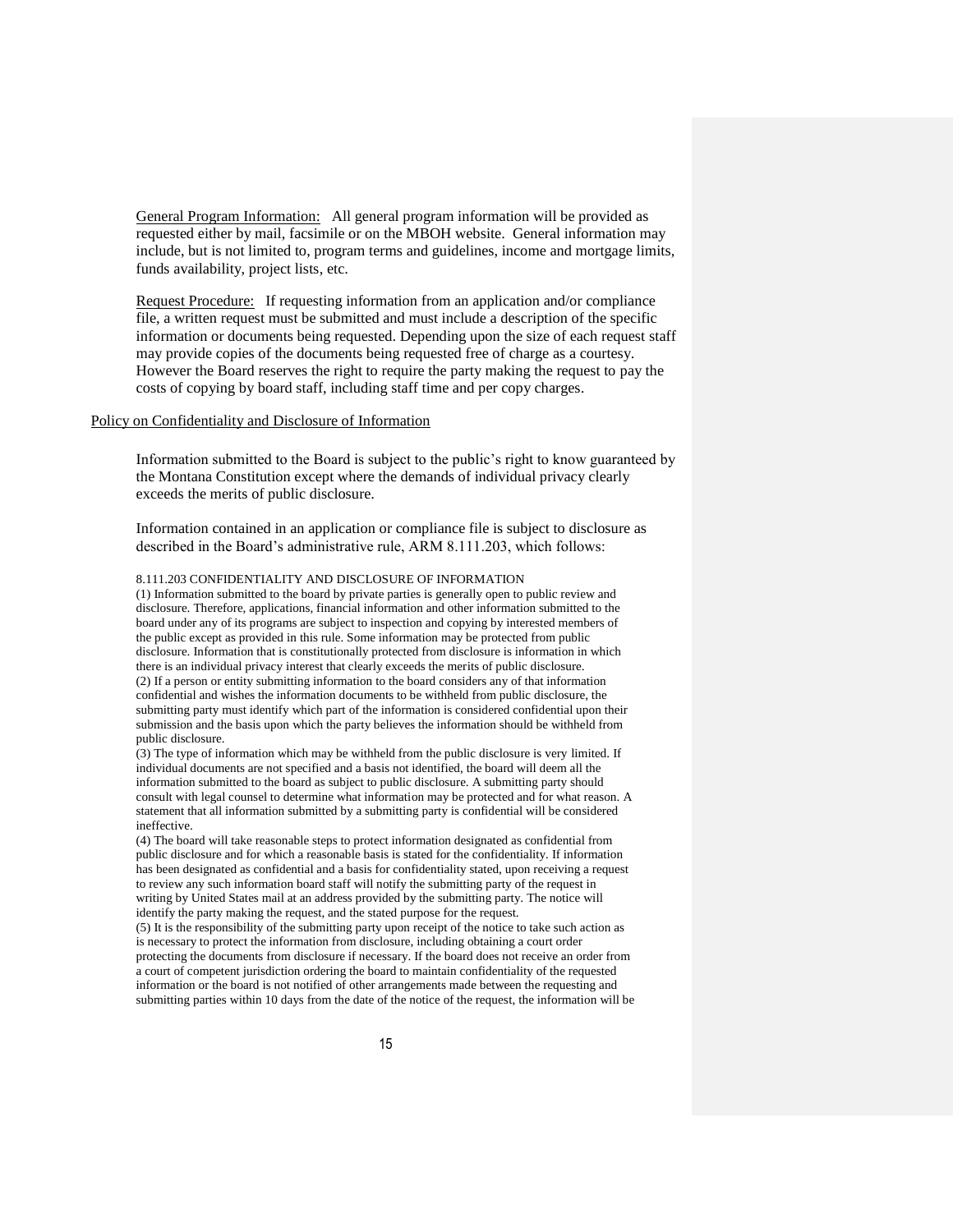<u>General Program Information:</u> All general program information will be provided as requested either by mail, facsimile or on the MBOH website. General information may include, but is not limited to, program terms and guidelines, income and mortgage limits, funds availability, project lists, etc.

<u>Request Procedure:</u> If requesting information from an application and/or compliance file, a written request must be submitted and must include a description of the specific information or documents being requested. Depending upon the size of each request staff may provide copies of the documents being requested free of charge as a courtesy. However the Board reserves the right to require the party making the request to pay the costs of copying by board staff, including staff time and per copy charges.

<u>Policy on Confidentiality and Disclosure of Information</u>

Information submitted to the Board is subject to the public's right to know guaranteed by the Montana Constitution except where the demands of individual privacy clearly exceeds the merits of public disclosure.

Information contained in an application or compliance file is subject to disclosure as described in the Board's administrative rule, ARM 8.111.203, which follows:

8.111.203 CONFIDENTIALITY AND DISCLOSURE OF INFORMATION

(1) Information submitted to the board by private parties is generally open to public review and disclosure. Therefore, applications, financial information and other information submitted to the board under any of its programs are subject to inspection and copying by interested members of the public except as provided in this rule. Some information may be protected from public disclosure. Information that is constitutionally protected from disclosure is information in which there is an individual privacy interest that clearly exceeds the merits of public disclosure.

(2) If a person or entity submitting information to the board considers any of that information confidential and wishes the information documents to be withheld from public disclosure, the submitting party must identify which part of the information is considered confidential upon their submission and the basis upon which the party believes the information should be withheld from public disclosure.

(3) The type of information which may be withheld from the public disclosure is very limited. If individual documents are not specified and a basis not identified, the board will deem all the information submitted to the board as subject to public disclosure. A submitting party should consult with legal counsel to determine what information may be protected and for what reason. A statement that all information submitted by a submitting party is confidential will be considered ineffective.

(4) The board will take reasonable steps to protect information designated as confidential from public disclosure and for which a reasonable basis is stated for the confidentiality. If information has been designated as confidential and a basis for confidentiality stated, upon receiving a request to review any such information board staff will notify the submitting party of the request in writing by United States mail at an address provided by the submitting party. The notice will identify the party making the request, and the stated purpose for the request.

(5) It is the responsibility of the submitting party upon receipt of the notice to take such action as is necessary to protect the information from disclosure, including obtaining a court order protecting the documents from disclosure if necessary. If the board does not receive an order from a court of competent jurisdiction ordering the board to maintain confidentiality of the requested information or the board is not notified of other arrangements made between the requesting and submitting parties within 10 days from the date of the notice of the request, the information will be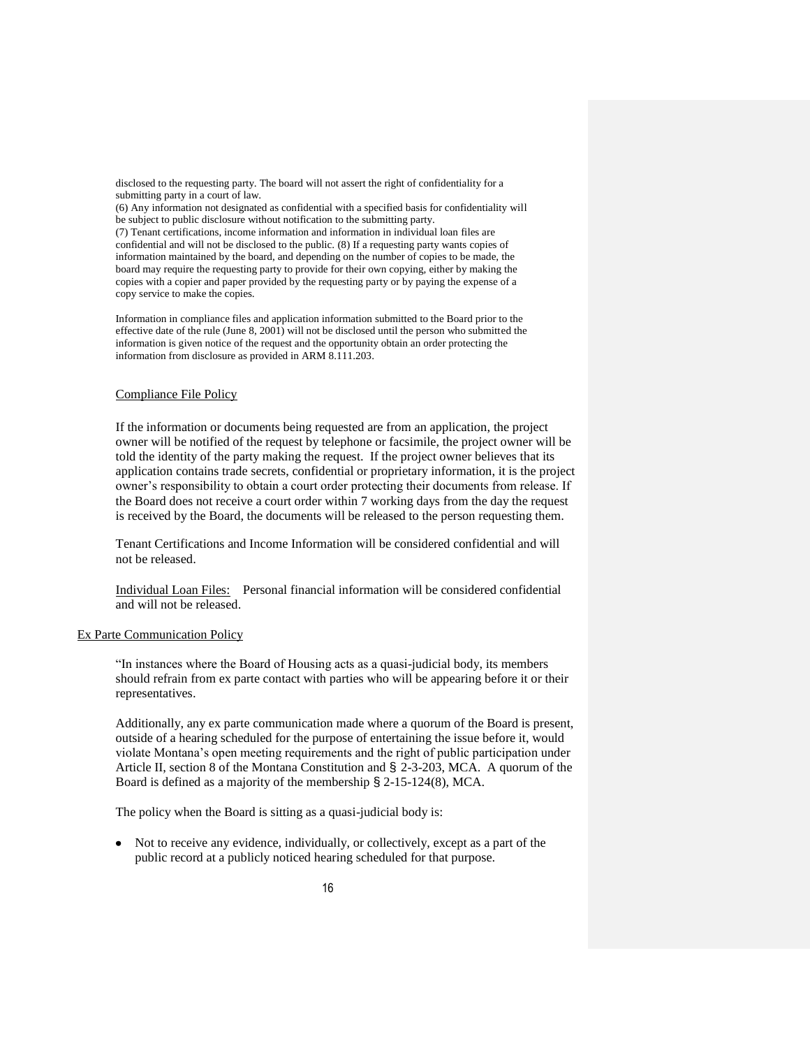disclosed to the requesting party. The board will not assert the right of confidentiality for a submitting party in a court of law.
(6) Any information not designated as confidential with a specified basis for confidentiality will be subject to public disclosure without notification to the submitting party.
(7) Tenant certifications, income information and information in individual loan files are confidential and will not be disclosed to the public. (8) If a requesting party wants copies of information maintained by the board, and depending on the number of copies to be made, the board may require the requesting party to provide for their own copying, either by making the copies with a copier and paper provided by the requesting party or by paying the expense of a copy service to make the copies.

Information in compliance files and application information submitted to the Board prior to the effective date of the rule (June 8, 2001) will not be disclosed until the person who submitted the information is given notice of the request and the opportunity obtain an order protecting the information from disclosure as provided in ARM 8.111.203.

Compliance File Policy

If the information or documents being requested are from an application, the project owner will be notified of the request by telephone or facsimile, the project owner will be told the identity of the party making the request. If the project owner believes that its application contains trade secrets, confidential or proprietary information, it is the project owner's responsibility to obtain a court order protecting their documents from release. If the Board does not receive a court order within 7 working days from the day the request is received by the Board, the documents will be released to the person requesting them.

Tenant Certifications and Income Information will be considered confidential and will not be released.

Individual Loan Files: Personal financial information will be considered confidential and will not be released.

Ex Parte Communication Policy

"In instances where the Board of Housing acts as a quasi-judicial body, its members should refrain from ex parte contact with parties who will be appearing before it or their representatives.

Additionally, any ex parte communication made where a quorum of the Board is present, outside of a hearing scheduled for the purpose of entertaining the issue before it, would violate Montana's open meeting requirements and the right of public participation under Article II, section 8 of the Montana Constitution and § 2-3-203, MCA. A quorum of the Board is defined as a majority of the membership § 2-15-124(8), MCA.

The policy when the Board is sitting as a quasi-judicial body is:

- Not to receive any evidence, individually, or collectively, except as a part of the public record at a publicly noticed hearing scheduled for that purpose.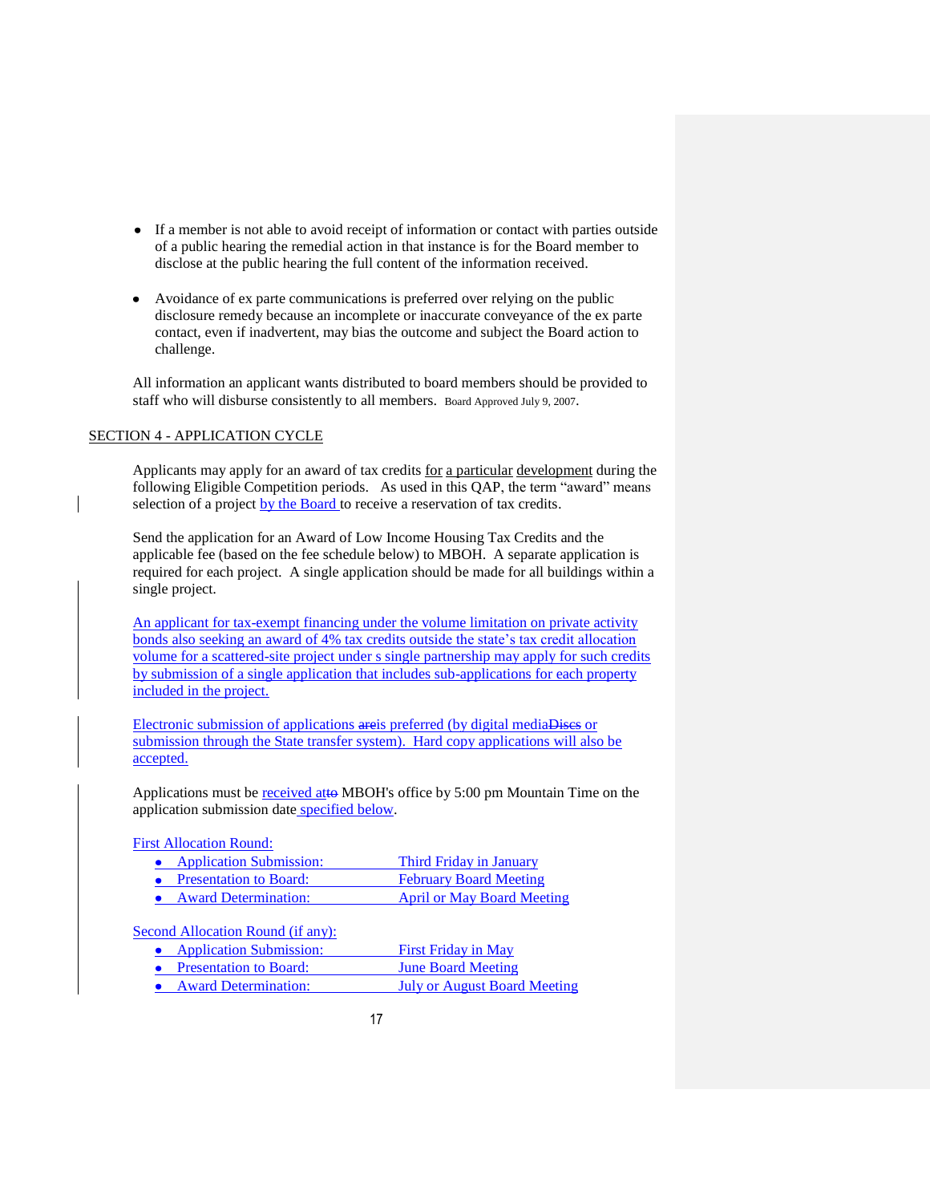- If a member is not able to avoid receipt of information or contact with parties outside of a public hearing the remedial action in that instance is for the Board member to disclose at the public hearing the full content of the information received.

- Avoidance of ex parte communications is preferred over relying on the public disclosure remedy because an incomplete or inaccurate conveyance of the ex parte contact, even if inadvertent, may bias the outcome and subject the Board action to challenge.

All information an applicant wants distributed to board members should be provided to staff who will disburse consistently to all members. Board Approved July 9, 2007.

## SECTION 4 - APPLICATION CYCLE

Applicants may apply for an award of tax credits for a particular development during the following Eligible Competition periods. As used in this QAP, the term "award" means selection of a project by the Board to receive a reservation of tax credits.

Send the application for an Award of Low Income Housing Tax Credits and the applicable fee (based on the fee schedule below) to MBOH. A separate application is required for each project. A single application should be made for all buildings within a single project.

An applicant for tax-exempt financing under the volume limitation on private activity bonds also seeking an award of 4% tax credits outside the state's tax credit allocation volume for a scattered-site project under s single partnership may apply for such credits by submission of a single application that includes sub-applications for each property included in the project.

Electronic submission of applications ~~are~~is preferred (by digital media~~Discs~~ or submission through the State transfer system). Hard copy applications will also be accepted.

Applications must be received at~~to~~ MBOH's office by 5:00 pm Mountain Time on the application submission date specified below.

First Allocation Round:

- Application Submission: Third Friday in January
- Presentation to Board: February Board Meeting
- Award Determination: April or May Board Meeting

Second Allocation Round (if any):

- Application Submission: First Friday in May
- Presentation to Board: June Board Meeting
- Award Determination: July or August Board Meeting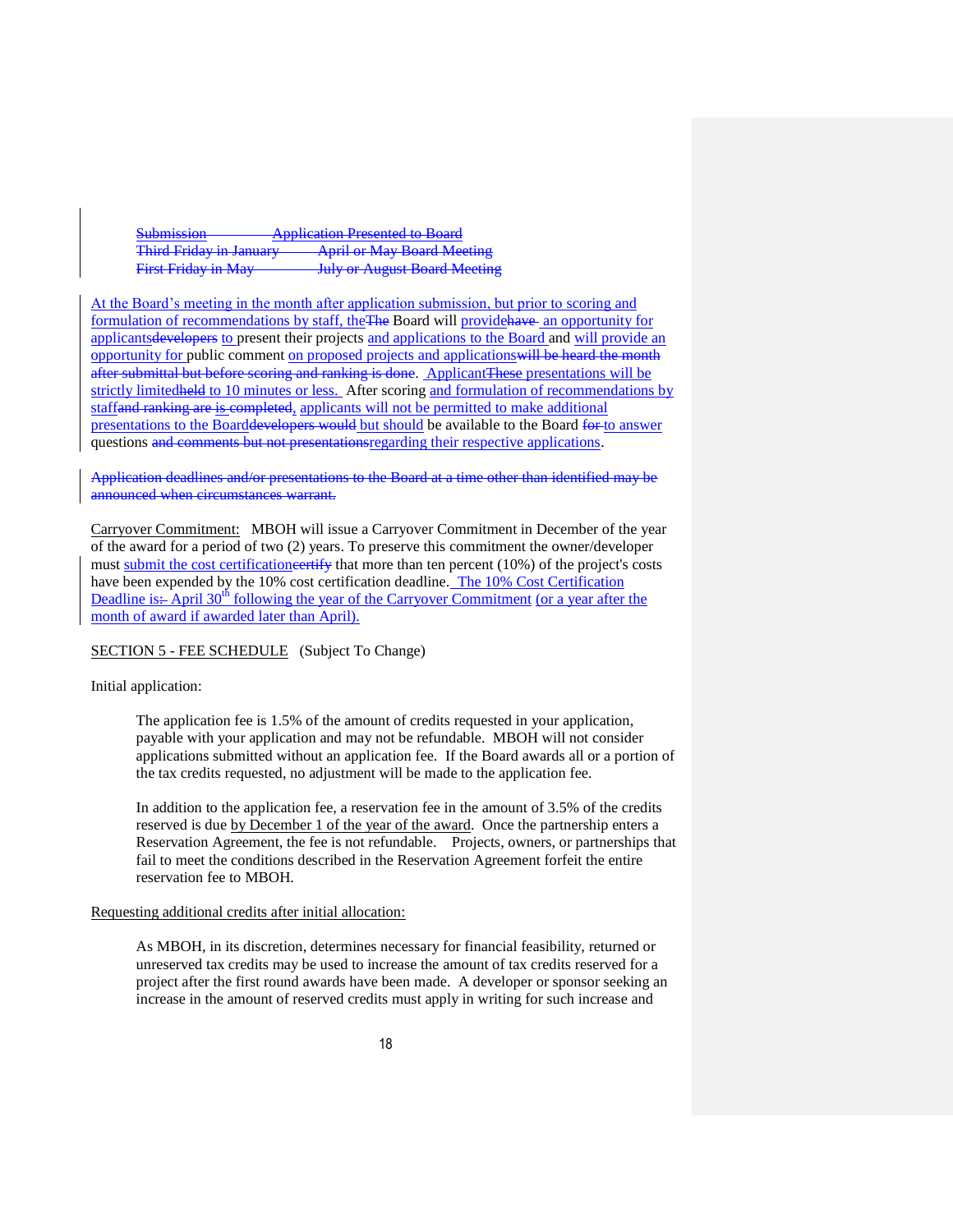~~Submission Application Presented to Board~~
~~Third Friday in January April or May Board Meeting~~
~~First Friday in May July or August Board Meeting~~

At the Board's meeting in the month after application submission, but prior to scoring and formulation of recommendations by staff, the~~The~~ Board will provide~~have~~ an opportunity for applicants~~developers~~ to present their projects and applications to the Board and will provide an opportunity for public comment on proposed projects and applications~~will be heard the month after submittal but before scoring and ranking is done~~. Applicant~~These~~ presentations will be strictly limited~~held~~ to 10 minutes or less. After scoring and formulation of recommendations by staff~~and ranking are is completed~~, applicants will not be permitted to make additional presentations to the Board~~developers would~~ but should be available to the Board ~~for~~ to answer questions ~~and comments but not presentations~~regarding their respective applications.

~~Application deadlines and/or presentations to the Board at a time other than identified may be announced when circumstances warrant.~~

Carryover Commitment: MBOH will issue a Carryover Commitment in December of the year of the award for a period of two (2) years. To preserve this commitment the owner/developer must submit the cost certification~~certify~~ that more than ten percent (10%) of the project's costs have been expended by the 10% cost certification deadline. The 10% Cost Certification Deadline is~~:~~ April 30th following the year of the Carryover Commitment (or a year after the month of award if awarded later than April).

SECTION 5 - FEE SCHEDULE (Subject To Change)

Initial application:

> The application fee is 1.5% of the amount of credits requested in your application, payable with your application and may not be refundable. MBOH will not consider applications submitted without an application fee. If the Board awards all or a portion of the tax credits requested, no adjustment will be made to the application fee.
>
> In addition to the application fee, a reservation fee in the amount of 3.5% of the credits reserved is due by December 1 of the year of the award. Once the partnership enters a Reservation Agreement, the fee is not refundable. Projects, owners, or partnerships that fail to meet the conditions described in the Reservation Agreement forfeit the entire reservation fee to MBOH.

Requesting additional credits after initial allocation:

> As MBOH, in its discretion, determines necessary for financial feasibility, returned or unreserved tax credits may be used to increase the amount of tax credits reserved for a project after the first round awards have been made. A developer or sponsor seeking an increase in the amount of reserved credits must apply in writing for such increase and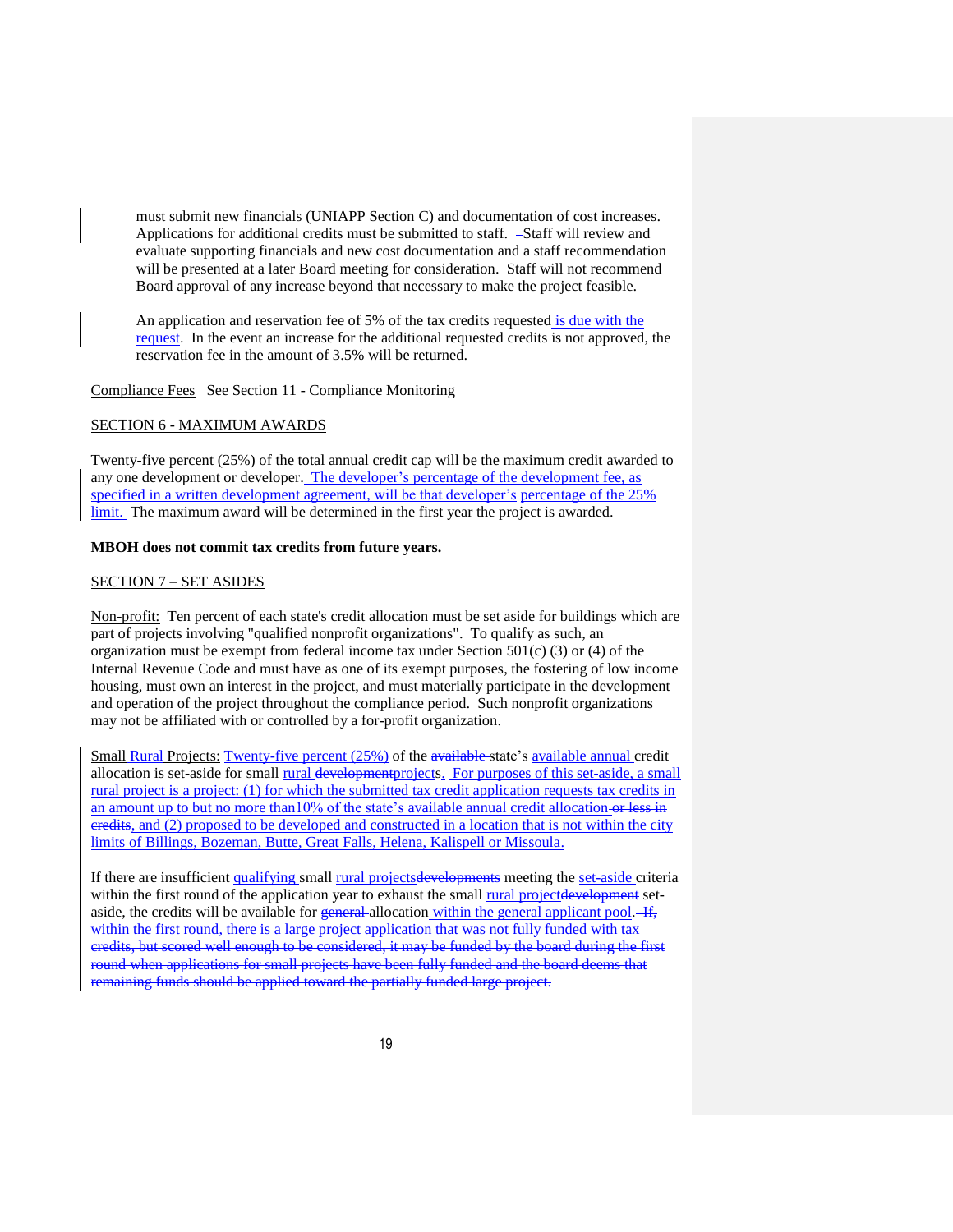must submit new financials (UNIAPP Section C) and documentation of cost increases. Applications for additional credits must be submitted to staff. Staff will review and evaluate supporting financials and new cost documentation and a staff recommendation will be presented at a later Board meeting for consideration. Staff will not recommend Board approval of any increase beyond that necessary to make the project feasible.

An application and reservation fee of 5% of the tax credits requested is due with the request. In the event an increase for the additional requested credits is not approved, the reservation fee in the amount of 3.5% will be returned.

Compliance Fees See Section 11 - Compliance Monitoring

## SECTION 6 - MAXIMUM AWARDS

Twenty-five percent (25%) of the total annual credit cap will be the maximum credit awarded to any one development or developer. The developer's percentage of the development fee, as specified in a written development agreement, will be that developer's percentage of the 25% limit. The maximum award will be determined in the first year the project is awarded.

**MBOH does not commit tax credits from future years.**

## SECTION 7 – SET ASIDES

Non-profit: Ten percent of each state's credit allocation must be set aside for buildings which are part of projects involving "qualified nonprofit organizations". To qualify as such, an organization must be exempt from federal income tax under Section 501(c) (3) or (4) of the Internal Revenue Code and must have as one of its exempt purposes, the fostering of low income housing, must own an interest in the project, and must materially participate in the development and operation of the project throughout the compliance period. Such nonprofit organizations may not be affiliated with or controlled by a for-profit organization.

Small Rural Projects: Twenty-five percent (25%) of the ~~available~~ state's available annual credit allocation is set-aside for small rural ~~development~~projects. For purposes of this set-aside, a small rural project is a project: (1) for which the submitted tax credit application requests tax credits in an amount up to but no more than10% of the state's available annual credit allocation ~~or less in credits~~, and (2) proposed to be developed and constructed in a location that is not within the city limits of Billings, Bozeman, Butte, Great Falls, Helena, Kalispell or Missoula.

If there are insufficient qualifying small rural projects~~developments~~ meeting the set-aside criteria within the first round of the application year to exhaust the small rural project~~development~~ set-aside, the credits will be available for ~~general~~ allocation within the general applicant pool. ~~If, within the first round, there is a large project application that was not fully funded with tax credits, but scored well enough to be considered, it may be funded by the board during the first round when applications for small projects have been fully funded and the board deems that remaining funds should be applied toward the partially funded large project.~~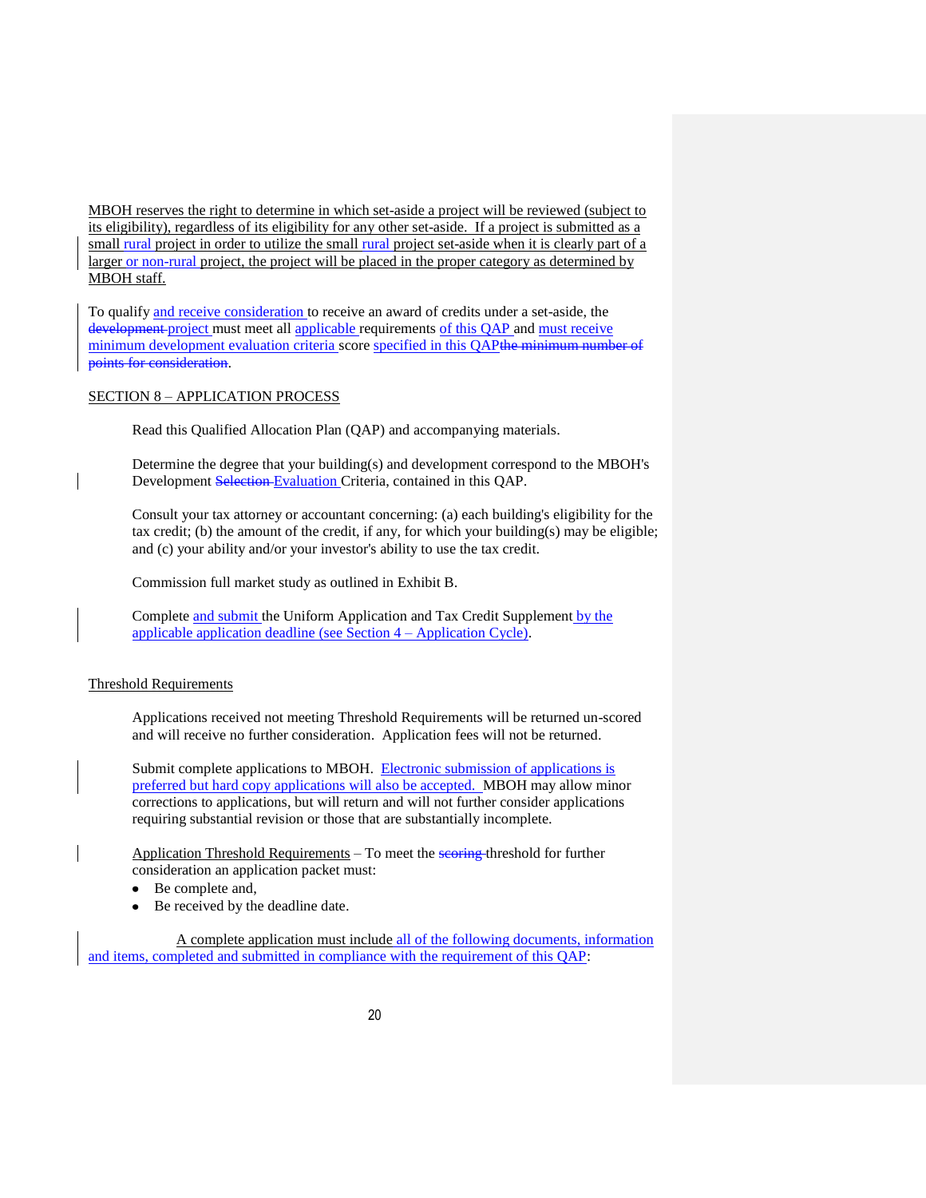MBOH reserves the right to determine in which set-aside a project will be reviewed (subject to its eligibility), regardless of its eligibility for any other set-aside. If a project is submitted as a small rural project in order to utilize the small rural project set-aside when it is clearly part of a larger or non-rural project, the project will be placed in the proper category as determined by MBOH staff.

To qualify and receive consideration to receive an award of credits under a set-aside, the ~~development~~ project must meet all applicable requirements of this QAP and must receive minimum development evaluation criteria score specified in this QAP~~the minimum number of points for consideration~~.

## SECTION 8 – APPLICATION PROCESS

Read this Qualified Allocation Plan (QAP) and accompanying materials.

Determine the degree that your building(s) and development correspond to the MBOH's Development ~~Selection~~ Evaluation Criteria, contained in this QAP.

Consult your tax attorney or accountant concerning: (a) each building's eligibility for the tax credit; (b) the amount of the credit, if any, for which your building(s) may be eligible; and (c) your ability and/or your investor's ability to use the tax credit.

Commission full market study as outlined in Exhibit B.

Complete and submit the Uniform Application and Tax Credit Supplement by the applicable application deadline (see Section 4 – Application Cycle).

### Threshold Requirements

Applications received not meeting Threshold Requirements will be returned un-scored and will receive no further consideration. Application fees will not be returned.

Submit complete applications to MBOH. Electronic submission of applications is preferred but hard copy applications will also be accepted. MBOH may allow minor corrections to applications, but will return and will not further consider applications requiring substantial revision or those that are substantially incomplete.

Application Threshold Requirements – To meet the ~~scoring~~ threshold for further consideration an application packet must:

- Be complete and,
- Be received by the deadline date.

A complete application must include all of the following documents, information and items, completed and submitted in compliance with the requirement of this QAP: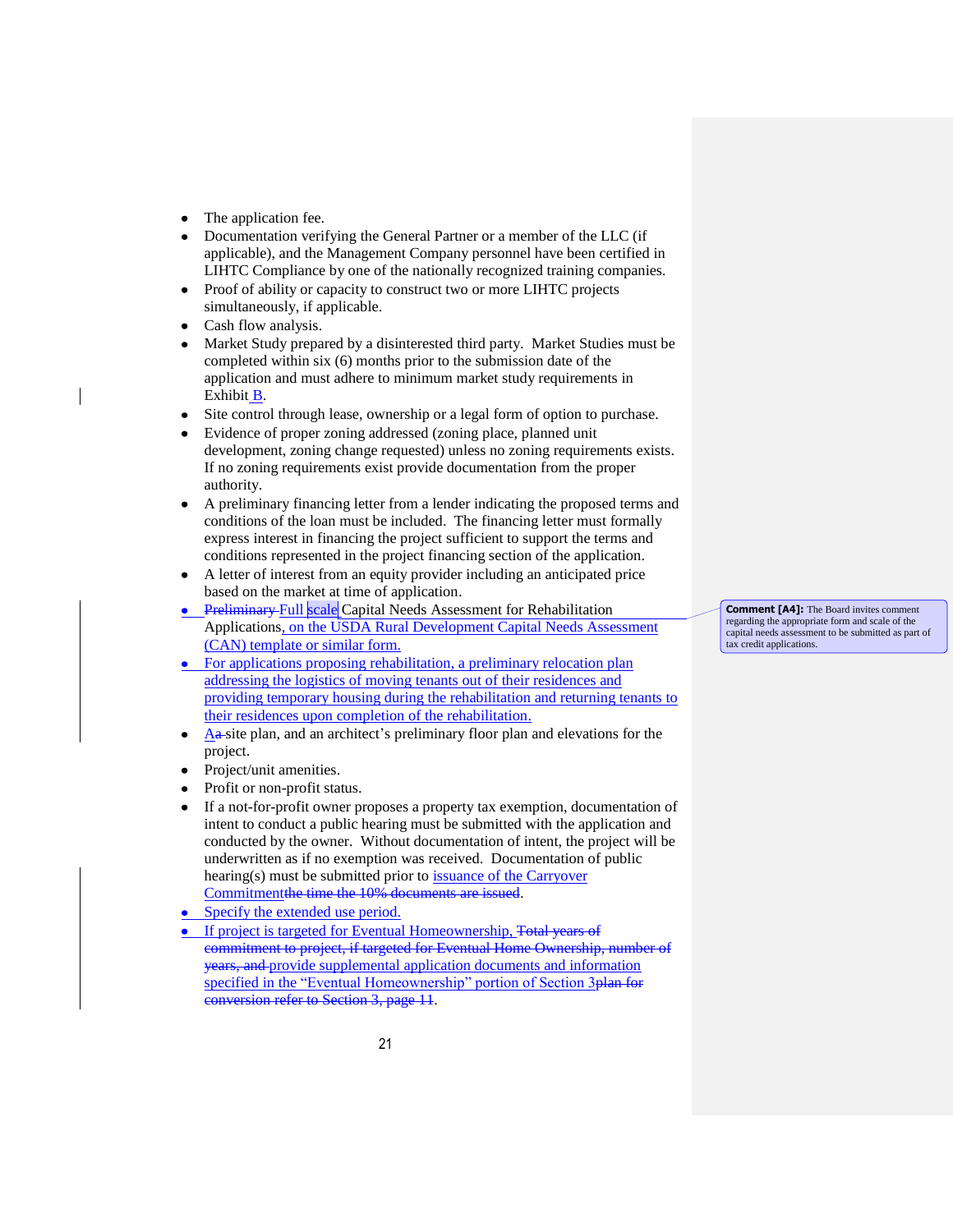- The application fee.
- Documentation verifying the General Partner or a member of the LLC (if applicable), and the Management Company personnel have been certified in LIHTC Compliance by one of the nationally recognized training companies.
- Proof of ability or capacity to construct two or more LIHTC projects simultaneously, if applicable.
- Cash flow analysis.
- Market Study prepared by a disinterested third party. Market Studies must be completed within six (6) months prior to the submission date of the application and must adhere to minimum market study requirements in Exhibit B.
- Site control through lease, ownership or a legal form of option to purchase.
- Evidence of proper zoning addressed (zoning place, planned unit development, zoning change requested) unless no zoning requirements exists. If no zoning requirements exist provide documentation from the proper authority.
- A preliminary financing letter from a lender indicating the proposed terms and conditions of the loan must be included. The financing letter must formally express interest in financing the project sufficient to support the terms and conditions represented in the project financing section of the application.
- A letter of interest from an equity provider including an anticipated price based on the market at time of application.
- ~~Preliminary~~ Full scale Capital Needs Assessment for Rehabilitation Applications, on the USDA Rural Development Capital Needs Assessment (CAN) template or similar form.
- For applications proposing rehabilitation, a preliminary relocation plan addressing the logistics of moving tenants out of their residences and providing temporary housing during the rehabilitation and returning tenants to their residences upon completion of the rehabilitation.
- A~~a~~ site plan, and an architect's preliminary floor plan and elevations for the project.
- Project/unit amenities.
- Profit or non-profit status.
- If a not-for-profit owner proposes a property tax exemption, documentation of intent to conduct a public hearing must be submitted with the application and conducted by the owner. Without documentation of intent, the project will be underwritten as if no exemption was received. Documentation of public hearing(s) must be submitted prior to issuance of the Carryover Commitment~~the time the 10% documents are issued~~.
- Specify the extended use period.
- If project is targeted for Eventual Homeownership, ~~Total years of commitment to project, if targeted for Eventual Home Ownership, number of years, and~~ provide supplemental application documents and information specified in the "Eventual Homeownership" portion of Section 3~~plan for conversion refer to Section 3, page 11~~.

Comment [A4]: The Board invites comment regarding the appropriate form and scale of the capital needs assessment to be submitted as part of tax credit applications.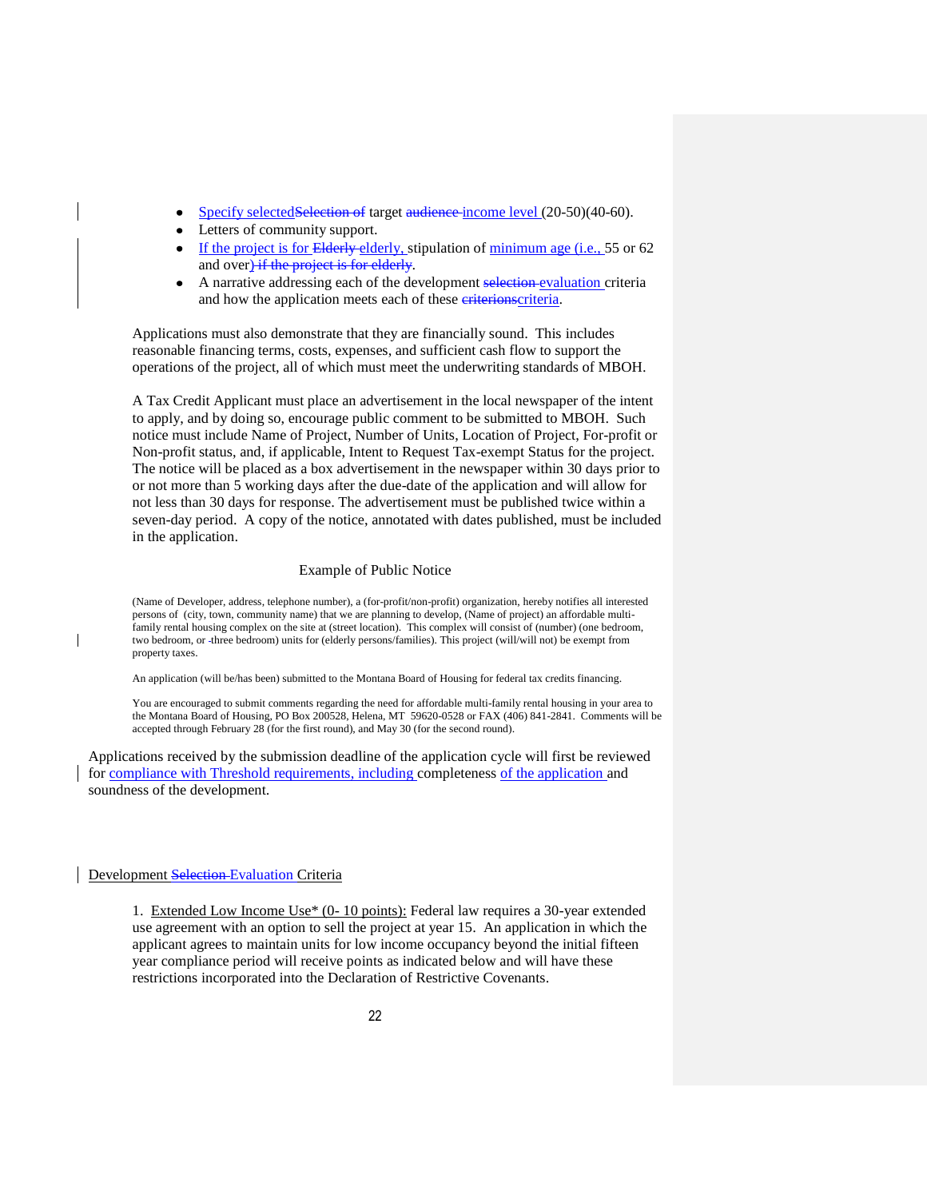- Specify selectedSelection of target audience income level (20-50)(40-60).
- Letters of community support.
- If the project is for Elderly elderly, stipulation of minimum age (i.e., 55 or 62 and over) if the project is for elderly.
- A narrative addressing each of the development selection evaluation criteria and how the application meets each of these criterionscriteria.

Applications must also demonstrate that they are financially sound. This includes reasonable financing terms, costs, expenses, and sufficient cash flow to support the operations of the project, all of which must meet the underwriting standards of MBOH.

A Tax Credit Applicant must place an advertisement in the local newspaper of the intent to apply, and by doing so, encourage public comment to be submitted to MBOH. Such notice must include Name of Project, Number of Units, Location of Project, For-profit or Non-profit status, and, if applicable, Intent to Request Tax-exempt Status for the project. The notice will be placed as a box advertisement in the newspaper within 30 days prior to or not more than 5 working days after the due-date of the application and will allow for not less than 30 days for response. The advertisement must be published twice within a seven-day period. A copy of the notice, annotated with dates published, must be included in the application.

Example of Public Notice

(Name of Developer, address, telephone number), a (for-profit/non-profit) organization, hereby notifies all interested persons of (city, town, community name) that we are planning to develop, (Name of project) an affordable multi-family rental housing complex on the site at (street location). This complex will consist of (number) (one bedroom, two bedroom, or three bedroom) units for (elderly persons/families). This project (will/will not) be exempt from property taxes.

An application (will be/has been) submitted to the Montana Board of Housing for federal tax credits financing.

You are encouraged to submit comments regarding the need for affordable multi-family rental housing in your area to the Montana Board of Housing, PO Box 200528, Helena, MT 59620-0528 or FAX (406) 841-2841. Comments will be accepted through February 28 (for the first round), and May 30 (for the second round).

Applications received by the submission deadline of the application cycle will first be reviewed for compliance with Threshold requirements, including completeness of the application and soundness of the development.

Development Selection Evaluation Criteria

1. Extended Low Income Use* (0- 10 points): Federal law requires a 30-year extended use agreement with an option to sell the project at year 15. An application in which the applicant agrees to maintain units for low income occupancy beyond the initial fifteen year compliance period will receive points as indicated below and will have these restrictions incorporated into the Declaration of Restrictive Covenants.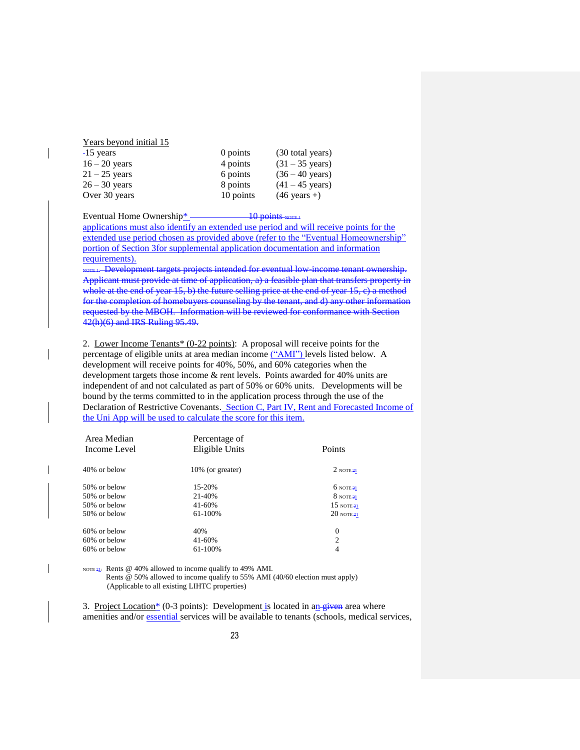Years beyond initial 15

| | | |
|---|---|---|
| 15 years | 0 points | (30 total years) |
| 16 – 20 years | 4 points | (31 – 35 years) |
| 21 – 25 years | 6 points | (36 – 40 years) |
| 26 – 30 years | 8 points | (41 – 45 years) |
| Over 30 years | 10 points | (46 years +) |

Eventual Home Ownership* ~~10 points NOTE 1~~ applications must also identify an extended use period and will receive points for the extended use period chosen as provided above (refer to the "Eventual Homeownership" portion of Section 3for supplemental application documentation and information requirements).

~~NOTE 1: Development targets projects intended for eventual low-income tenant ownership. Applicant must provide at time of application, a) a feasible plan that transfers property in whole at the end of year 15, b) the future selling price at the end of year 15, c) a method for the completion of homebuyers counseling by the tenant, and d) any other information requested by the MBOH. Information will be reviewed for conformance with Section 42(h)(6) and IRS Ruling 95.49.~~

2. Lower Income Tenants* (0-22 points): A proposal will receive points for the percentage of eligible units at area median income ("AMI") levels listed below. A development will receive points for 40%, 50%, and 60% categories when the development targets those income & rent levels. Points awarded for 40% units are independent of and not calculated as part of 50% or 60% units. Developments will be bound by the terms committed to in the application process through the use of the Declaration of Restrictive Covenants. Section C, Part IV, Rent and Forecasted Income of the Uni App will be used to calculate the score for this item.

| Area Median Income Level | Percentage of Eligible Units | Points |
|---|---|---|
| 40% or below | 10% (or greater) | 2 NOTE ~~2~~1 |
| 50% or below | 15-20% | 6 NOTE ~~2~~1 |
| 50% or below | 21-40% | 8 NOTE ~~2~~1 |
| 50% or below | 41-60% | 15 NOTE ~~2~~1 |
| 50% or below | 61-100% | 20 NOTE ~~2~~1 |
| 60% or below | 40% | 0 |
| 60% or below | 41-60% | 2 |
| 60% or below | 61-100% | 4 |

NOTE ~~2~~1: Rents @ 40% allowed to income qualify to 49% AMI.
Rents @ 50% allowed to income qualify to 55% AMI (40/60 election must apply)
(Applicable to all existing LIHTC properties)

3. Project Location* (0-3 points): Development is located in an ~~given~~ area where amenities and/or essential services will be available to tenants (schools, medical services,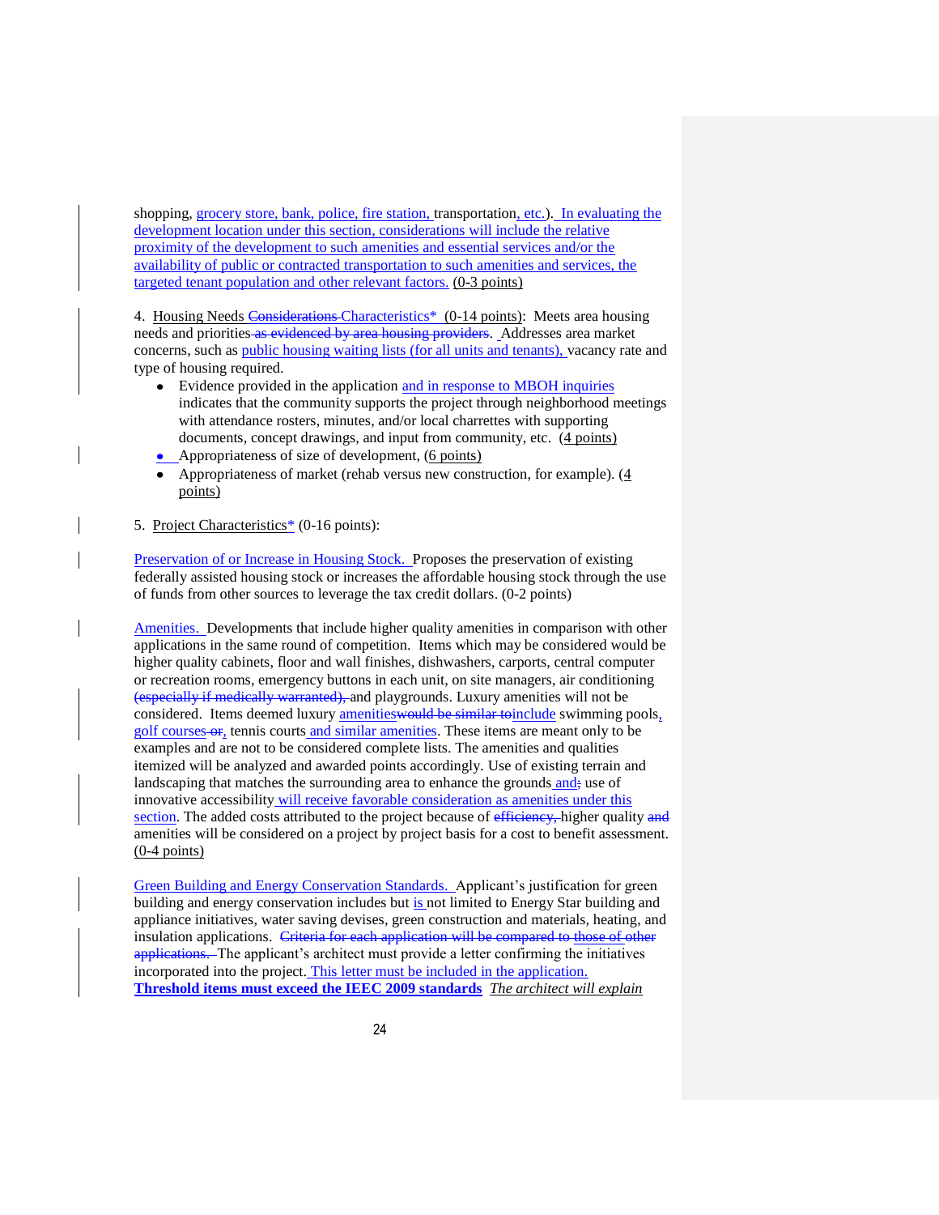shopping, grocery store, bank, police, fire station, transportation, etc.). In evaluating the development location under this section, considerations will include the relative proximity of the development to such amenities and essential services and/or the availability of public or contracted transportation to such amenities and services, the targeted tenant population and other relevant factors. (0-3 points)

4. Housing Needs ~~Considerations~~ Characteristics* (0-14 points): Meets area housing needs and priorities ~~as evidenced by area housing providers~~. Addresses area market concerns, such as public housing waiting lists (for all units and tenants), vacancy rate and type of housing required.

- Evidence provided in the application and in response to MBOH inquiries indicates that the community supports the project through neighborhood meetings with attendance rosters, minutes, and/or local charrettes with supporting documents, concept drawings, and input from community, etc. (4 points)
- Appropriateness of size of development, (6 points)
- Appropriateness of market (rehab versus new construction, for example). (4 points)

5. Project Characteristics* (0-16 points):

Preservation of or Increase in Housing Stock. Proposes the preservation of existing federally assisted housing stock or increases the affordable housing stock through the use of funds from other sources to leverage the tax credit dollars. (0-2 points)

Amenities. Developments that include higher quality amenities in comparison with other applications in the same round of competition. Items which may be considered would be higher quality cabinets, floor and wall finishes, dishwashers, carports, central computer or recreation rooms, emergency buttons in each unit, on site managers, air conditioning ~~(especially if medically warranted),~~ and playgrounds. Luxury amenities will not be considered. Items deemed luxury amenities ~~would be similar to~~ include swimming pools, golf courses ~~or~~, tennis courts and similar amenities. These items are meant only to be examples and are not to be considered complete lists. The amenities and qualities itemized will be analyzed and awarded points accordingly. Use of existing terrain and landscaping that matches the surrounding area to enhance the grounds and~~;~~ use of innovative accessibility will receive favorable consideration as amenities under this section. The added costs attributed to the project because of ~~efficiency,~~ higher quality ~~and~~ amenities will be considered on a project by project basis for a cost to benefit assessment. (0-4 points)

Green Building and Energy Conservation Standards. Applicant's justification for green building and energy conservation includes but is not limited to Energy Star building and appliance initiatives, water saving devises, green construction and materials, heating, and insulation applications. ~~Criteria for each application will be compared to those of other applications.~~ The applicant's architect must provide a letter confirming the initiatives incorporated into the project. This letter must be included in the application. **Threshold items must exceed the IEEC 2009 standards** *The architect will explain*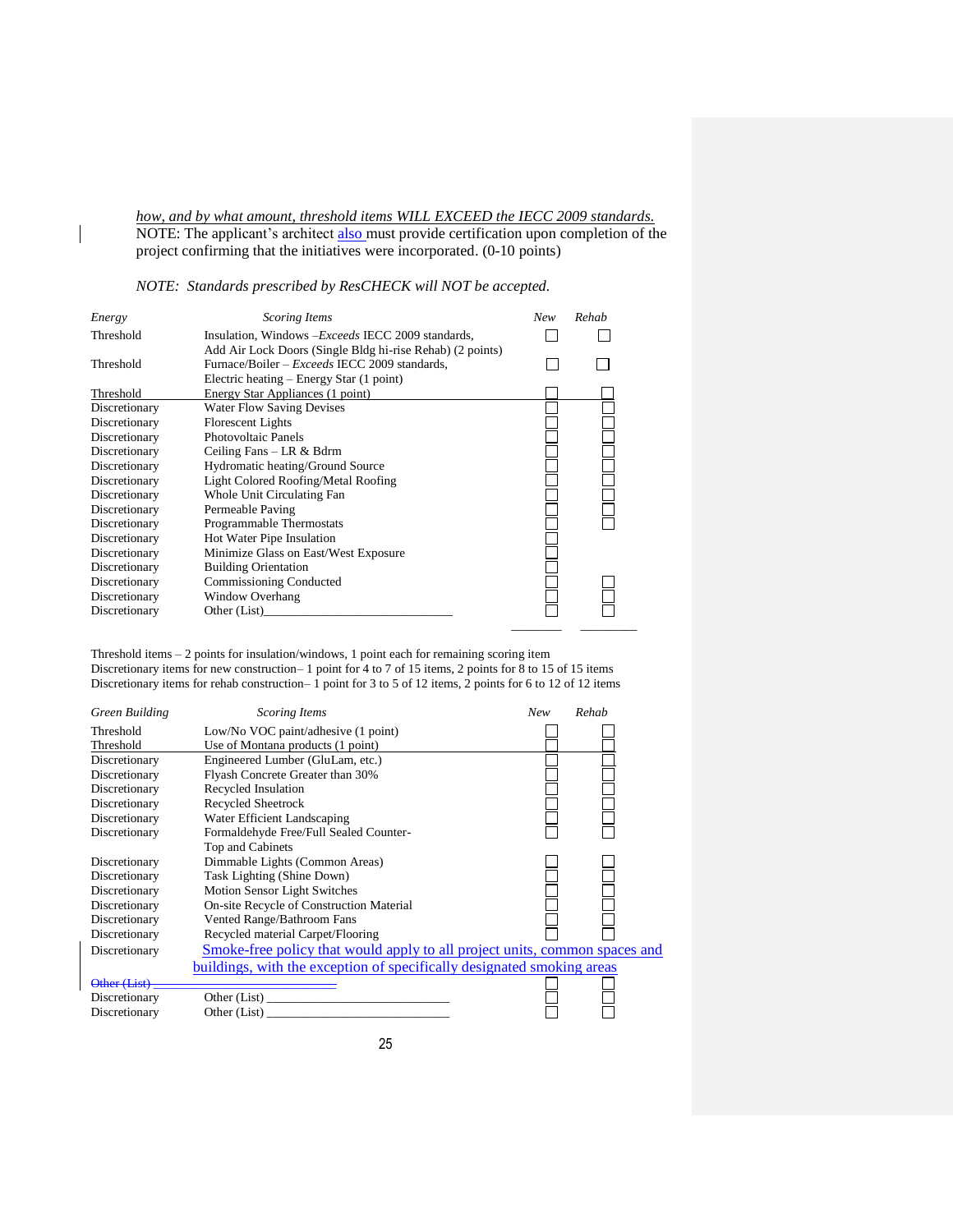*how, and by what amount, threshold items WILL EXCEED the IECC 2009 standards.*
NOTE: The applicant's architect also must provide certification upon completion of the project confirming that the initiatives were incorporated. (0-10 points)

*NOTE: Standards prescribed by ResCHECK will NOT be accepted.*

| *Energy* | *Scoring Items* | *New* | *Rehab* |
|---|---|---|---|
| Threshold | Insulation, Windows –*Exceeds* IECC 2009 standards, Add Air Lock Doors (Single Bldg hi-rise Rehab) (2 points) | ☐ | ☐ |
| Threshold | Furnace/Boiler – *Exceeds* IECC 2009 standards, Electric heating – Energy Star (1 point) | ☐ | ☐ |
| Threshold | Energy Star Appliances (1 point) | ☐ | ☐ |
| Discretionary | Water Flow Saving Devises | ☐ | ☐ |
| Discretionary | Florescent Lights | ☐ | ☐ |
| Discretionary | Photovoltaic Panels | ☐ | ☐ |
| Discretionary | Ceiling Fans – LR & Bdrm | ☐ | ☐ |
| Discretionary | Hydromatic heating/Ground Source | ☐ | ☐ |
| Discretionary | Light Colored Roofing/Metal Roofing | ☐ | ☐ |
| Discretionary | Whole Unit Circulating Fan | ☐ | ☐ |
| Discretionary | Permeable Paving | ☐ | ☐ |
| Discretionary | Programmable Thermostats | ☐ | ☐ |
| Discretionary | Hot Water Pipe Insulation | ☐ | |
| Discretionary | Minimize Glass on East/West Exposure | ☐ | |
| Discretionary | Building Orientation | ☐ | |
| Discretionary | Commissioning Conducted | ☐ | ☐ |
| Discretionary | Window Overhang | ☐ | ☐ |
| Discretionary | Other (List)____________________________ | ☐ | ☐ |
| | | ________ | ________ |

Threshold items – 2 points for insulation/windows, 1 point each for remaining scoring item
Discretionary items for new construction– 1 point for 4 to 7 of 15 items, 2 points for 8 to 15 of 15 items
Discretionary items for rehab construction– 1 point for 3 to 5 of 12 items, 2 points for 6 to 12 of 12 items

| *Green Building* | *Scoring Items* | *New* | *Rehab* |
|---|---|---|---|
| Threshold | Low/No VOC paint/adhesive (1 point) | ☐ | ☐ |
| Threshold | Use of Montana products (1 point) | ☐ | ☐ |
| Discretionary | Engineered Lumber (GluLam, etc.) | ☐ | ☐ |
| Discretionary | Flyash Concrete Greater than 30% | ☐ | ☐ |
| Discretionary | Recycled Insulation | ☐ | ☐ |
| Discretionary | Recycled Sheetrock | ☐ | ☐ |
| Discretionary | Water Efficient Landscaping | ☐ | ☐ |
| Discretionary | Formaldehyde Free/Full Sealed Counter-Top and Cabinets | ☐ | ☐ |
| Discretionary | Dimmable Lights (Common Areas) | ☐ | ☐ |
| Discretionary | Task Lighting (Shine Down) | ☐ | ☐ |
| Discretionary | Motion Sensor Light Switches | ☐ | ☐ |
| Discretionary | On-site Recycle of Construction Material | ☐ | ☐ |
| Discretionary | Vented Range/Bathroom Fans | ☐ | ☐ |
| Discretionary | Recycled material Carpet/Flooring | ☐ | ☐ |
| Discretionary | Smoke-free policy that would apply to all project units, common spaces and buildings, with the exception of specifically designated smoking areas | ☐ | ☐ |
| ~~Other (List)~~ | | | |
| Discretionary | Other (List) ____________________________ | ☐ | ☐ |
| Discretionary | Other (List) ____________________________ | ☐ | ☐ |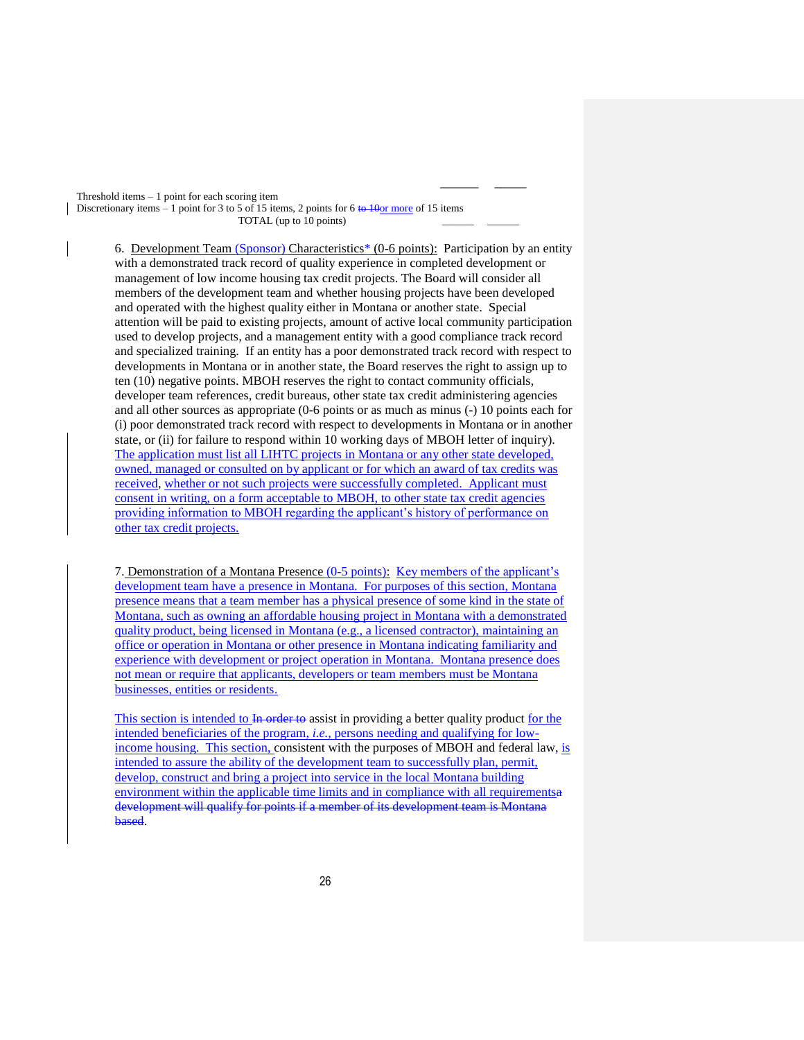Threshold items – 1 point for each scoring item
Discretionary items – 1 point for 3 to 5 of 15 items, 2 points for 6 ~~to 10~~or more of 15 items
TOTAL (up to 10 points)

6. Development Team (Sponsor) Characteristics* (0-6 points): Participation by an entity with a demonstrated track record of quality experience in completed development or management of low income housing tax credit projects. The Board will consider all members of the development team and whether housing projects have been developed and operated with the highest quality either in Montana or another state. Special attention will be paid to existing projects, amount of active local community participation used to develop projects, and a management entity with a good compliance track record and specialized training. If an entity has a poor demonstrated track record with respect to developments in Montana or in another state, the Board reserves the right to assign up to ten (10) negative points. MBOH reserves the right to contact community officials, developer team references, credit bureaus, other state tax credit administering agencies and all other sources as appropriate (0-6 points or as much as minus (-) 10 points each for (i) poor demonstrated track record with respect to developments in Montana or in another state, or (ii) for failure to respond within 10 working days of MBOH letter of inquiry). The application must list all LIHTC projects in Montana or any other state developed, owned, managed or consulted on by applicant or for which an award of tax credits was received, whether or not such projects were successfully completed. Applicant must consent in writing, on a form acceptable to MBOH, to other state tax credit agencies providing information to MBOH regarding the applicant's history of performance on other tax credit projects.

7. Demonstration of a Montana Presence (0-5 points): Key members of the applicant's development team have a presence in Montana. For purposes of this section, Montana presence means that a team member has a physical presence of some kind in the state of Montana, such as owning an affordable housing project in Montana with a demonstrated quality product, being licensed in Montana (e.g., a licensed contractor), maintaining an office or operation in Montana or other presence in Montana indicating familiarity and experience with development or project operation in Montana. Montana presence does not mean or require that applicants, developers or team members must be Montana businesses, entities or residents.

This section is intended to ~~In order to~~ assist in providing a better quality product for the intended beneficiaries of the program, *i.e.*, persons needing and qualifying for low-income housing. This section, consistent with the purposes of MBOH and federal law, is intended to assure the ability of the development team to successfully plan, permit, develop, construct and bring a project into service in the local Montana building environment within the applicable time limits and in compliance with all requirements~~a development will qualify for points if a member of its development team is Montana based~~.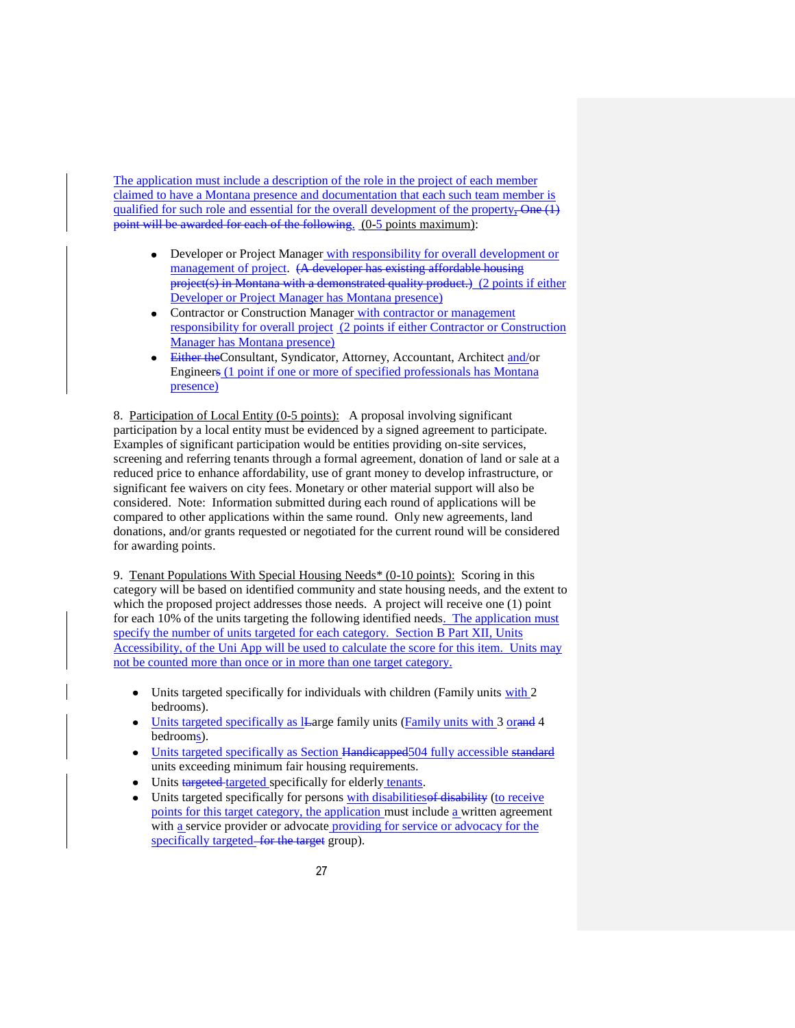The application must include a description of the role in the project of each member claimed to have a Montana presence and documentation that each such team member is qualified for such role and essential for the overall development of the property, One (1) point will be awarded for each of the following. (0-5 points maximum):

- Developer or Project Manager with responsibility for overall development or management of project. (A developer has existing affordable housing project(s) in Montana with a demonstrated quality product.) (2 points if either Developer or Project Manager has Montana presence)
- Contractor or Construction Manager with contractor or management responsibility for overall project (2 points if either Contractor or Construction Manager has Montana presence)
- Either theConsultant, Syndicator, Attorney, Accountant, Architect and/or Engineers (1 point if one or more of specified professionals has Montana presence)

8. Participation of Local Entity (0-5 points): A proposal involving significant participation by a local entity must be evidenced by a signed agreement to participate. Examples of significant participation would be entities providing on-site services, screening and referring tenants through a formal agreement, donation of land or sale at a reduced price to enhance affordability, use of grant money to develop infrastructure, or significant fee waivers on city fees. Monetary or other material support will also be considered. Note: Information submitted during each round of applications will be compared to other applications within the same round. Only new agreements, land donations, and/or grants requested or negotiated for the current round will be considered for awarding points.

9. Tenant Populations With Special Housing Needs* (0-10 points): Scoring in this category will be based on identified community and state housing needs, and the extent to which the proposed project addresses those needs. A project will receive one (1) point for each 10% of the units targeting the following identified needs. The application must specify the number of units targeted for each category. Section B Part XII, Units Accessibility, of the Uni App will be used to calculate the score for this item. Units may not be counted more than once or in more than one target category.

- Units targeted specifically for individuals with children (Family units with 2 bedrooms).
- Units targeted specifically as lLarge family units (Family units with 3 orand 4 bedrooms).
- Units targeted specifically as Section Handicapped504 fully accessible standard units exceeding minimum fair housing requirements.
- Units targeted targeted specifically for elderly tenants.
- Units targeted specifically for persons with disabilitiesof disability (to receive points for this target category, the application must include a written agreement with a service provider or advocate providing for service or advocacy for the specifically targeted for the target group).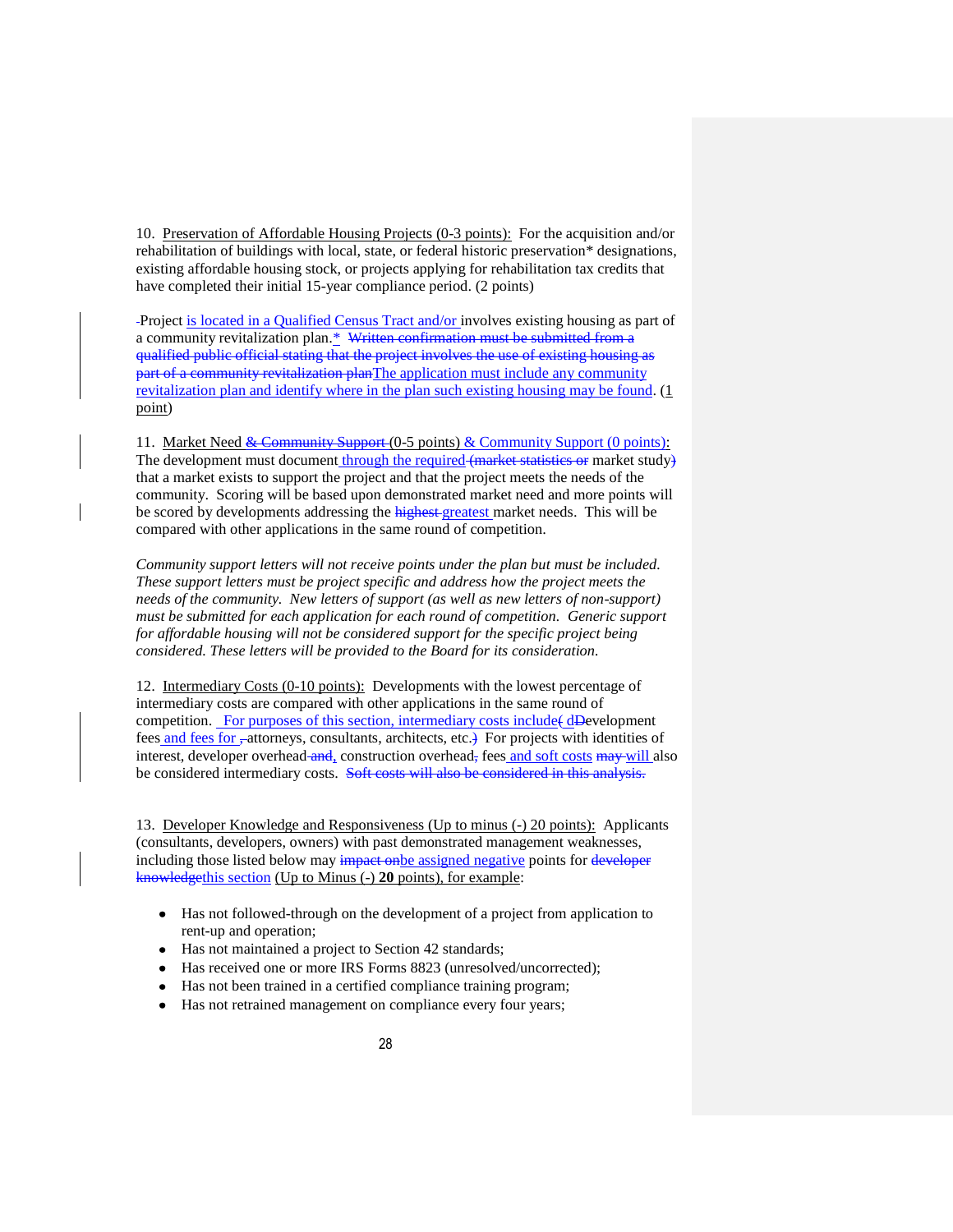10. Preservation of Affordable Housing Projects (0-3 points): For the acquisition and/or rehabilitation of buildings with local, state, or federal historic preservation* designations, existing affordable housing stock, or projects applying for rehabilitation tax credits that have completed their initial 15-year compliance period. (2 points)

~~-~~Project is located in a Qualified Census Tract and/or involves existing housing as part of a community revitalization plan.* ~~Written confirmation must be submitted from a qualified public official stating that the project involves the use of existing housing as part of a community revitalization plan~~The application must include any community revitalization plan and identify where in the plan such existing housing may be found. (1 point)

11. Market Need ~~& Community Support~~ (0-5 points) & Community Support (0 points): The development must document through the required ~~(market statistics or~~ market study~~)~~ that a market exists to support the project and that the project meets the needs of the community. Scoring will be based upon demonstrated market need and more points will be scored by developments addressing the ~~highest~~ greatest market needs. This will be compared with other applications in the same round of competition.

*Community support letters will not receive points under the plan but must be included. These support letters must be project specific and address how the project meets the needs of the community. New letters of support (as well as new letters of non-support) must be submitted for each application for each round of competition. Generic support for affordable housing will not be considered support for the specific project being considered. These letters will be provided to the Board for its consideration.*

12. Intermediary Costs (0-10 points): Developments with the lowest percentage of intermediary costs are compared with other applications in the same round of competition. For purposes of this section, intermediary costs include~~(~~ d~~D~~evelopment fees and fees for ~~,~~ attorneys, consultants, architects, etc.~~)~~ For projects with identities of interest, developer overhead ~~and~~, construction overhead~~,~~ fees and soft costs ~~may~~ will also be considered intermediary costs. ~~Soft costs will also be considered in this analysis.~~

13. Developer Knowledge and Responsiveness (Up to minus (-) 20 points): Applicants (consultants, developers, owners) with past demonstrated management weaknesses, including those listed below may ~~impact on~~be assigned negative points for ~~developer knowledge~~this section (Up to Minus (-) **20** points), for example:

- Has not followed-through on the development of a project from application to rent-up and operation;
- Has not maintained a project to Section 42 standards;
- Has received one or more IRS Forms 8823 (unresolved/uncorrected);
- Has not been trained in a certified compliance training program;
- Has not retrained management on compliance every four years;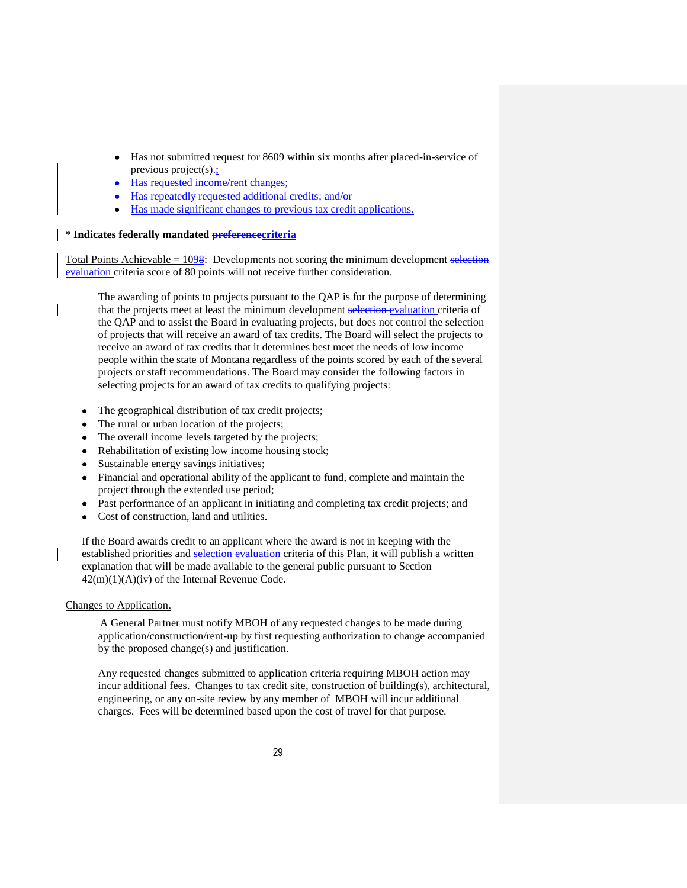- Has not submitted request for 8609 within six months after placed-in-service of previous project(s).;
- Has requested income/rent changes;
- Has repeatedly requested additional credits; and/or
- Has made significant changes to previous tax credit applications.

\* **Indicates federally mandated ~~preference~~criteria**

Total Points Achievable = 1098: Developments not scoring the minimum development ~~selection~~ evaluation criteria score of 80 points will not receive further consideration.

> The awarding of points to projects pursuant to the QAP is for the purpose of determining that the projects meet at least the minimum development ~~selection~~ evaluation criteria of the QAP and to assist the Board in evaluating projects, but does not control the selection of projects that will receive an award of tax credits. The Board will select the projects to receive an award of tax credits that it determines best meet the needs of low income people within the state of Montana regardless of the points scored by each of the several projects or staff recommendations. The Board may consider the following factors in selecting projects for an award of tax credits to qualifying projects:

- The geographical distribution of tax credit projects;
- The rural or urban location of the projects;
- The overall income levels targeted by the projects;
- Rehabilitation of existing low income housing stock;
- Sustainable energy savings initiatives;
- Financial and operational ability of the applicant to fund, complete and maintain the project through the extended use period;
- Past performance of an applicant in initiating and completing tax credit projects; and
- Cost of construction, land and utilities.

If the Board awards credit to an applicant where the award is not in keeping with the established priorities and ~~selection~~ evaluation criteria of this Plan, it will publish a written explanation that will be made available to the general public pursuant to Section 42(m)(1)(A)(iv) of the Internal Revenue Code.

Changes to Application.

> A General Partner must notify MBOH of any requested changes to be made during application/construction/rent-up by first requesting authorization to change accompanied by the proposed change(s) and justification.
>
> Any requested changes submitted to application criteria requiring MBOH action may incur additional fees. Changes to tax credit site, construction of building(s), architectural, engineering, or any on-site review by any member of MBOH will incur additional charges. Fees will be determined based upon the cost of travel for that purpose.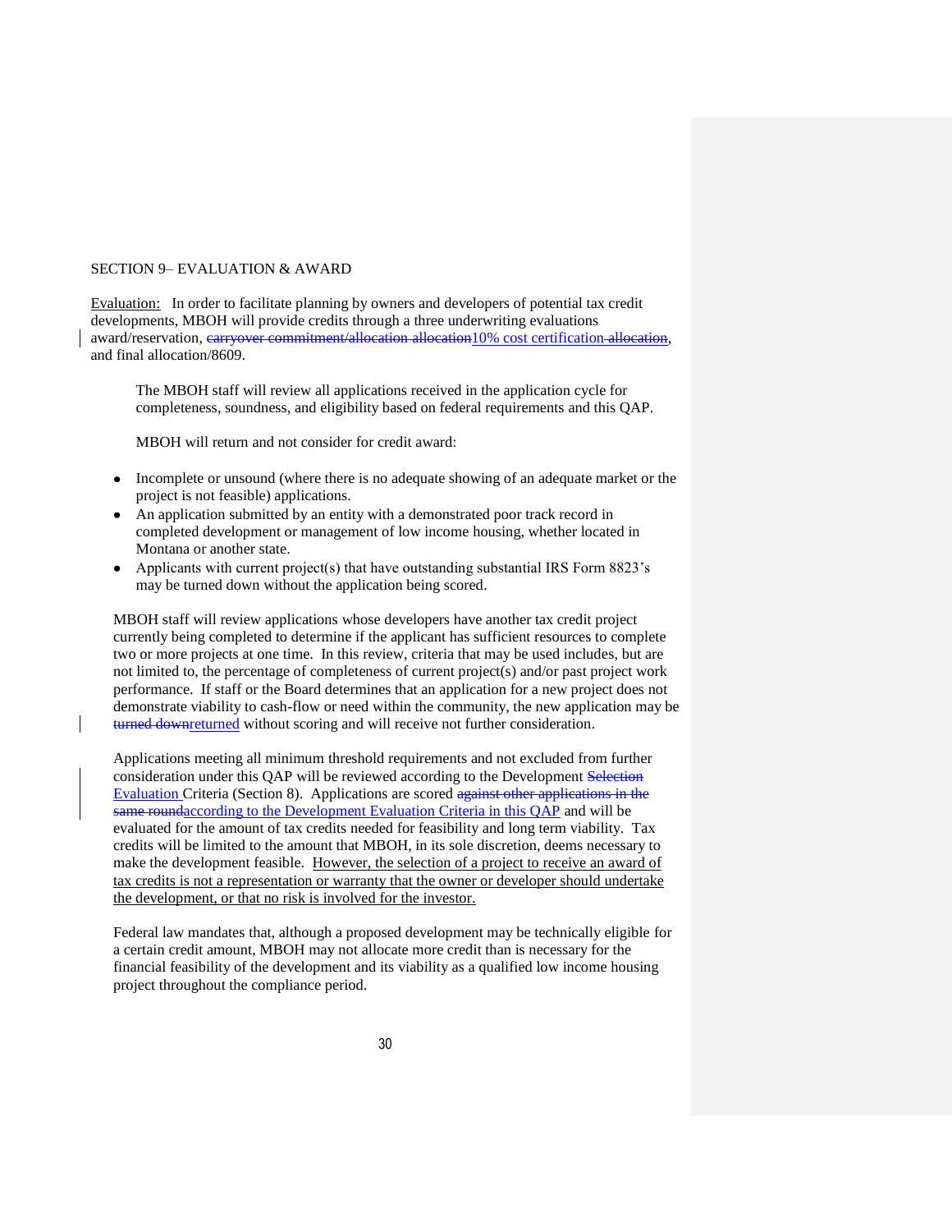SECTION 9– EVALUATION & AWARD

Evaluation: In order to facilitate planning by owners and developers of potential tax credit developments, MBOH will provide credits through a three underwriting evaluations award/reservation, ~~carryover commitment/allocation allocation~~10% cost certification ~~allocation~~, and final allocation/8609.

The MBOH staff will review all applications received in the application cycle for completeness, soundness, and eligibility based on federal requirements and this QAP.

MBOH will return and not consider for credit award:

- Incomplete or unsound (where there is no adequate showing of an adequate market or the project is not feasible) applications.
- An application submitted by an entity with a demonstrated poor track record in completed development or management of low income housing, whether located in Montana or another state.
- Applicants with current project(s) that have outstanding substantial IRS Form 8823's may be turned down without the application being scored.

MBOH staff will review applications whose developers have another tax credit project currently being completed to determine if the applicant has sufficient resources to complete two or more projects at one time. In this review, criteria that may be used includes, but are not limited to, the percentage of completeness of current project(s) and/or past project work performance. If staff or the Board determines that an application for a new project does not demonstrate viability to cash-flow or need within the community, the new application may be ~~turned down~~returned without scoring and will receive not further consideration.

Applications meeting all minimum threshold requirements and not excluded from further consideration under this QAP will be reviewed according to the Development ~~Selection~~ Evaluation Criteria (Section 8). Applications are scored ~~against other applications in the same round~~according to the Development Evaluation Criteria in this QAP and will be evaluated for the amount of tax credits needed for feasibility and long term viability. Tax credits will be limited to the amount that MBOH, in its sole discretion, deems necessary to make the development feasible. However, the selection of a project to receive an award of tax credits is not a representation or warranty that the owner or developer should undertake the development, or that no risk is involved for the investor.

Federal law mandates that, although a proposed development may be technically eligible for a certain credit amount, MBOH may not allocate more credit than is necessary for the financial feasibility of the development and its viability as a qualified low income housing project throughout the compliance period.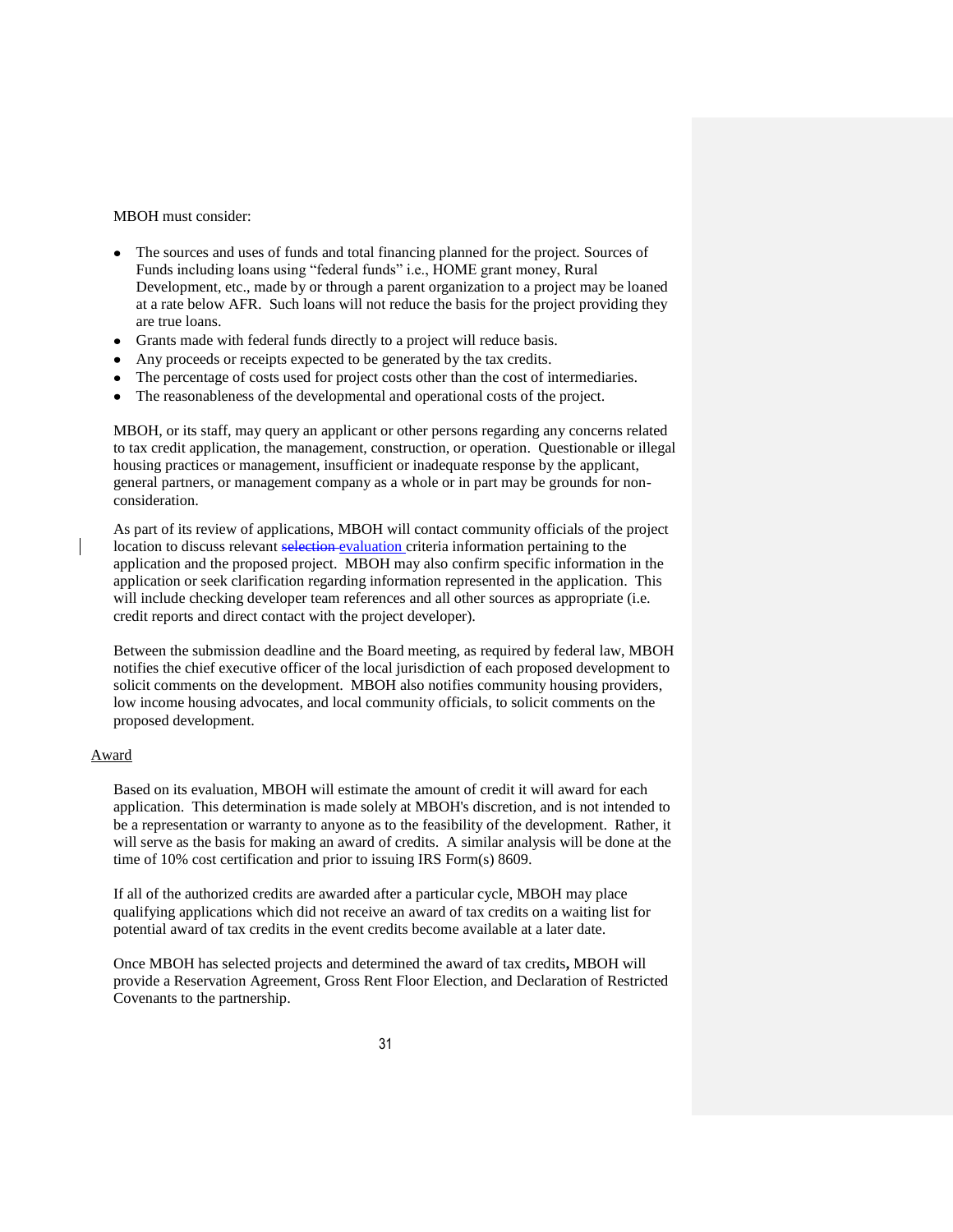MBOH must consider:

- The sources and uses of funds and total financing planned for the project. Sources of Funds including loans using "federal funds" i.e., HOME grant money, Rural Development, etc., made by or through a parent organization to a project may be loaned at a rate below AFR. Such loans will not reduce the basis for the project providing they are true loans.
- Grants made with federal funds directly to a project will reduce basis.
- Any proceeds or receipts expected to be generated by the tax credits.
- The percentage of costs used for project costs other than the cost of intermediaries.
- The reasonableness of the developmental and operational costs of the project.

MBOH, or its staff, may query an applicant or other persons regarding any concerns related to tax credit application, the management, construction, or operation. Questionable or illegal housing practices or management, insufficient or inadequate response by the applicant, general partners, or management company as a whole or in part may be grounds for non-consideration.

As part of its review of applications, MBOH will contact community officials of the project location to discuss relevant ~~selection~~ evaluation criteria information pertaining to the application and the proposed project. MBOH may also confirm specific information in the application or seek clarification regarding information represented in the application. This will include checking developer team references and all other sources as appropriate (i.e. credit reports and direct contact with the project developer).

Between the submission deadline and the Board meeting, as required by federal law, MBOH notifies the chief executive officer of the local jurisdiction of each proposed development to solicit comments on the development. MBOH also notifies community housing providers, low income housing advocates, and local community officials, to solicit comments on the proposed development.

Award

Based on its evaluation, MBOH will estimate the amount of credit it will award for each application. This determination is made solely at MBOH's discretion, and is not intended to be a representation or warranty to anyone as to the feasibility of the development. Rather, it will serve as the basis for making an award of credits. A similar analysis will be done at the time of 10% cost certification and prior to issuing IRS Form(s) 8609.

If all of the authorized credits are awarded after a particular cycle, MBOH may place qualifying applications which did not receive an award of tax credits on a waiting list for potential award of tax credits in the event credits become available at a later date.

Once MBOH has selected projects and determined the award of tax credits**,** MBOH will provide a Reservation Agreement, Gross Rent Floor Election, and Declaration of Restricted Covenants to the partnership.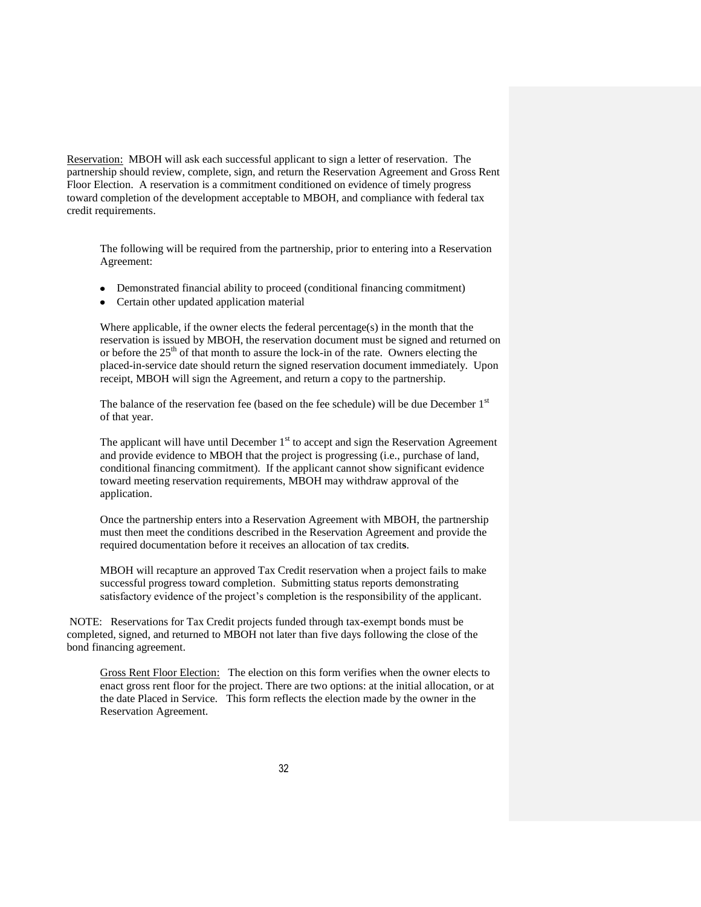Reservation: MBOH will ask each successful applicant to sign a letter of reservation. The partnership should review, complete, sign, and return the Reservation Agreement and Gross Rent Floor Election. A reservation is a commitment conditioned on evidence of timely progress toward completion of the development acceptable to MBOH, and compliance with federal tax credit requirements.

The following will be required from the partnership, prior to entering into a Reservation Agreement:

- Demonstrated financial ability to proceed (conditional financing commitment)
- Certain other updated application material

Where applicable, if the owner elects the federal percentage(s) in the month that the reservation is issued by MBOH, the reservation document must be signed and returned on or before the 25th of that month to assure the lock-in of the rate. Owners electing the placed-in-service date should return the signed reservation document immediately. Upon receipt, MBOH will sign the Agreement, and return a copy to the partnership.

The balance of the reservation fee (based on the fee schedule) will be due December 1st of that year.

The applicant will have until December 1st to accept and sign the Reservation Agreement and provide evidence to MBOH that the project is progressing (i.e., purchase of land, conditional financing commitment). If the applicant cannot show significant evidence toward meeting reservation requirements, MBOH may withdraw approval of the application.

Once the partnership enters into a Reservation Agreement with MBOH, the partnership must then meet the conditions described in the Reservation Agreement and provide the required documentation before it receives an allocation of tax credits.

MBOH will recapture an approved Tax Credit reservation when a project fails to make successful progress toward completion. Submitting status reports demonstrating satisfactory evidence of the project's completion is the responsibility of the applicant.

NOTE: Reservations for Tax Credit projects funded through tax-exempt bonds must be completed, signed, and returned to MBOH not later than five days following the close of the bond financing agreement.

Gross Rent Floor Election: The election on this form verifies when the owner elects to enact gross rent floor for the project. There are two options: at the initial allocation, or at the date Placed in Service. This form reflects the election made by the owner in the Reservation Agreement.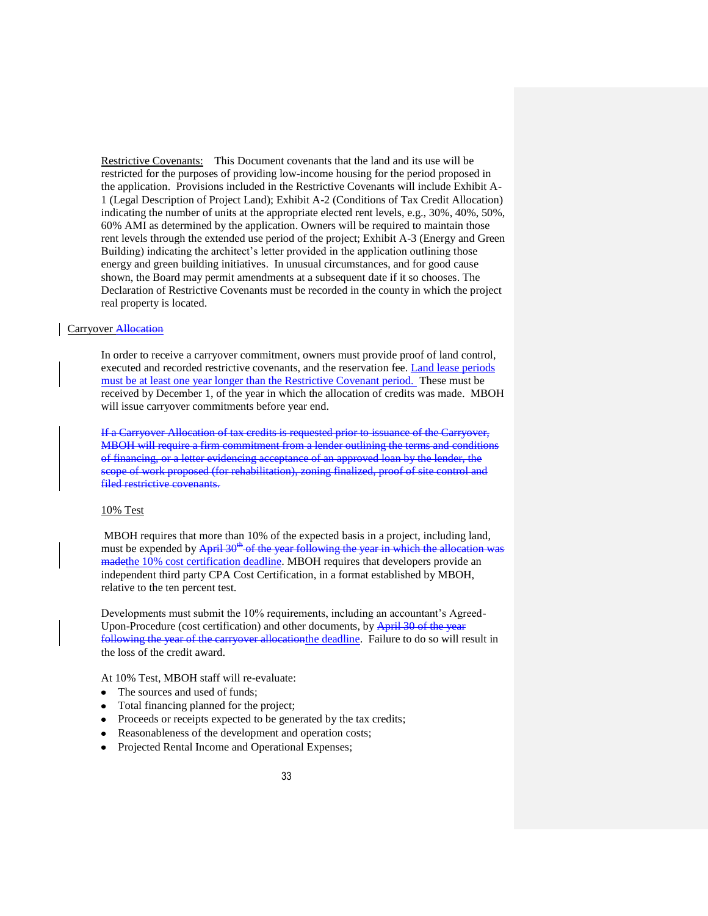Restrictive Covenants: This Document covenants that the land and its use will be restricted for the purposes of providing low-income housing for the period proposed in the application. Provisions included in the Restrictive Covenants will include Exhibit A-1 (Legal Description of Project Land); Exhibit A-2 (Conditions of Tax Credit Allocation) indicating the number of units at the appropriate elected rent levels, e.g., 30%, 40%, 50%, 60% AMI as determined by the application. Owners will be required to maintain those rent levels through the extended use period of the project; Exhibit A-3 (Energy and Green Building) indicating the architect's letter provided in the application outlining those energy and green building initiatives. In unusual circumstances, and for good cause shown, the Board may permit amendments at a subsequent date if it so chooses. The Declaration of Restrictive Covenants must be recorded in the county in which the project real property is located.

## Carryover Allocation

In order to receive a carryover commitment, owners must provide proof of land control, executed and recorded restrictive covenants, and the reservation fee. Land lease periods must be at least one year longer than the Restrictive Covenant period. These must be received by December 1, of the year in which the allocation of credits was made. MBOH will issue carryover commitments before year end.

~~If a Carryover Allocation of tax credits is requested prior to issuance of the Carryover, MBOH will require a firm commitment from a lender outlining the terms and conditions of financing, or a letter evidencing acceptance of an approved loan by the lender, the scope of work proposed (for rehabilitation), zoning finalized, proof of site control and filed restrictive covenants.~~

### 10% Test

MBOH requires that more than 10% of the expected basis in a project, including land, must be expended by ~~April 30th of the year following the year in which the allocation was made~~the 10% cost certification deadline. MBOH requires that developers provide an independent third party CPA Cost Certification, in a format established by MBOH, relative to the ten percent test.

Developments must submit the 10% requirements, including an accountant's Agreed-Upon-Procedure (cost certification) and other documents, by ~~April 30 of the year following the year of the carryover allocation~~the deadline. Failure to do so will result in the loss of the credit award.

At 10% Test, MBOH staff will re-evaluate:

- The sources and used of funds;
- Total financing planned for the project;
- Proceeds or receipts expected to be generated by the tax credits;
- Reasonableness of the development and operation costs;
- Projected Rental Income and Operational Expenses;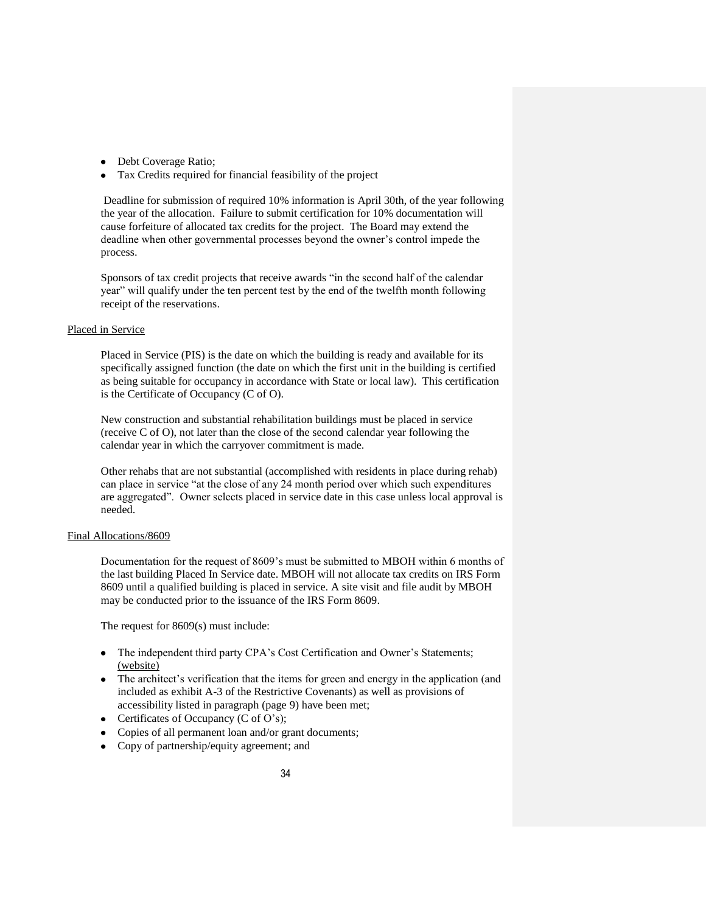- Debt Coverage Ratio;
- Tax Credits required for financial feasibility of the project

Deadline for submission of required 10% information is April 30th, of the year following the year of the allocation. Failure to submit certification for 10% documentation will cause forfeiture of allocated tax credits for the project. The Board may extend the deadline when other governmental processes beyond the owner's control impede the process.

Sponsors of tax credit projects that receive awards "in the second half of the calendar year" will qualify under the ten percent test by the end of the twelfth month following receipt of the reservations.

Placed in Service

Placed in Service (PIS) is the date on which the building is ready and available for its specifically assigned function (the date on which the first unit in the building is certified as being suitable for occupancy in accordance with State or local law). This certification is the Certificate of Occupancy (C of O).

New construction and substantial rehabilitation buildings must be placed in service (receive C of O), not later than the close of the second calendar year following the calendar year in which the carryover commitment is made.

Other rehabs that are not substantial (accomplished with residents in place during rehab) can place in service "at the close of any 24 month period over which such expenditures are aggregated". Owner selects placed in service date in this case unless local approval is needed.

Final Allocations/8609

Documentation for the request of 8609's must be submitted to MBOH within 6 months of the last building Placed In Service date. MBOH will not allocate tax credits on IRS Form 8609 until a qualified building is placed in service. A site visit and file audit by MBOH may be conducted prior to the issuance of the IRS Form 8609.

The request for 8609(s) must include:

- The independent third party CPA's Cost Certification and Owner's Statements; (website)
- The architect's verification that the items for green and energy in the application (and included as exhibit A-3 of the Restrictive Covenants) as well as provisions of accessibility listed in paragraph (page 9) have been met;
- Certificates of Occupancy (C of O's);
- Copies of all permanent loan and/or grant documents;
- Copy of partnership/equity agreement; and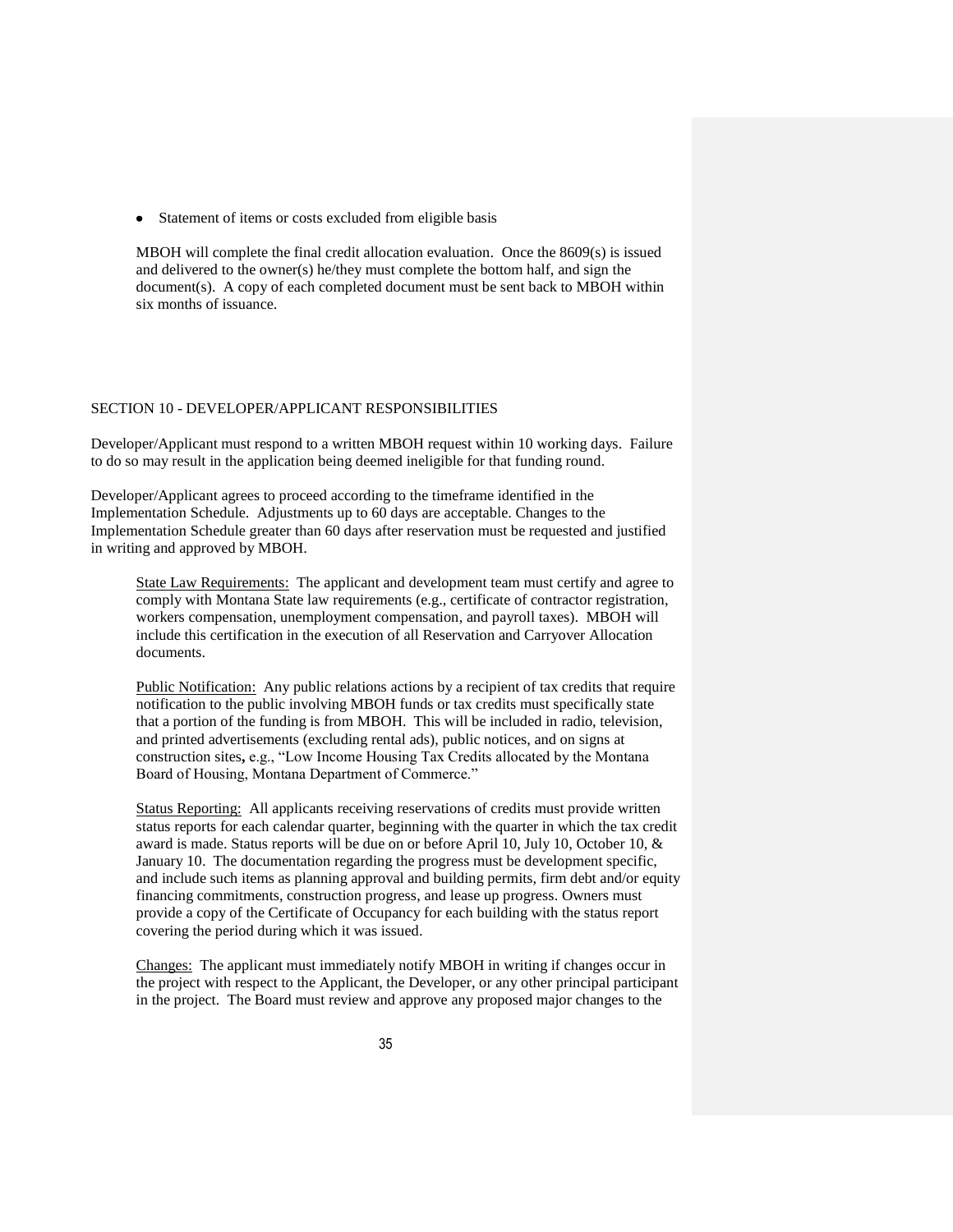- Statement of items or costs excluded from eligible basis

MBOH will complete the final credit allocation evaluation. Once the 8609(s) is issued and delivered to the owner(s) he/they must complete the bottom half, and sign the document(s). A copy of each completed document must be sent back to MBOH within six months of issuance.

## SECTION 10 - DEVELOPER/APPLICANT RESPONSIBILITIES

Developer/Applicant must respond to a written MBOH request within 10 working days. Failure to do so may result in the application being deemed ineligible for that funding round.

Developer/Applicant agrees to proceed according to the timeframe identified in the Implementation Schedule. Adjustments up to 60 days are acceptable. Changes to the Implementation Schedule greater than 60 days after reservation must be requested and justified in writing and approved by MBOH.

State Law Requirements: The applicant and development team must certify and agree to comply with Montana State law requirements (e.g., certificate of contractor registration, workers compensation, unemployment compensation, and payroll taxes). MBOH will include this certification in the execution of all Reservation and Carryover Allocation documents.

Public Notification: Any public relations actions by a recipient of tax credits that require notification to the public involving MBOH funds or tax credits must specifically state that a portion of the funding is from MBOH. This will be included in radio, television, and printed advertisements (excluding rental ads), public notices, and on signs at construction sites**,** e.g., "Low Income Housing Tax Credits allocated by the Montana Board of Housing, Montana Department of Commerce."

Status Reporting: All applicants receiving reservations of credits must provide written status reports for each calendar quarter, beginning with the quarter in which the tax credit award is made. Status reports will be due on or before April 10, July 10, October 10, & January 10. The documentation regarding the progress must be development specific, and include such items as planning approval and building permits, firm debt and/or equity financing commitments, construction progress, and lease up progress. Owners must provide a copy of the Certificate of Occupancy for each building with the status report covering the period during which it was issued.

Changes: The applicant must immediately notify MBOH in writing if changes occur in the project with respect to the Applicant, the Developer, or any other principal participant in the project. The Board must review and approve any proposed major changes to the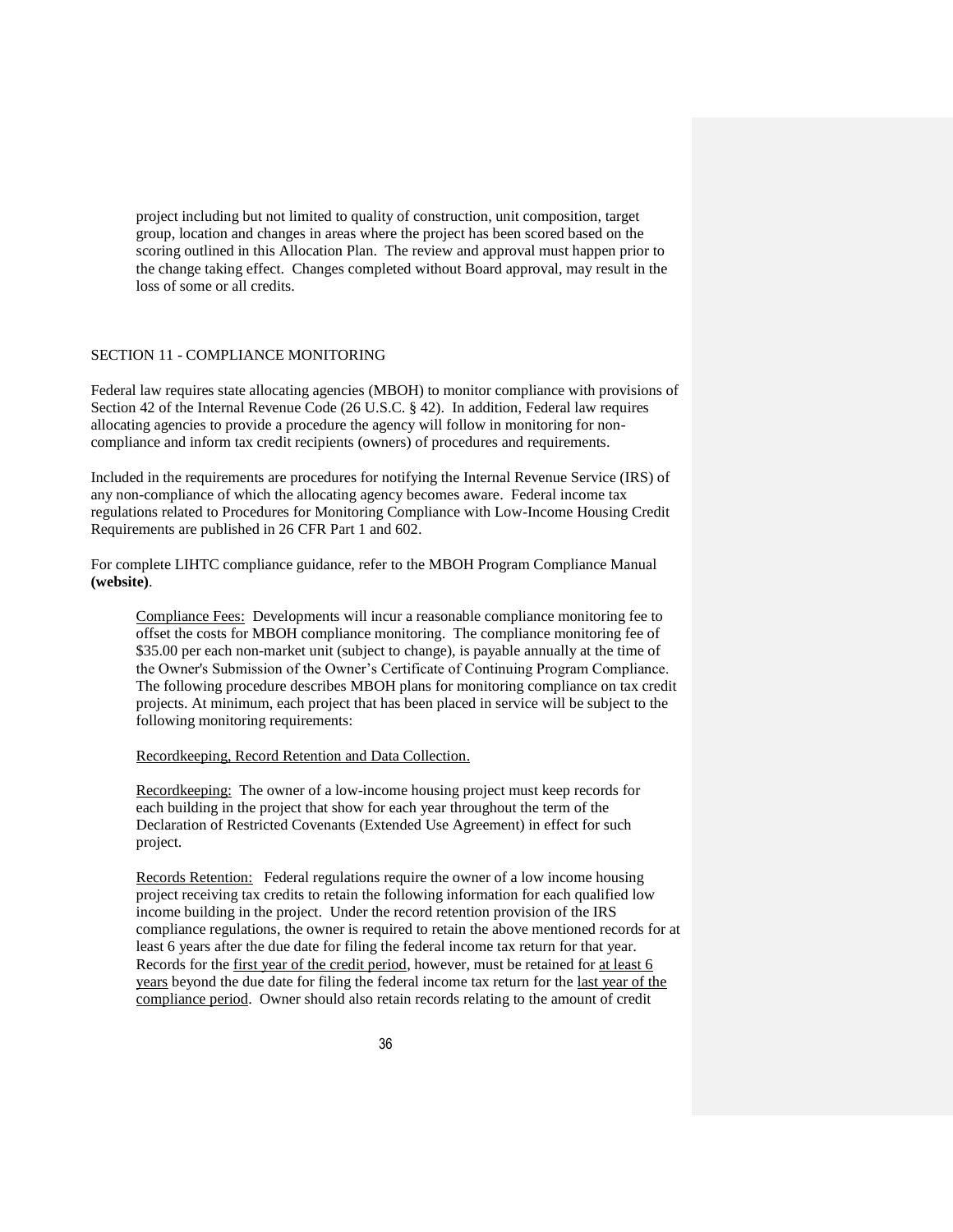project including but not limited to quality of construction, unit composition, target group, location and changes in areas where the project has been scored based on the scoring outlined in this Allocation Plan. The review and approval must happen prior to the change taking effect. Changes completed without Board approval, may result in the loss of some or all credits.

## SECTION 11 - COMPLIANCE MONITORING

Federal law requires state allocating agencies (MBOH) to monitor compliance with provisions of Section 42 of the Internal Revenue Code (26 U.S.C. § 42). In addition, Federal law requires allocating agencies to provide a procedure the agency will follow in monitoring for non-compliance and inform tax credit recipients (owners) of procedures and requirements.

Included in the requirements are procedures for notifying the Internal Revenue Service (IRS) of any non-compliance of which the allocating agency becomes aware. Federal income tax regulations related to Procedures for Monitoring Compliance with Low-Income Housing Credit Requirements are published in 26 CFR Part 1 and 602.

For complete LIHTC compliance guidance, refer to the MBOH Program Compliance Manual **(website)**.

Compliance Fees: Developments will incur a reasonable compliance monitoring fee to offset the costs for MBOH compliance monitoring. The compliance monitoring fee of $35.00 per each non-market unit (subject to change), is payable annually at the time of the Owner's Submission of the Owner's Certificate of Continuing Program Compliance. The following procedure describes MBOH plans for monitoring compliance on tax credit projects. At minimum, each project that has been placed in service will be subject to the following monitoring requirements:

Recordkeeping, Record Retention and Data Collection.

Recordkeeping: The owner of a low-income housing project must keep records for each building in the project that show for each year throughout the term of the Declaration of Restricted Covenants (Extended Use Agreement) in effect for such project.

Records Retention: Federal regulations require the owner of a low income housing project receiving tax credits to retain the following information for each qualified low income building in the project. Under the record retention provision of the IRS compliance regulations, the owner is required to retain the above mentioned records for at least 6 years after the due date for filing the federal income tax return for that year. Records for the first year of the credit period, however, must be retained for at least 6 years beyond the due date for filing the federal income tax return for the last year of the compliance period. Owner should also retain records relating to the amount of credit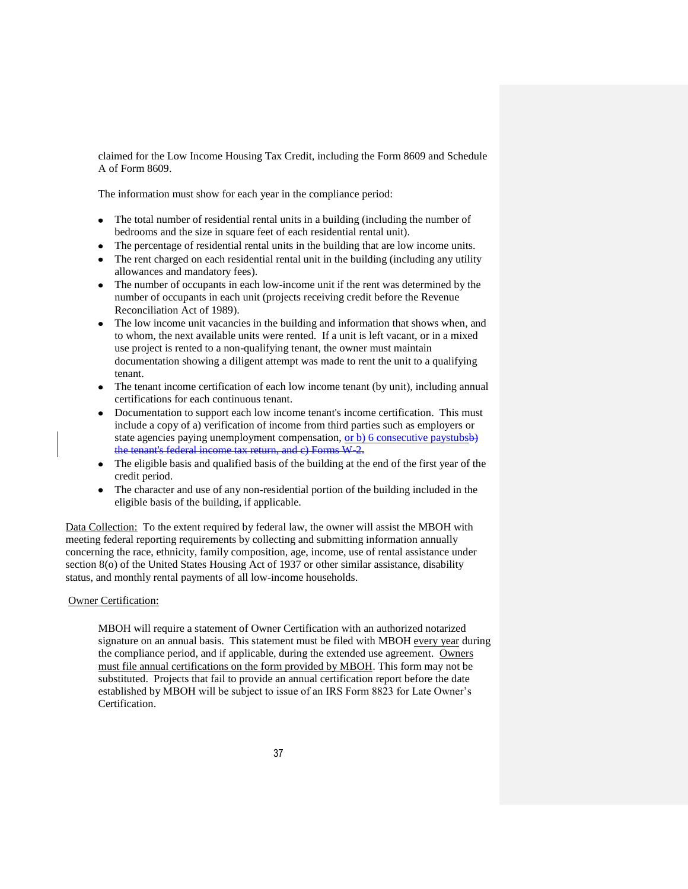claimed for the Low Income Housing Tax Credit, including the Form 8609 and Schedule A of Form 8609.

The information must show for each year in the compliance period:

- The total number of residential rental units in a building (including the number of bedrooms and the size in square feet of each residential rental unit).
- The percentage of residential rental units in the building that are low income units.
- The rent charged on each residential rental unit in the building (including any utility allowances and mandatory fees).
- The number of occupants in each low-income unit if the rent was determined by the number of occupants in each unit (projects receiving credit before the Revenue Reconciliation Act of 1989).
- The low income unit vacancies in the building and information that shows when, and to whom, the next available units were rented. If a unit is left vacant, or in a mixed use project is rented to a non-qualifying tenant, the owner must maintain documentation showing a diligent attempt was made to rent the unit to a qualifying tenant.
- The tenant income certification of each low income tenant (by unit), including annual certifications for each continuous tenant.
- Documentation to support each low income tenant's income certification. This must include a copy of a) verification of income from third parties such as employers or state agencies paying unemployment compensation, or b) 6 consecutive paystubs~~b) the tenant's federal income tax return, and c) Forms W-2~~.
- The eligible basis and qualified basis of the building at the end of the first year of the credit period.
- The character and use of any non-residential portion of the building included in the eligible basis of the building, if applicable.

Data Collection: To the extent required by federal law, the owner will assist the MBOH with meeting federal reporting requirements by collecting and submitting information annually concerning the race, ethnicity, family composition, age, income, use of rental assistance under section 8(o) of the United States Housing Act of 1937 or other similar assistance, disability status, and monthly rental payments of all low-income households.

Owner Certification:

MBOH will require a statement of Owner Certification with an authorized notarized signature on an annual basis. This statement must be filed with MBOH every year during the compliance period, and if applicable, during the extended use agreement. Owners must file annual certifications on the form provided by MBOH. This form may not be substituted. Projects that fail to provide an annual certification report before the date established by MBOH will be subject to issue of an IRS Form 8823 for Late Owner's Certification.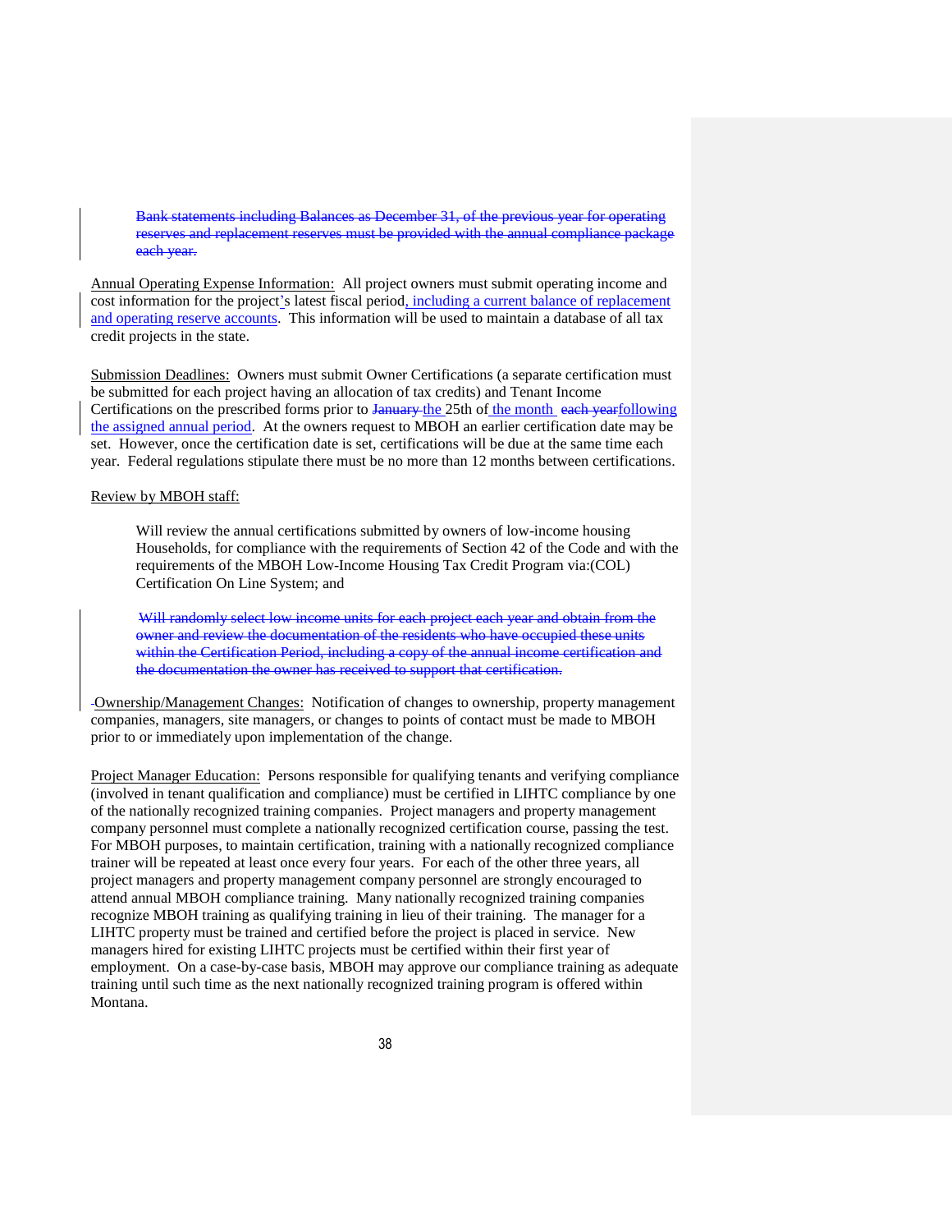> ~~Bank statements including Balances as December 31, of the previous year for operating reserves and replacement reserves must be provided with the annual compliance package each year.~~

Annual Operating Expense Information: All project owners must submit operating income and cost information for the project's latest fiscal period, including a current balance of replacement and operating reserve accounts. This information will be used to maintain a database of all tax credit projects in the state.

Submission Deadlines: Owners must submit Owner Certifications (a separate certification must be submitted for each project having an allocation of tax credits) and Tenant Income Certifications on the prescribed forms prior to ~~January~~ the 25th of the month ~~each year~~ following the assigned annual period. At the owners request to MBOH an earlier certification date may be set. However, once the certification date is set, certifications will be due at the same time each year. Federal regulations stipulate there must be no more than 12 months between certifications.

Review by MBOH staff:

> Will review the annual certifications submitted by owners of low-income housing Households, for compliance with the requirements of Section 42 of the Code and with the requirements of the MBOH Low-Income Housing Tax Credit Program via:(COL) Certification On Line System; and
>
> ~~Will randomly select low income units for each project each year and obtain from the owner and review the documentation of the residents who have occupied these units within the Certification Period, including a copy of the annual income certification and the documentation the owner has received to support that certification.~~

Ownership/Management Changes: Notification of changes to ownership, property management companies, managers, site managers, or changes to points of contact must be made to MBOH prior to or immediately upon implementation of the change.

Project Manager Education: Persons responsible for qualifying tenants and verifying compliance (involved in tenant qualification and compliance) must be certified in LIHTC compliance by one of the nationally recognized training companies. Project managers and property management company personnel must complete a nationally recognized certification course, passing the test. For MBOH purposes, to maintain certification, training with a nationally recognized compliance trainer will be repeated at least once every four years. For each of the other three years, all project managers and property management company personnel are strongly encouraged to attend annual MBOH compliance training. Many nationally recognized training companies recognize MBOH training as qualifying training in lieu of their training. The manager for a LIHTC property must be trained and certified before the project is placed in service. New managers hired for existing LIHTC projects must be certified within their first year of employment. On a case-by-case basis, MBOH may approve our compliance training as adequate training until such time as the next nationally recognized training program is offered within Montana.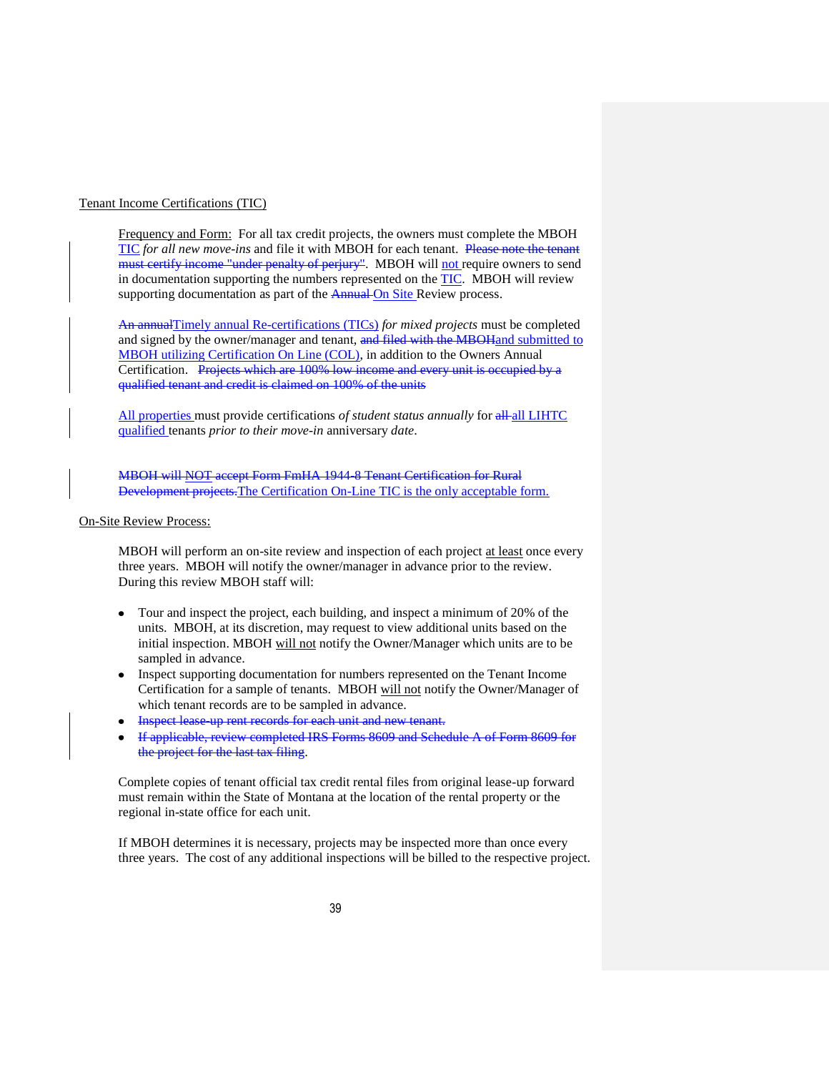Tenant Income Certifications (TIC)

Frequency and Form: For all tax credit projects, the owners must complete the MBOH TIC *for all new move-ins* and file it with MBOH for each tenant. ~~Please note the tenant must certify income "under penalty of perjury".~~ MBOH will not require owners to send in documentation supporting the numbers represented on the TIC. MBOH will review supporting documentation as part of the ~~Annual~~ On Site Review process.

~~An annual~~Timely annual Re-certifications (TICs) *for mixed projects* must be completed and signed by the owner/manager and tenant, ~~and filed with the MBOH~~and submitted to MBOH utilizing Certification On Line (COL), in addition to the Owners Annual Certification. ~~Projects which are 100% low income and every unit is occupied by a qualified tenant and credit is claimed on 100% of the units~~

All properties must provide certifications *of student status annually* for ~~all~~ all LIHTC qualified tenants *prior to their move-in* anniversary *date*.

~~MBOH will NOT accept Form FmHA 1944-8 Tenant Certification for Rural Development projects.~~The Certification On-Line TIC is the only acceptable form.

On-Site Review Process:

MBOH will perform an on-site review and inspection of each project at least once every three years. MBOH will notify the owner/manager in advance prior to the review. During this review MBOH staff will:

- Tour and inspect the project, each building, and inspect a minimum of 20% of the units. MBOH, at its discretion, may request to view additional units based on the initial inspection. MBOH will not notify the Owner/Manager which units are to be sampled in advance.
- Inspect supporting documentation for numbers represented on the Tenant Income Certification for a sample of tenants. MBOH will not notify the Owner/Manager of which tenant records are to be sampled in advance.
- ~~Inspect lease-up rent records for each unit and new tenant.~~
- ~~If applicable, review completed IRS Forms 8609 and Schedule A of Form 8609 for the project for the last tax filing.~~

Complete copies of tenant official tax credit rental files from original lease-up forward must remain within the State of Montana at the location of the rental property or the regional in-state office for each unit.

If MBOH determines it is necessary, projects may be inspected more than once every three years. The cost of any additional inspections will be billed to the respective project.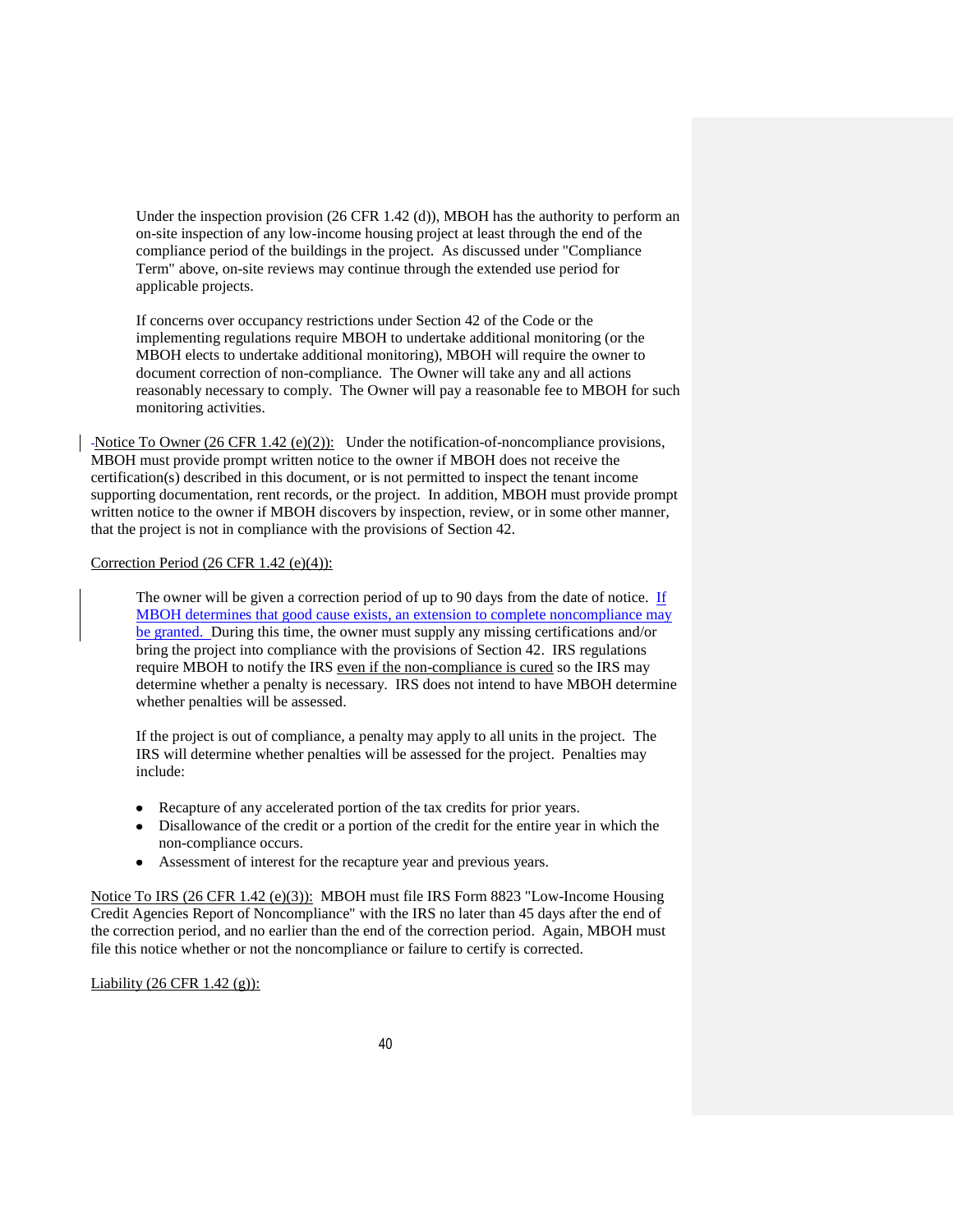Under the inspection provision (26 CFR 1.42 (d)), MBOH has the authority to perform an on-site inspection of any low-income housing project at least through the end of the compliance period of the buildings in the project. As discussed under "Compliance Term" above, on-site reviews may continue through the extended use period for applicable projects.

If concerns over occupancy restrictions under Section 42 of the Code or the implementing regulations require MBOH to undertake additional monitoring (or the MBOH elects to undertake additional monitoring), MBOH will require the owner to document correction of non-compliance. The Owner will take any and all actions reasonably necessary to comply. The Owner will pay a reasonable fee to MBOH for such monitoring activities.

Notice To Owner (26 CFR 1.42 (e)(2)): Under the notification-of-noncompliance provisions, MBOH must provide prompt written notice to the owner if MBOH does not receive the certification(s) described in this document, or is not permitted to inspect the tenant income supporting documentation, rent records, or the project. In addition, MBOH must provide prompt written notice to the owner if MBOH discovers by inspection, review, or in some other manner, that the project is not in compliance with the provisions of Section 42.

Correction Period (26 CFR 1.42 (e)(4)):

The owner will be given a correction period of up to 90 days from the date of notice. If MBOH determines that good cause exists, an extension to complete noncompliance may be granted. During this time, the owner must supply any missing certifications and/or bring the project into compliance with the provisions of Section 42. IRS regulations require MBOH to notify the IRS even if the non-compliance is cured so the IRS may determine whether a penalty is necessary. IRS does not intend to have MBOH determine whether penalties will be assessed.

If the project is out of compliance, a penalty may apply to all units in the project. The IRS will determine whether penalties will be assessed for the project. Penalties may include:

- Recapture of any accelerated portion of the tax credits for prior years.
- Disallowance of the credit or a portion of the credit for the entire year in which the non-compliance occurs.
- Assessment of interest for the recapture year and previous years.

Notice To IRS (26 CFR 1.42 (e)(3)): MBOH must file IRS Form 8823 "Low-Income Housing Credit Agencies Report of Noncompliance" with the IRS no later than 45 days after the end of the correction period, and no earlier than the end of the correction period. Again, MBOH must file this notice whether or not the noncompliance or failure to certify is corrected.

Liability (26 CFR 1.42 (g)):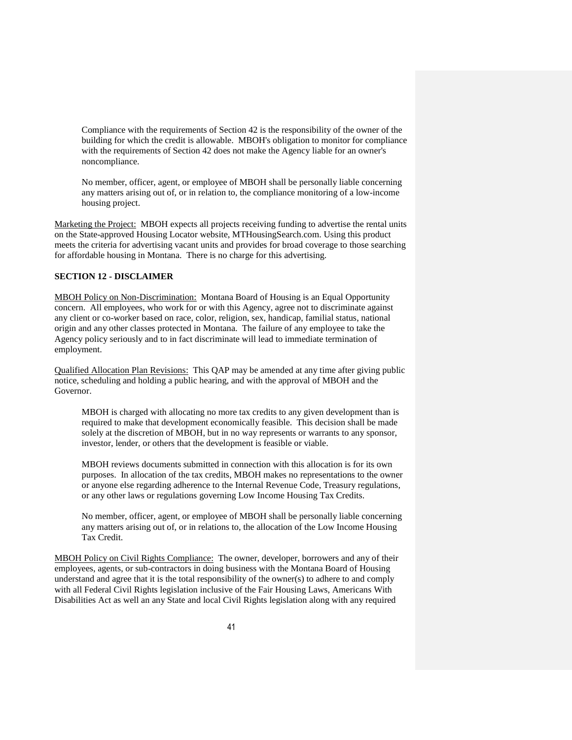Compliance with the requirements of Section 42 is the responsibility of the owner of the building for which the credit is allowable. MBOH's obligation to monitor for compliance with the requirements of Section 42 does not make the Agency liable for an owner's noncompliance.

No member, officer, agent, or employee of MBOH shall be personally liable concerning any matters arising out of, or in relation to, the compliance monitoring of a low-income housing project.

Marketing the Project: MBOH expects all projects receiving funding to advertise the rental units on the State-approved Housing Locator website, MTHousingSearch.com. Using this product meets the criteria for advertising vacant units and provides for broad coverage to those searching for affordable housing in Montana. There is no charge for this advertising.

## SECTION 12 - DISCLAIMER

MBOH Policy on Non-Discrimination: Montana Board of Housing is an Equal Opportunity concern. All employees, who work for or with this Agency, agree not to discriminate against any client or co-worker based on race, color, religion, sex, handicap, familial status, national origin and any other classes protected in Montana. The failure of any employee to take the Agency policy seriously and to in fact discriminate will lead to immediate termination of employment.

Qualified Allocation Plan Revisions: This QAP may be amended at any time after giving public notice, scheduling and holding a public hearing, and with the approval of MBOH and the Governor.

MBOH is charged with allocating no more tax credits to any given development than is required to make that development economically feasible. This decision shall be made solely at the discretion of MBOH, but in no way represents or warrants to any sponsor, investor, lender, or others that the development is feasible or viable.

MBOH reviews documents submitted in connection with this allocation is for its own purposes. In allocation of the tax credits, MBOH makes no representations to the owner or anyone else regarding adherence to the Internal Revenue Code, Treasury regulations, or any other laws or regulations governing Low Income Housing Tax Credits.

No member, officer, agent, or employee of MBOH shall be personally liable concerning any matters arising out of, or in relations to, the allocation of the Low Income Housing Tax Credit.

MBOH Policy on Civil Rights Compliance: The owner, developer, borrowers and any of their employees, agents, or sub-contractors in doing business with the Montana Board of Housing understand and agree that it is the total responsibility of the owner(s) to adhere to and comply with all Federal Civil Rights legislation inclusive of the Fair Housing Laws, Americans With Disabilities Act as well an any State and local Civil Rights legislation along with any required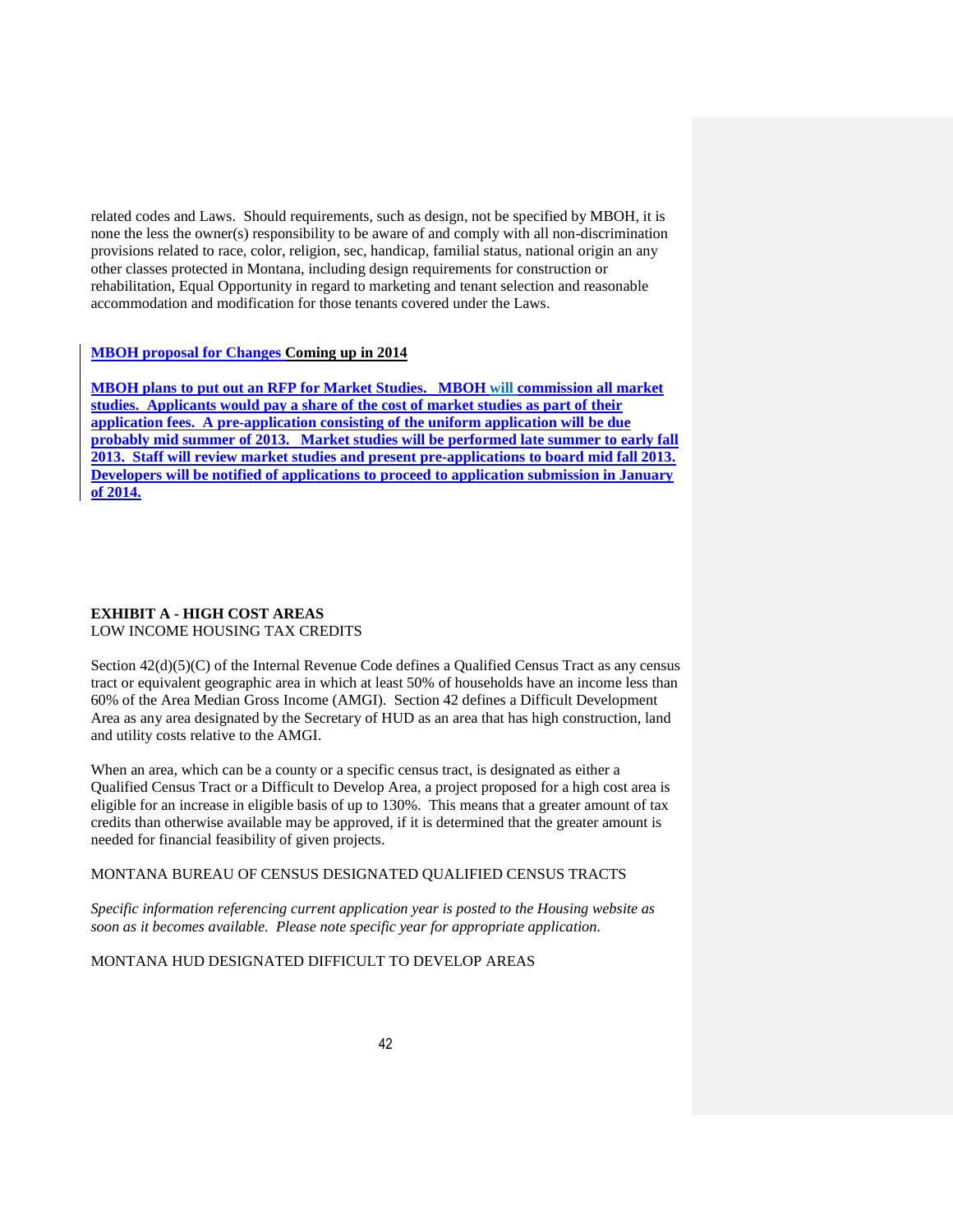related codes and Laws. Should requirements, such as design, not be specified by MBOH, it is none the less the owner(s) responsibility to be aware of and comply with all non-discrimination provisions related to race, color, religion, sec, handicap, familial status, national origin an any other classes protected in Montana, including design requirements for construction or rehabilitation, Equal Opportunity in regard to marketing and tenant selection and reasonable accommodation and modification for those tenants covered under the Laws.

**MBOH proposal for Changes Coming up in 2014**

**MBOH plans to put out an RFP for Market Studies. MBOH will commission all market studies. Applicants would pay a share of the cost of market studies as part of their application fees. A pre-application consisting of the uniform application will be due probably mid summer of 2013. Market studies will be performed late summer to early fall 2013. Staff will review market studies and present pre-applications to board mid fall 2013. Developers will be notified of applications to proceed to application submission in January of 2014.**

**EXHIBIT A - HIGH COST AREAS**
LOW INCOME HOUSING TAX CREDITS

Section 42(d)(5)(C) of the Internal Revenue Code defines a Qualified Census Tract as any census tract or equivalent geographic area in which at least 50% of households have an income less than 60% of the Area Median Gross Income (AMGI). Section 42 defines a Difficult Development Area as any area designated by the Secretary of HUD as an area that has high construction, land and utility costs relative to the AMGI.

When an area, which can be a county or a specific census tract, is designated as either a Qualified Census Tract or a Difficult to Develop Area, a project proposed for a high cost area is eligible for an increase in eligible basis of up to 130%. This means that a greater amount of tax credits than otherwise available may be approved, if it is determined that the greater amount is needed for financial feasibility of given projects.

MONTANA BUREAU OF CENSUS DESIGNATED QUALIFIED CENSUS TRACTS

*Specific information referencing current application year is posted to the Housing website as soon as it becomes available. Please note specific year for appropriate application.*

MONTANA HUD DESIGNATED DIFFICULT TO DEVELOP AREAS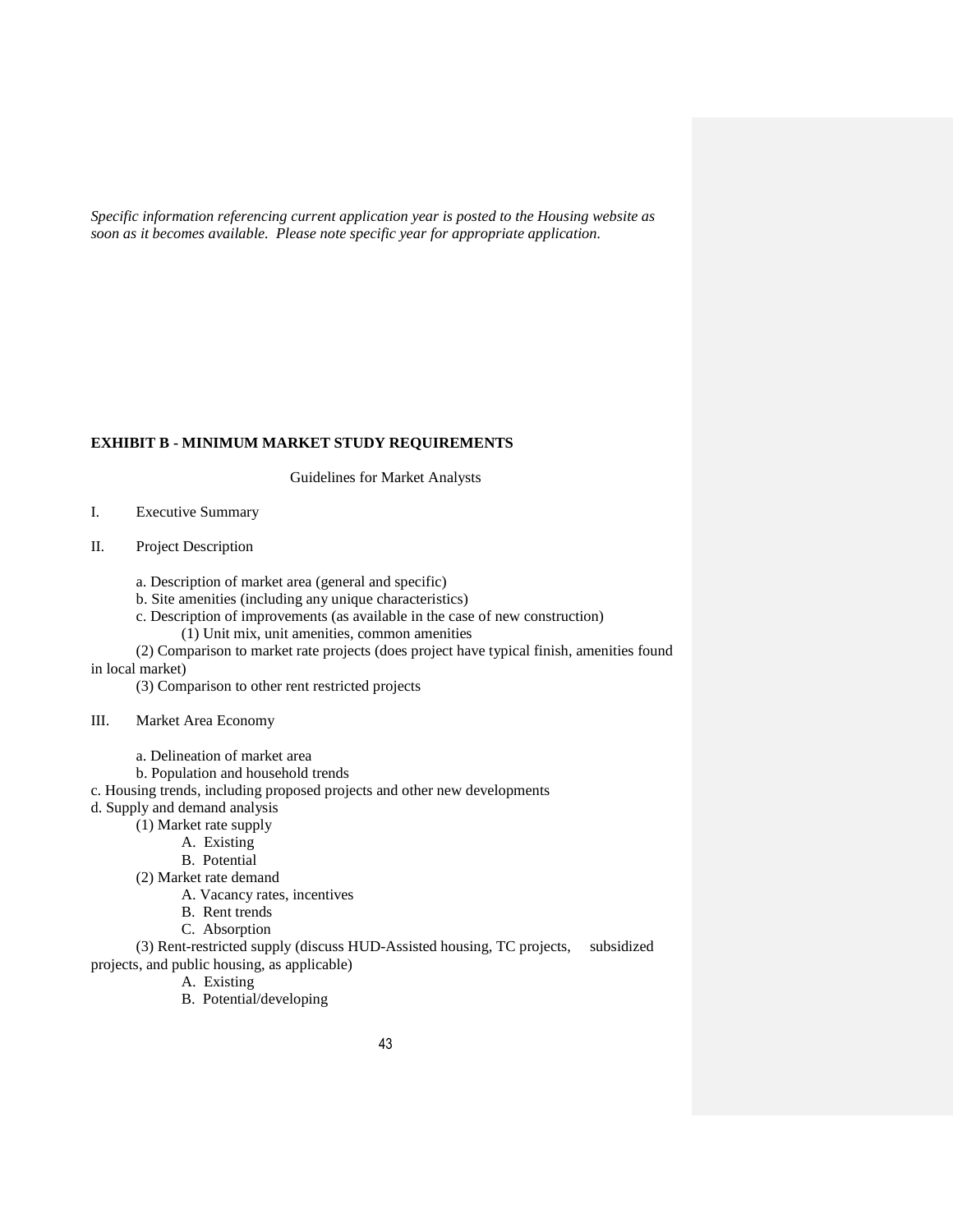*Specific information referencing current application year is posted to the Housing website as soon as it becomes available. Please note specific year for appropriate application.*

**EXHIBIT B - MINIMUM MARKET STUDY REQUIREMENTS**

Guidelines for Market Analysts

I. Executive Summary

II. Project Description

a. Description of market area (general and specific)

b. Site amenities (including any unique characteristics)

c. Description of improvements (as available in the case of new construction)

(1) Unit mix, unit amenities, common amenities

(2) Comparison to market rate projects (does project have typical finish, amenities found in local market)

(3) Comparison to other rent restricted projects

III. Market Area Economy

a. Delineation of market area

b. Population and household trends

c. Housing trends, including proposed projects and other new developments

d. Supply and demand analysis

(1) Market rate supply

A. Existing

B. Potential

(2) Market rate demand

A. Vacancy rates, incentives

B. Rent trends

C. Absorption

(3) Rent-restricted supply (discuss HUD-Assisted housing, TC projects, subsidized projects, and public housing, as applicable)

A. Existing

B. Potential/developing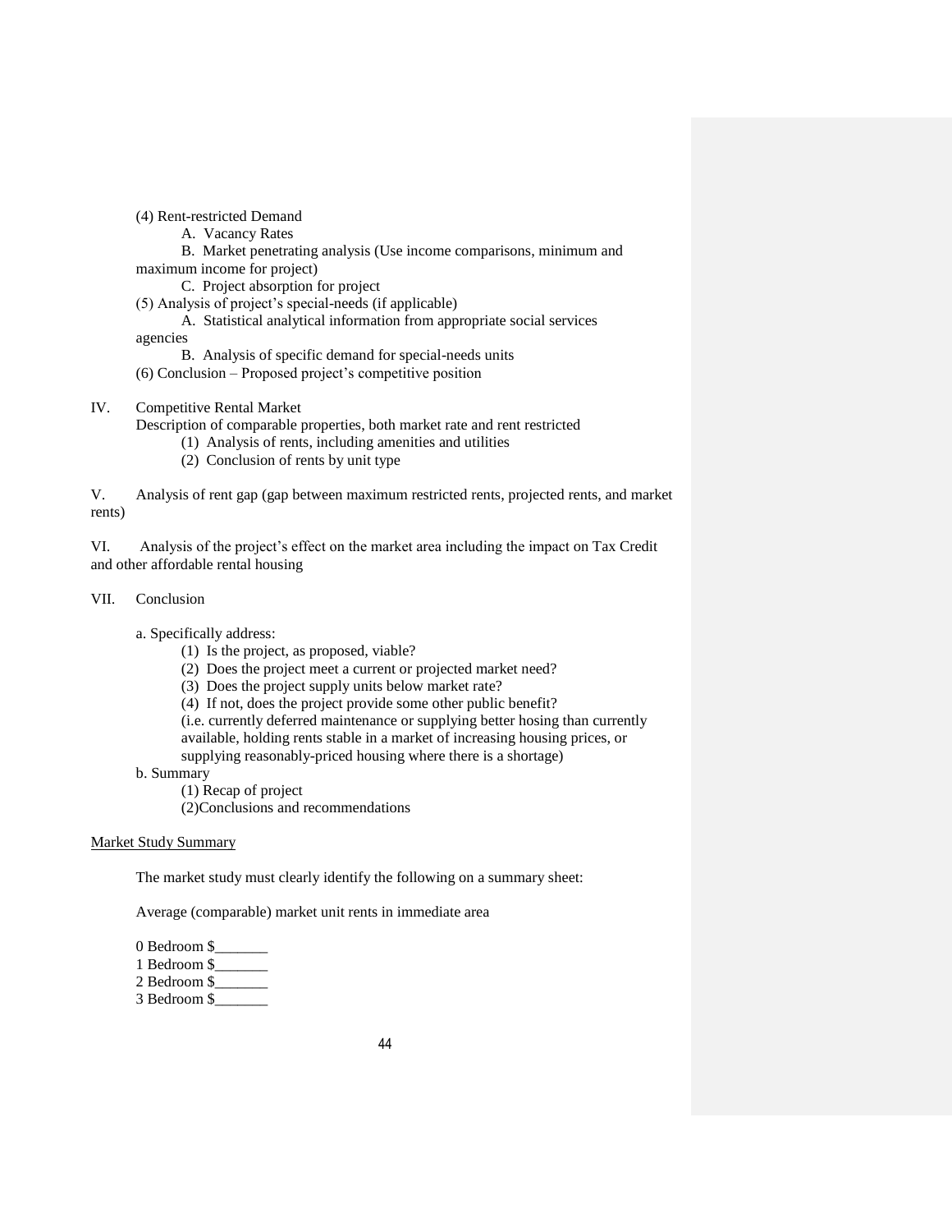(4) Rent-restricted Demand

A. Vacancy Rates

B. Market penetrating analysis (Use income comparisons, minimum and maximum income for project)

C. Project absorption for project

(5) Analysis of project's special-needs (if applicable)

A. Statistical analytical information from appropriate social services agencies

B. Analysis of specific demand for special-needs units

(6) Conclusion – Proposed project's competitive position

IV. Competitive Rental Market

Description of comparable properties, both market rate and rent restricted

(1) Analysis of rents, including amenities and utilities

(2) Conclusion of rents by unit type

V. Analysis of rent gap (gap between maximum restricted rents, projected rents, and market rents)

VI. Analysis of the project's effect on the market area including the impact on Tax Credit and other affordable rental housing

VII. Conclusion

a. Specifically address:

(1) Is the project, as proposed, viable?

(2) Does the project meet a current or projected market need?

(3) Does the project supply units below market rate?

(4) If not, does the project provide some other public benefit?
(i.e. currently deferred maintenance or supplying better hosing than currently available, holding rents stable in a market of increasing housing prices, or supplying reasonably-priced housing where there is a shortage)

b. Summary

(1) Recap of project

(2)Conclusions and recommendations

<u>Market Study Summary</u>

The market study must clearly identify the following on a summary sheet:

Average (comparable) market unit rents in immediate area

0 Bedroom $_______
1 Bedroom $_______
2 Bedroom $_______
3 Bedroom $_______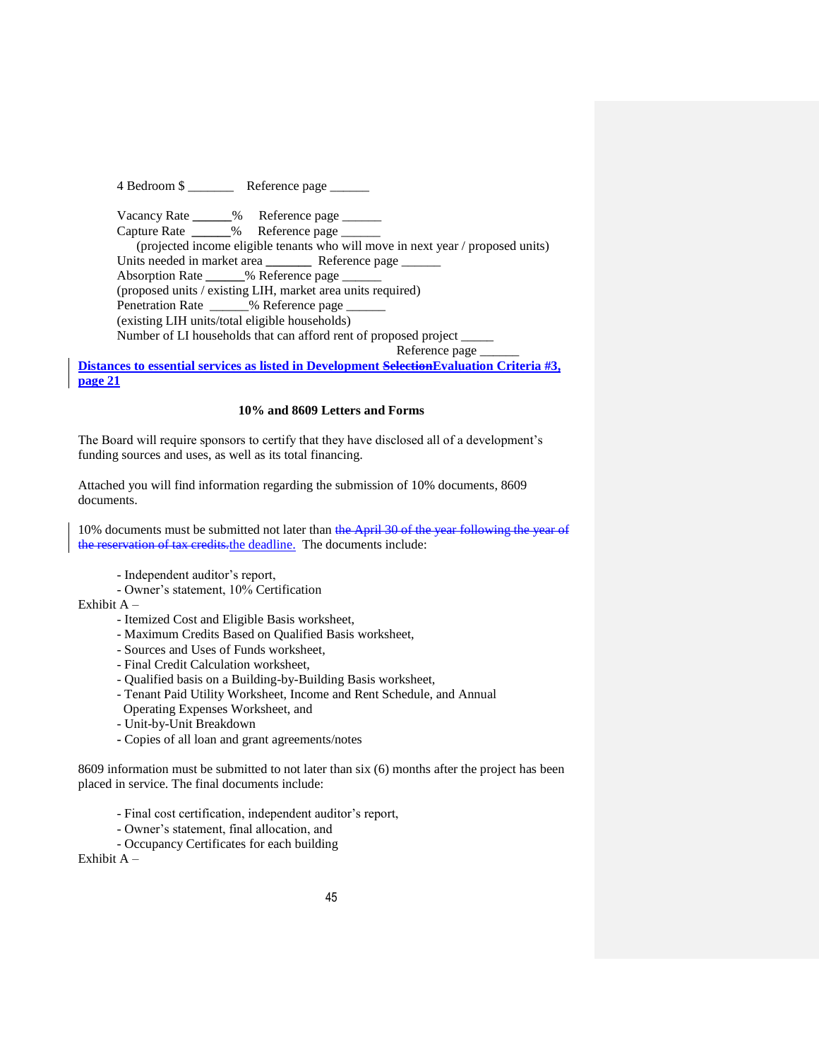4 Bedroom $ _______ Reference page ______

Vacancy Rate ______% Reference page ______
Capture Rate ______% Reference page ______
(projected income eligible tenants who will move in next year / proposed units)
Units needed in market area _______ Reference page ______
Absorption Rate ______% Reference page ______
(proposed units / existing LIH, market area units required)
Penetration Rate ______% Reference page ______
(existing LIH units/total eligible households)
Number of LI households that can afford rent of proposed project _____
Reference page ______

**Distances to essential services as listed in Development ~~Selection~~Evaluation Criteria #3, page 21**

**10% and 8609 Letters and Forms**

The Board will require sponsors to certify that they have disclosed all of a development's funding sources and uses, as well as its total financing.

Attached you will find information regarding the submission of 10% documents, 8609 documents.

10% documents must be submitted not later than ~~the April 30 of the year following the year of the reservation of tax credits.~~the deadline. The documents include:

- Independent auditor's report,
- Owner's statement, 10% Certification

Exhibit A –

- Itemized Cost and Eligible Basis worksheet,
- Maximum Credits Based on Qualified Basis worksheet,
- Sources and Uses of Funds worksheet,
- Final Credit Calculation worksheet,
- Qualified basis on a Building-by-Building Basis worksheet,
- Tenant Paid Utility Worksheet, Income and Rent Schedule, and Annual Operating Expenses Worksheet, and
- Unit-by-Unit Breakdown
- Copies of all loan and grant agreements/notes

8609 information must be submitted to not later than six (6) months after the project has been placed in service. The final documents include:

- Final cost certification, independent auditor's report,
- Owner's statement, final allocation, and
- Occupancy Certificates for each building

Exhibit A –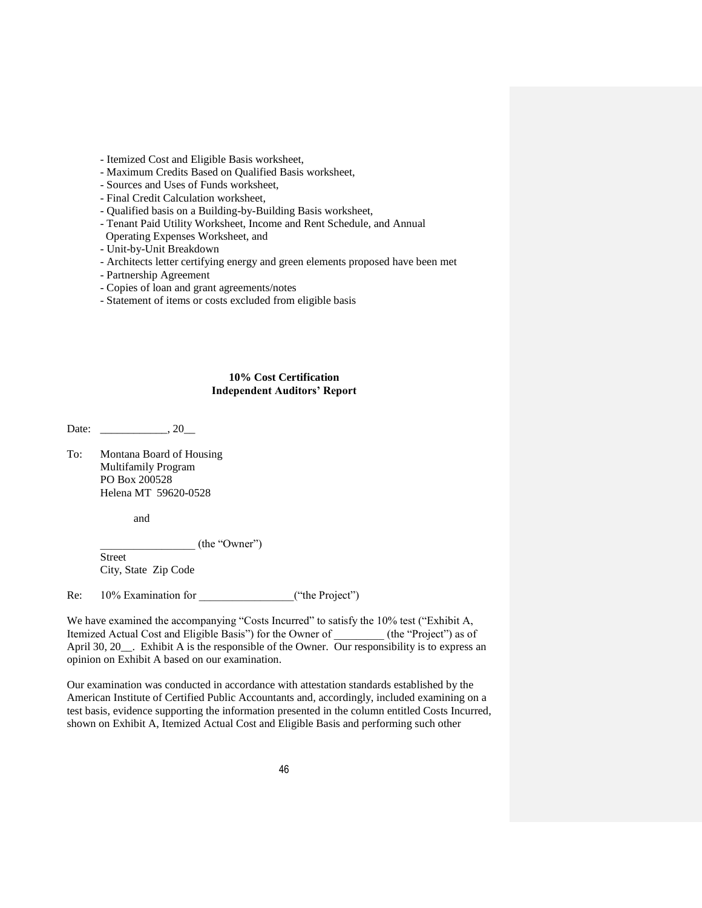- Itemized Cost and Eligible Basis worksheet,
- Maximum Credits Based on Qualified Basis worksheet,
- Sources and Uses of Funds worksheet,
- Final Credit Calculation worksheet,
- Qualified basis on a Building-by-Building Basis worksheet,
- Tenant Paid Utility Worksheet, Income and Rent Schedule, and Annual Operating Expenses Worksheet, and
- Unit-by-Unit Breakdown
- Architects letter certifying energy and green elements proposed have been met
- Partnership Agreement
- Copies of loan and grant agreements/notes
- Statement of items or costs excluded from eligible basis

**10% Cost Certification**
**Independent Auditors' Report**

Date: ____________, 20__

To: Montana Board of Housing
Multifamily Program
PO Box 200528
Helena MT 59620-0528

and

_________________ (the "Owner")
Street
City, State Zip Code

Re: 10% Examination for _________________("the Project")

We have examined the accompanying "Costs Incurred" to satisfy the 10% test ("Exhibit A, Itemized Actual Cost and Eligible Basis") for the Owner of _________ (the "Project") as of April 30, 20__. Exhibit A is the responsible of the Owner. Our responsibility is to express an opinion on Exhibit A based on our examination.

Our examination was conducted in accordance with attestation standards established by the American Institute of Certified Public Accountants and, accordingly, included examining on a test basis, evidence supporting the information presented in the column entitled Costs Incurred, shown on Exhibit A, Itemized Actual Cost and Eligible Basis and performing such other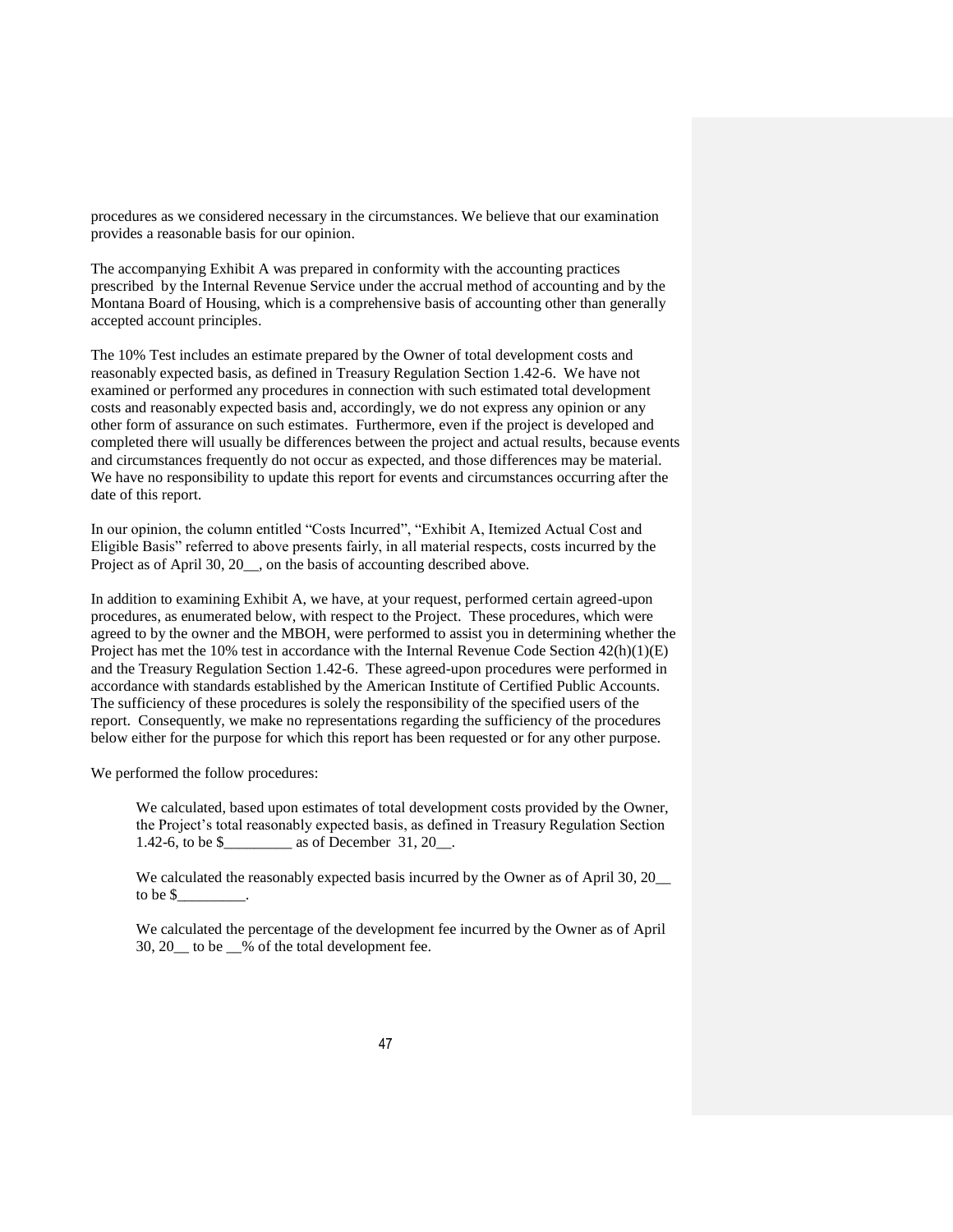procedures as we considered necessary in the circumstances. We believe that our examination provides a reasonable basis for our opinion.

The accompanying Exhibit A was prepared in conformity with the accounting practices prescribed by the Internal Revenue Service under the accrual method of accounting and by the Montana Board of Housing, which is a comprehensive basis of accounting other than generally accepted account principles.

The 10% Test includes an estimate prepared by the Owner of total development costs and reasonably expected basis, as defined in Treasury Regulation Section 1.42-6. We have not examined or performed any procedures in connection with such estimated total development costs and reasonably expected basis and, accordingly, we do not express any opinion or any other form of assurance on such estimates. Furthermore, even if the project is developed and completed there will usually be differences between the project and actual results, because events and circumstances frequently do not occur as expected, and those differences may be material. We have no responsibility to update this report for events and circumstances occurring after the date of this report.

In our opinion, the column entitled "Costs Incurred", "Exhibit A, Itemized Actual Cost and Eligible Basis" referred to above presents fairly, in all material respects, costs incurred by the Project as of April 30, 20__, on the basis of accounting described above.

In addition to examining Exhibit A, we have, at your request, performed certain agreed-upon procedures, as enumerated below, with respect to the Project. These procedures, which were agreed to by the owner and the MBOH, were performed to assist you in determining whether the Project has met the 10% test in accordance with the Internal Revenue Code Section 42(h)(1)(E) and the Treasury Regulation Section 1.42-6. These agreed-upon procedures were performed in accordance with standards established by the American Institute of Certified Public Accounts. The sufficiency of these procedures is solely the responsibility of the specified users of the report. Consequently, we make no representations regarding the sufficiency of the procedures below either for the purpose for which this report has been requested or for any other purpose.

We performed the follow procedures:

> We calculated, based upon estimates of total development costs provided by the Owner, the Project's total reasonably expected basis, as defined in Treasury Regulation Section 1.42-6, to be $_________ as of December 31, 20__.
>
> We calculated the reasonably expected basis incurred by the Owner as of April 30, 20__ to be $_________.
>
> We calculated the percentage of the development fee incurred by the Owner as of April 30, 20__ to be __% of the total development fee.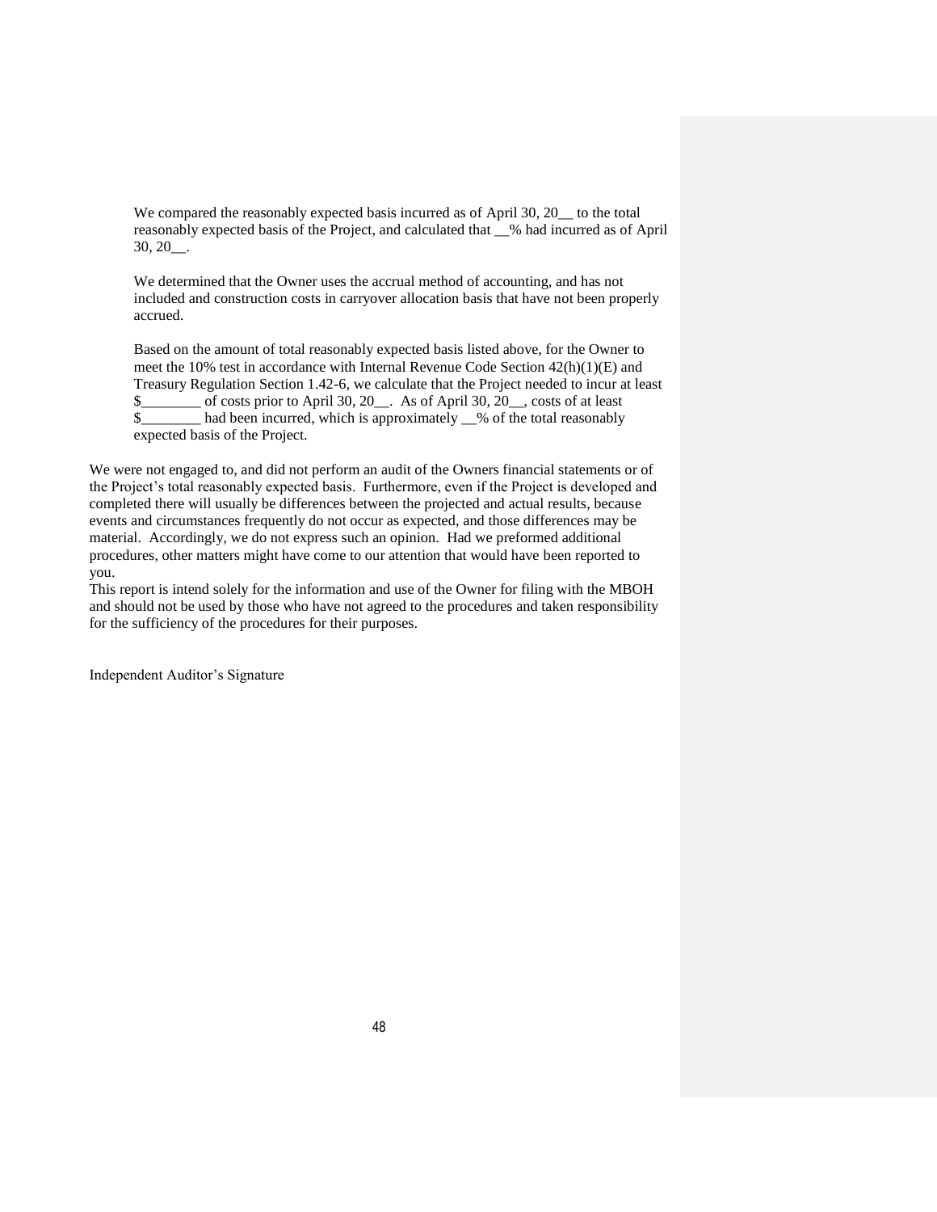We compared the reasonably expected basis incurred as of April 30, 20__ to the total reasonably expected basis of the Project, and calculated that __% had incurred as of April 30, 20__.

We determined that the Owner uses the accrual method of accounting, and has not included and construction costs in carryover allocation basis that have not been properly accrued.

Based on the amount of total reasonably expected basis listed above, for the Owner to meet the 10% test in accordance with Internal Revenue Code Section 42(h)(1)(E) and Treasury Regulation Section 1.42-6, we calculate that the Project needed to incur at least $________ of costs prior to April 30, 20__. As of April 30, 20__, costs of at least $________ had been incurred, which is approximately __% of the total reasonably expected basis of the Project.

We were not engaged to, and did not perform an audit of the Owners financial statements or of the Project's total reasonably expected basis. Furthermore, even if the Project is developed and completed there will usually be differences between the projected and actual results, because events and circumstances frequently do not occur as expected, and those differences may be material. Accordingly, we do not express such an opinion. Had we preformed additional procedures, other matters might have come to our attention that would have been reported to you.
This report is intend solely for the information and use of the Owner for filing with the MBOH and should not be used by those who have not agreed to the procedures and taken responsibility for the sufficiency of the procedures for their purposes.

Independent Auditor's Signature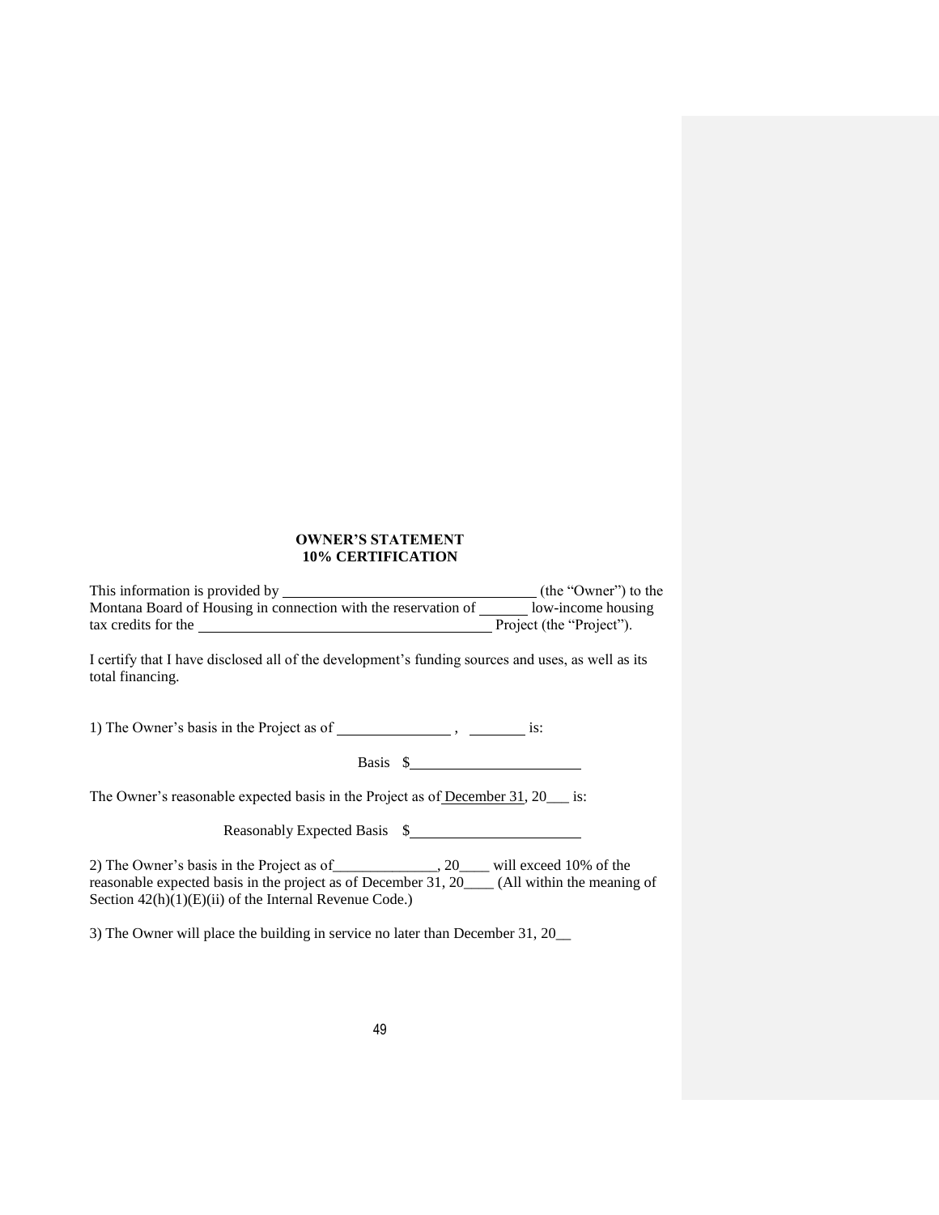**OWNER'S STATEMENT**
**10% CERTIFICATION**

This information is provided by ________________________________ (the "Owner") to the Montana Board of Housing in connection with the reservation of ______ low-income housing tax credits for the ____________________________________ Project (the "Project").

I certify that I have disclosed all of the development's funding sources and uses, as well as its total financing.

1) The Owner's basis in the Project as of ______________ , _______ is:

Basis $_____________________

The Owner's reasonable expected basis in the Project as of December 31, 20___ is:

Reasonably Expected Basis $_____________________

2) The Owner's basis in the Project as of______________, 20____ will exceed 10% of the reasonable expected basis in the project as of December 31, 20____ (All within the meaning of Section 42(h)(1)(E)(ii) of the Internal Revenue Code.)

3) The Owner will place the building in service no later than December 31, 20__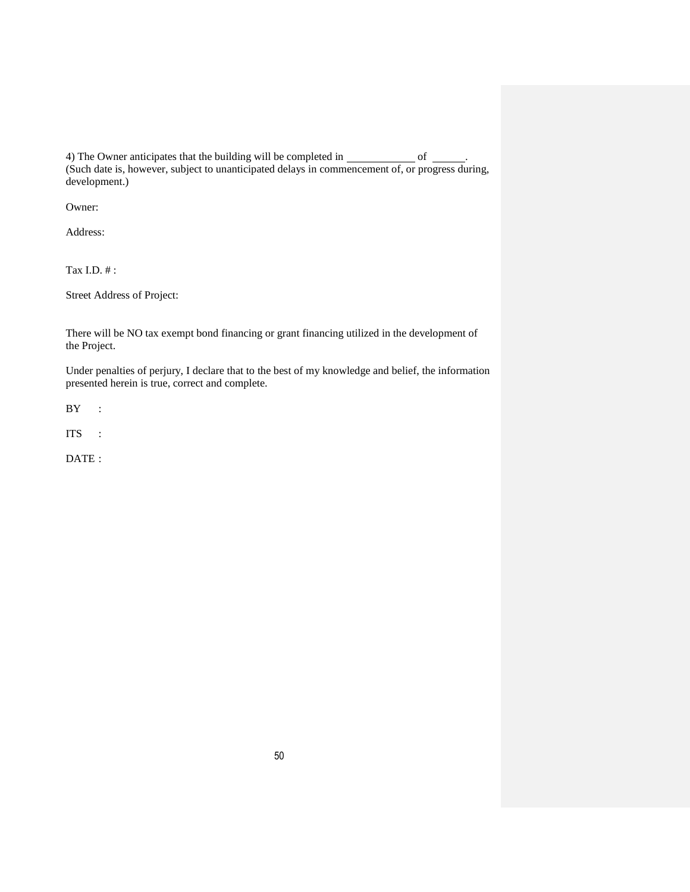4) The Owner anticipates that the building will be completed in ____________ of ______.
(Such date is, however, subject to unanticipated delays in commencement of, or progress during, development.)

Owner:

Address:

Tax I.D. # :

Street Address of Project:

There will be NO tax exempt bond financing or grant financing utilized in the development of the Project.

Under penalties of perjury, I declare that to the best of my knowledge and belief, the information presented herein is true, correct and complete.

BY :

ITS :

DATE :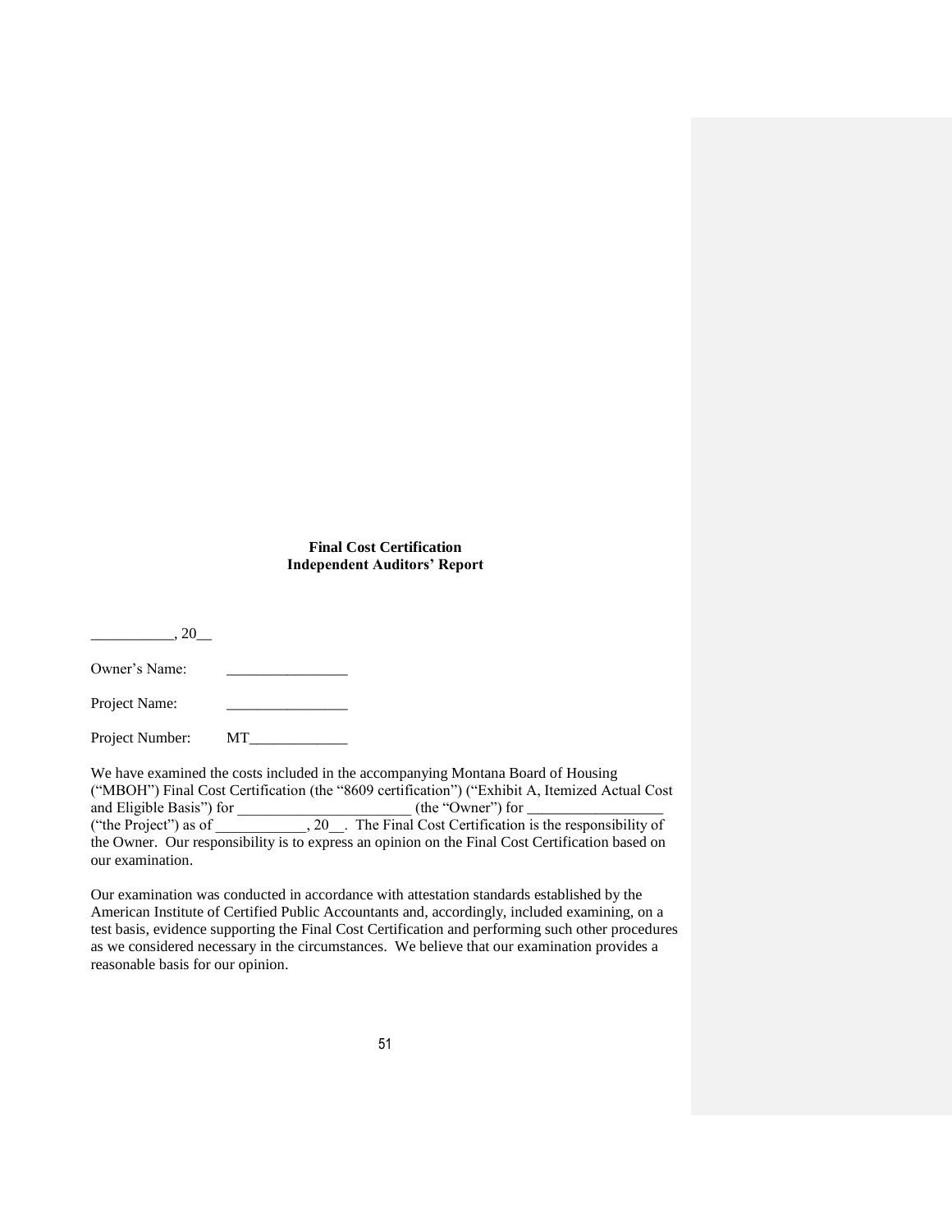**Final Cost Certification**
**Independent Auditors' Report**

___________, 20__

Owner's Name: ________________

Project Name: ________________

Project Number: MT_____________

We have examined the costs included in the accompanying Montana Board of Housing ("MBOH") Final Cost Certification (the "8609 certification") ("Exhibit A, Itemized Actual Cost and Eligible Basis") for _______________________ (the "Owner") for __________________ ("the Project") as of ____________, 20__. The Final Cost Certification is the responsibility of the Owner. Our responsibility is to express an opinion on the Final Cost Certification based on our examination.

Our examination was conducted in accordance with attestation standards established by the American Institute of Certified Public Accountants and, accordingly, included examining, on a test basis, evidence supporting the Final Cost Certification and performing such other procedures as we considered necessary in the circumstances. We believe that our examination provides a reasonable basis for our opinion.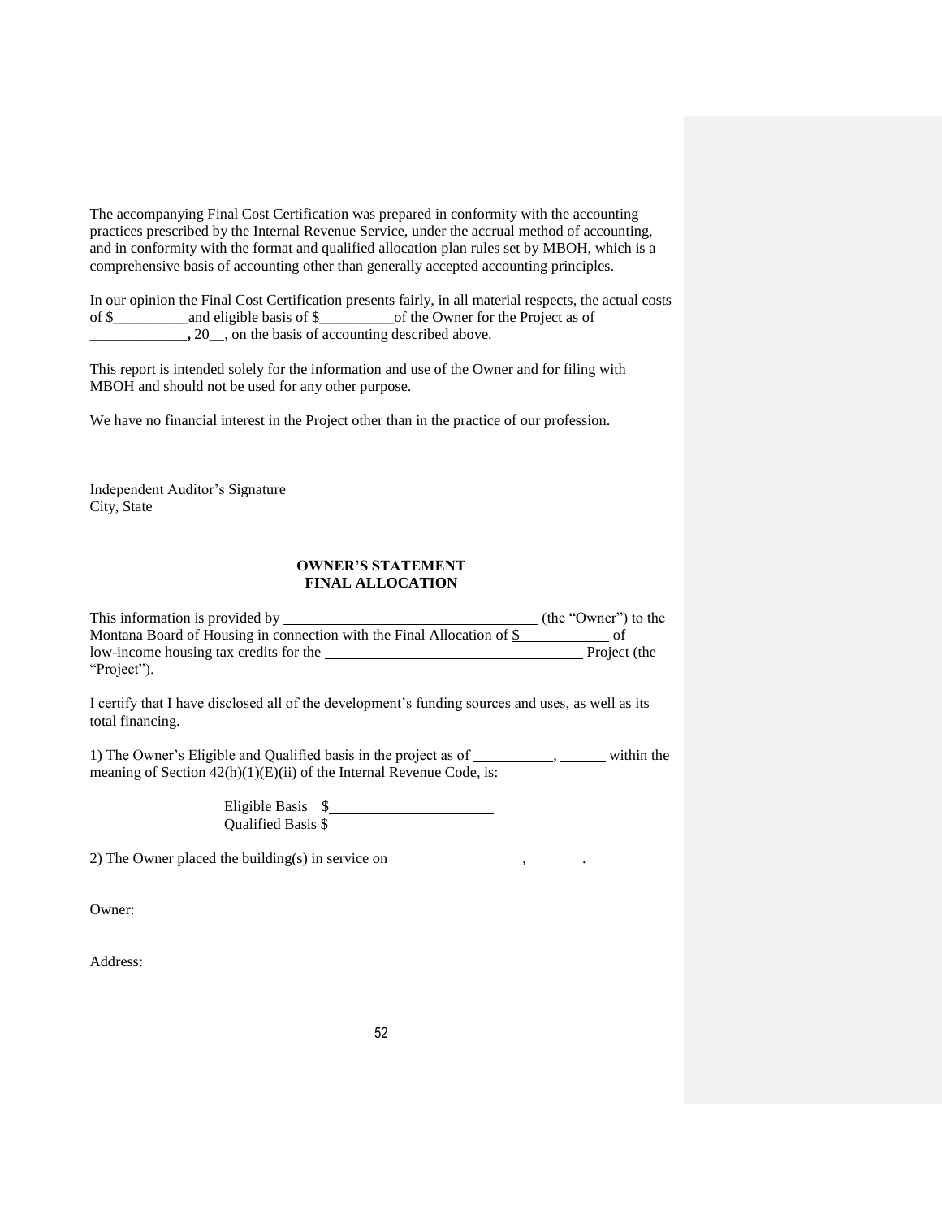The accompanying Final Cost Certification was prepared in conformity with the accounting practices prescribed by the Internal Revenue Service, under the accrual method of accounting, and in conformity with the format and qualified allocation plan rules set by MBOH, which is a comprehensive basis of accounting other than generally accepted accounting principles.

In our opinion the Final Cost Certification presents fairly, in all material respects, the actual costs of $__________and eligible basis of $__________of the Owner for the Project as of **_____________,** 20__, on the basis of accounting described above.

This report is intended solely for the information and use of the Owner and for filing with MBOH and should not be used for any other purpose.

We have no financial interest in the Project other than in the practice of our profession.

Independent Auditor's Signature
City, State

**OWNER'S STATEMENT**
**FINAL ALLOCATION**

This information is provided by __________________________________ (the "Owner") to the Montana Board of Housing in connection with the Final Allocation of $____________ of low-income housing tax credits for the __________________________________ Project (the "Project").

I certify that I have disclosed all of the development's funding sources and uses, as well as its total financing.

1) The Owner's Eligible and Qualified basis in the project as of __________, ______ within the meaning of Section 42(h)(1)(E)(ii) of the Internal Revenue Code, is:

Eligible Basis $______________________
Qualified Basis $______________________

2) The Owner placed the building(s) in service on _________________, _______.

Owner:

Address: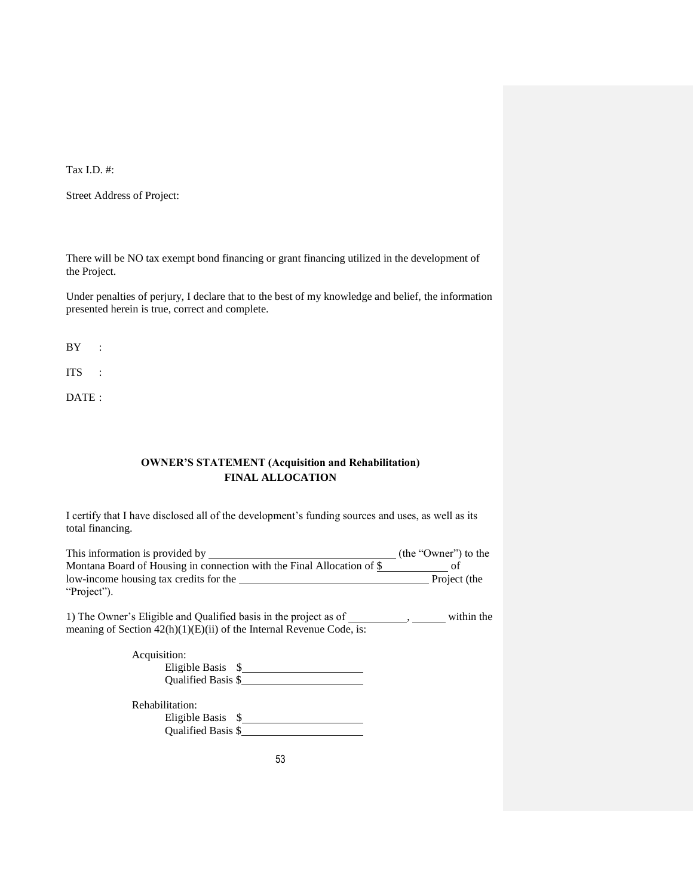Tax I.D. #:

Street Address of Project:

There will be NO tax exempt bond financing or grant financing utilized in the development of the Project.

Under penalties of perjury, I declare that to the best of my knowledge and belief, the information presented herein is true, correct and complete.

BY :

ITS :

DATE :

**OWNER'S STATEMENT (Acquisition and Rehabilitation)**
**FINAL ALLOCATION**

I certify that I have disclosed all of the development's funding sources and uses, as well as its total financing.

This information is provided by ________________________________ (the "Owner") to the Montana Board of Housing in connection with the Final Allocation of $___________ of low-income housing tax credits for the ________________________________ Project (the "Project").

1) The Owner's Eligible and Qualified basis in the project as of __________, ______ within the meaning of Section 42(h)(1)(E)(ii) of the Internal Revenue Code, is:

Acquisition:
Eligible Basis $____________________
Qualified Basis $____________________

Rehabilitation:
Eligible Basis $____________________
Qualified Basis $____________________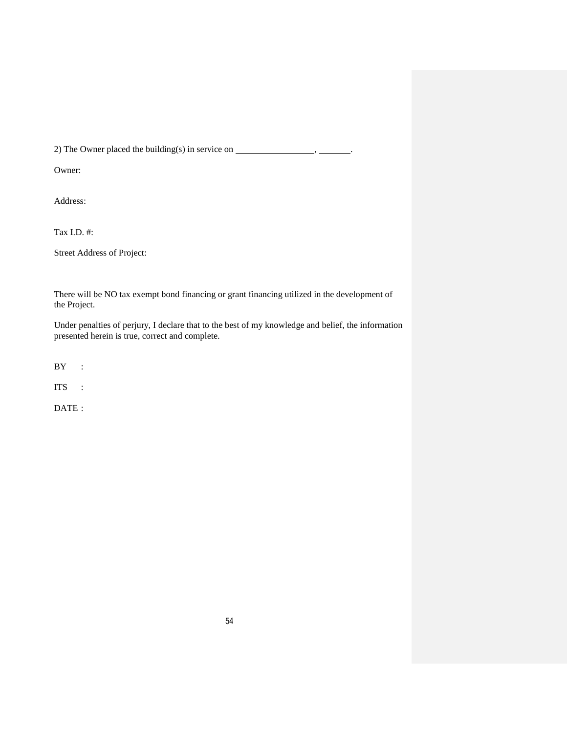2) The Owner placed the building(s) in service on _________________, _______.

Owner:

Address:

Tax I.D. #:

Street Address of Project:

There will be NO tax exempt bond financing or grant financing utilized in the development of the Project.

Under penalties of perjury, I declare that to the best of my knowledge and belief, the information presented herein is true, correct and complete.

BY :

ITS :

DATE :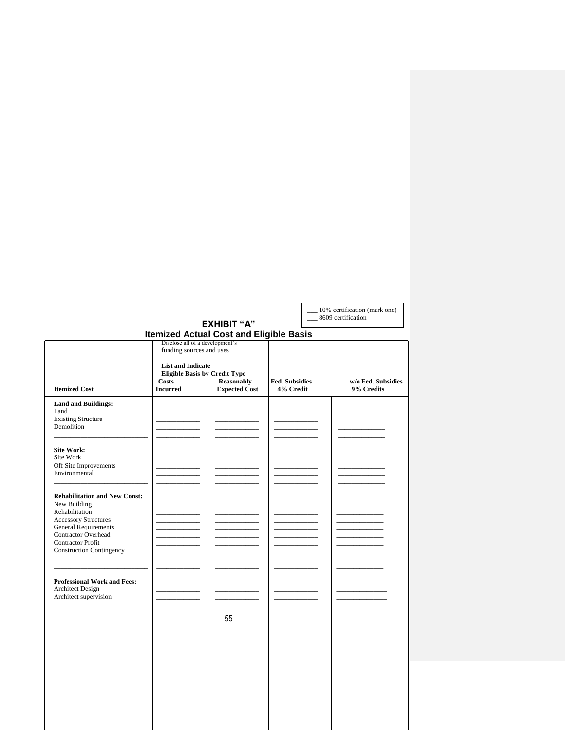___ 10% certification (mark one)
___ 8609 certification

# EXHIBIT "A"

## Itemized Actual Cost and Eligible Basis

| Itemized Cost | Disclose all of a development's funding sources and uses<br><br>**List and Indicate Eligible Basis by Credit Type**<br>**Costs Incurred** | **Reasonably Expected Cost** | **Fed. Subsidies 4% Credit** | **w/o Fed. Subsidies 9% Credits** |
|---|---|---|---|---|
| **Land and Buildings:** | | | | |
| Land | ____________ | ____________ | | |
| Existing Structure | ____________ | ____________ | ____________ | |
| Demolition | ____________ | ____________ | ____________ | ____________ |
| ____________________________ | ____________ | ____________ | ____________ | ____________ |
| **Site Work:** | | | | |
| Site Work | ____________ | ____________ | ____________ | ____________ |
| Off Site Improvements | ____________ | ____________ | ____________ | ____________ |
| Environmental | ____________ | ____________ | ____________ | ____________ |
| ____________________________ | ____________ | ____________ | ____________ | ____________ |
| **Rehabilitation and New Const:** | | | | |
| New Building | ____________ | ____________ | ____________ | ____________ |
| Rehabilitation | ____________ | ____________ | ____________ | ____________ |
| Accessory Structures | ____________ | ____________ | ____________ | ____________ |
| General Requirements | ____________ | ____________ | ____________ | ____________ |
| Contractor Overhead | ____________ | ____________ | ____________ | ____________ |
| Contractor Profit | ____________ | ____________ | ____________ | ____________ |
| Construction Contingency | ____________ | ____________ | ____________ | ____________ |
| ____________________________ | ____________ | ____________ | ____________ | ____________ |
| ____________________________ | ____________ | ____________ | ____________ | ____________ |
| **Professional Work and Fees:** | | | | |
| Architect Design | ____________ | ____________ | ____________ | ____________ |
| Architect supervision | ____________ | ____________ | ____________ | ____________ |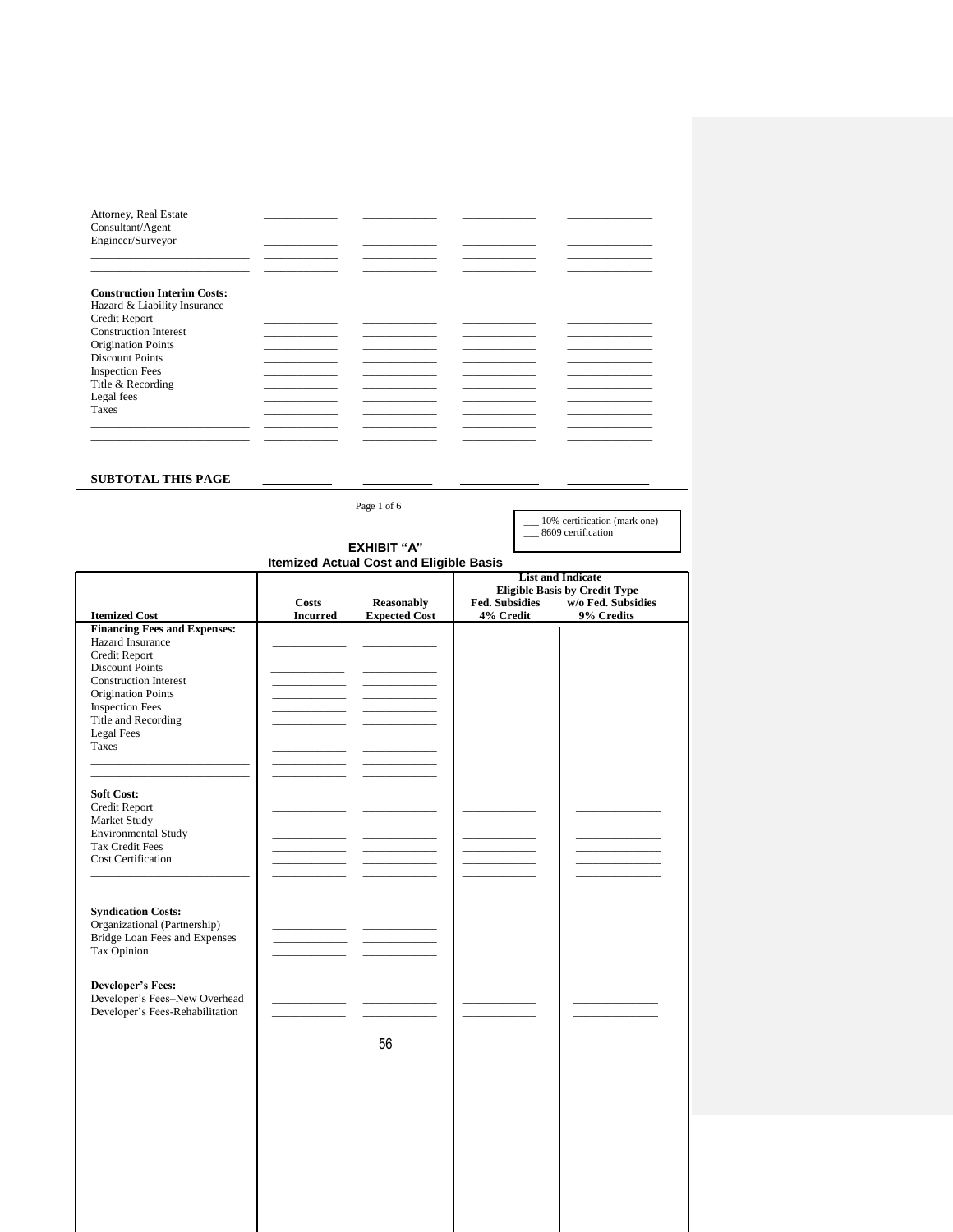| | | | | |
|---|---|---|---|---|
| Attorney, Real Estate | ____________ | ____________ | ____________ | ____________ |
| Consultant/Agent | ____________ | ____________ | ____________ | ____________ |
| Engineer/Surveyor | ____________ | ____________ | ____________ | ____________ |
| ____________ | ____________ | ____________ | ____________ | ____________ |
| ____________ | ____________ | ____________ | ____________ | ____________ |
| **Construction Interim Costs:** | | | | |
| Hazard & Liability Insurance | ____________ | ____________ | ____________ | ____________ |
| Credit Report | ____________ | ____________ | ____________ | ____________ |
| Construction Interest | ____________ | ____________ | ____________ | ____________ |
| Origination Points | ____________ | ____________ | ____________ | ____________ |
| Discount Points | ____________ | ____________ | ____________ | ____________ |
| Inspection Fees | ____________ | ____________ | ____________ | ____________ |
| Title & Recording | ____________ | ____________ | ____________ | ____________ |
| Legal fees | ____________ | ____________ | ____________ | ____________ |
| Taxes | ____________ | ____________ | ____________ | ____________ |
| ____________ | ____________ | ____________ | ____________ | ____________ |
| ____________ | ____________ | ____________ | ____________ | ____________ |
| **SUBTOTAL THIS PAGE** | ____________ | ____________ | ____________ | ____________ |

Page 1 of 6

__ 10% certification (mark one)
___ 8609 certification

## EXHIBIT "A"
### Itemized Actual Cost and Eligible Basis

| **Itemized Cost** | **Costs Incurred** | **Reasonably Expected Cost** | **List and Indicate Eligible Basis by Credit Type** Fed. Subsidies 4% Credit | w/o Fed. Subsidies 9% Credits |
|---|---|---|---|---|
| **Financing Fees and Expenses:** | | | | |
| Hazard Insurance | ____________ | ____________ | | |
| Credit Report | ____________ | ____________ | | |
| Discount Points | ____________ | ____________ | | |
| Construction Interest | ____________ | ____________ | | |
| Origination Points | ____________ | ____________ | | |
| Inspection Fees | ____________ | ____________ | | |
| Title and Recording | ____________ | ____________ | | |
| Legal Fees | ____________ | ____________ | | |
| Taxes | ____________ | ____________ | | |
| ____________ | ____________ | ____________ | | |
| ____________ | ____________ | ____________ | | |
| **Soft Cost:** | | | | |
| Credit Report | ____________ | ____________ | ____________ | ____________ |
| Market Study | ____________ | ____________ | ____________ | ____________ |
| Environmental Study | ____________ | ____________ | ____________ | ____________ |
| Tax Credit Fees | ____________ | ____________ | ____________ | ____________ |
| Cost Certification | ____________ | ____________ | ____________ | ____________ |
| ____________ | ____________ | ____________ | ____________ | ____________ |
| ____________ | ____________ | ____________ | ____________ | ____________ |
| **Syndication Costs:** | | | | |
| Organizational (Partnership) | ____________ | ____________ | | |
| Bridge Loan Fees and Expenses | ____________ | ____________ | | |
| Tax Opinion | ____________ | ____________ | | |
| ____________ | ____________ | ____________ | | |
| **Developer's Fees:** | | | | |
| Developer's Fees–New Overhead | ____________ | ____________ | ____________ | ____________ |
| Developer's Fees-Rehabilitation | ____________ | ____________ | ____________ | ____________ |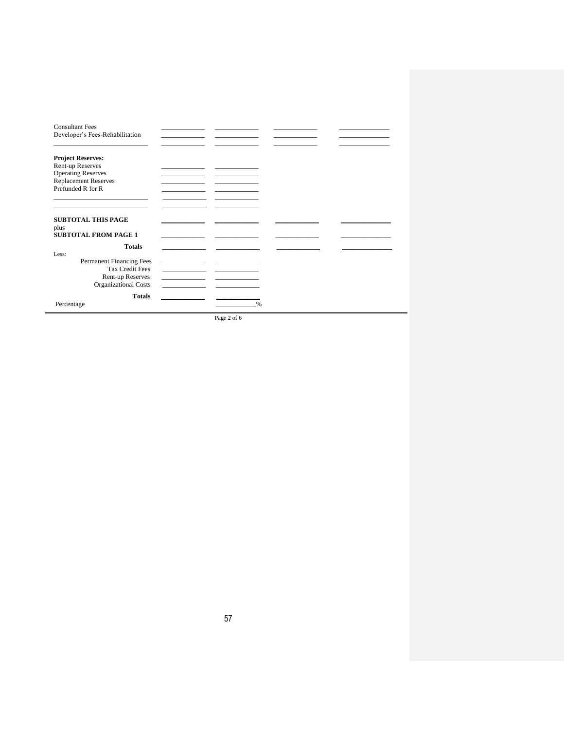| | | | | |
|---|---|---|---|---|
| Consultant Fees | | | | |
| Developer's Fees-Rehabilitation | | | | |
| | | | | |
| **Project Reserves:** | | | | |
| Rent-up Reserves | | | | |
| Operating Reserves | | | | |
| Replacement Reserves | | | | |
| Prefunded R for R | | | | |
| | | | | |
| | | | | |
| **SUBTOTAL THIS PAGE** | | | | |
| plus | | | | |
| **SUBTOTAL FROM PAGE 1** | | | | |
| **Totals** | | | | |
| Less: | | | | |
| Permanent Financing Fees | | | | |
| Tax Credit Fees | | | | |
| Rent-up Reserves | | | | |
| Organizational Costs | | | | |
| **Totals** | | | | |
| Percentage | | % | | |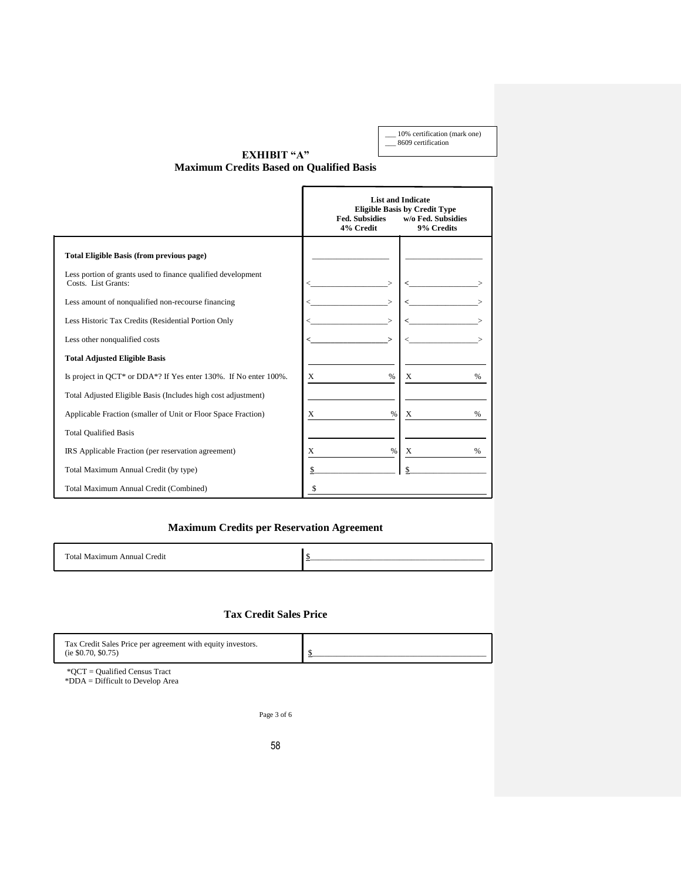___ 10% certification (mark one)
___ 8609 certification

# EXHIBIT "A"
## Maximum Credits Based on Qualified Basis

| | List and Indicate Eligible Basis by Credit Type | |
|---|---|---|
| | Fed. Subsidies 4% Credit | w/o Fed. Subsidies 9% Credits |
| **Total Eligible Basis (from previous page)** | ___________ | ___________ |
| Less portion of grants used to finance qualified development Costs. List Grants: | <___________> | <___________> |
| Less amount of nonqualified non-recourse financing | <___________> | <___________> |
| Less Historic Tax Credits (Residential Portion Only | <___________> | <___________> |
| Less other nonqualified costs | <___________> | <___________> |
| **Total Adjusted Eligible Basis** | ___________ | ___________ |
| Is project in QCT* or DDA*? If Yes enter 130%. If No enter 100%. | X _______ % | X _______ % |
| Total Adjusted Eligible Basis (Includes high cost adjustment) | ___________ | ___________ |
| Applicable Fraction (smaller of Unit or Floor Space Fraction) | X _______ % | X _______ % |
| Total Qualified Basis | ___________ | ___________ |
| IRS Applicable Fraction (per reservation agreement) | X _______ % | X _______ % |
| Total Maximum Annual Credit (by type) | $___________ | $___________ |
| Total Maximum Annual Credit (Combined) | $ | |

## Maximum Credits per Reservation Agreement

| | |
|---|---|
| Total Maximum Annual Credit | $___________ |

## Tax Credit Sales Price

| | |
|---|---|
| Tax Credit Sales Price per agreement with equity investors. (ie $0.70, $0.75) | $___________ |

*QCT = Qualified Census Tract
*DDA = Difficult to Develop Area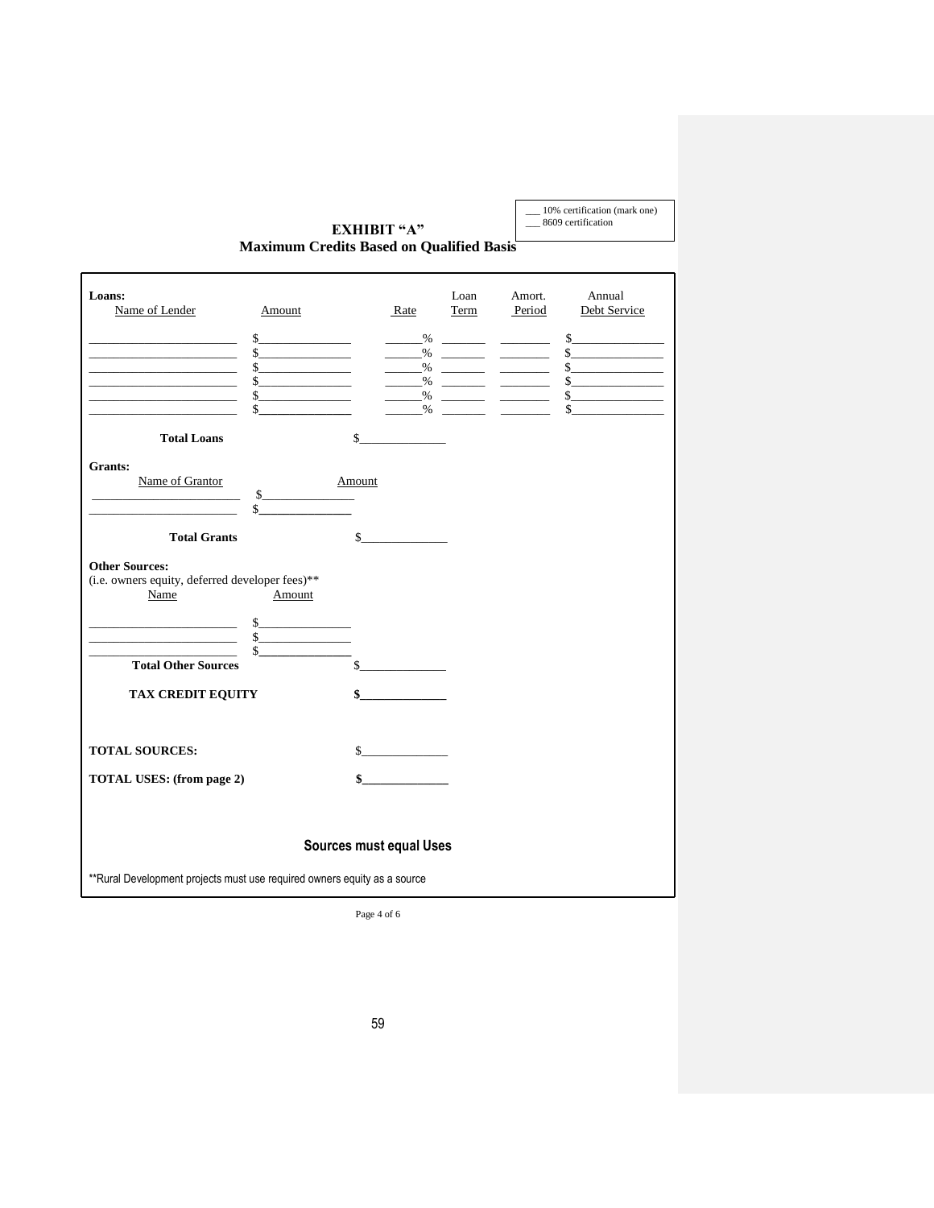___ 10% certification (mark one)
___ 8609 certification

# EXHIBIT "A"
## Maximum Credits Based on Qualified Basis

**Loans:**

| Name of Lender | Amount | Rate | Loan Term | Amort. Period | Annual Debt Service |
|---|---|---|---|---|---|
| ______________________ | $______________ | ______% | _______ | ________ | $______________ |
| ______________________ | $______________ | ______% | _______ | ________ | $______________ |
| ______________________ | $______________ | ______% | _______ | ________ | $______________ |
| ______________________ | $______________ | ______% | _______ | ________ | $______________ |
| ______________________ | $______________ | ______% | _______ | ________ | $______________ |
| ______________________ | $______________ | ______% | _______ | ________ | $______________ |

**Total Loans** $______________

**Grants:**

| Name of Grantor | Amount |
|---|---|
| ______________________ | $______________ |
| ______________________ | $______________ |

**Total Grants** $______________

**Other Sources:**
(i.e. owners equity, deferred developer fees)**

| Name | Amount |
|---|---|
| ______________________ | $______________ |
| ______________________ | $______________ |
| ______________________ | $______________ |

**Total Other Sources** $______________

**TAX CREDIT EQUITY** **$______________**

**TOTAL SOURCES:** $______________

**TOTAL USES: (from page 2)** **$______________**

**Sources must equal Uses**

**Rural Development projects must use required owners equity as a source

Page 4 of 6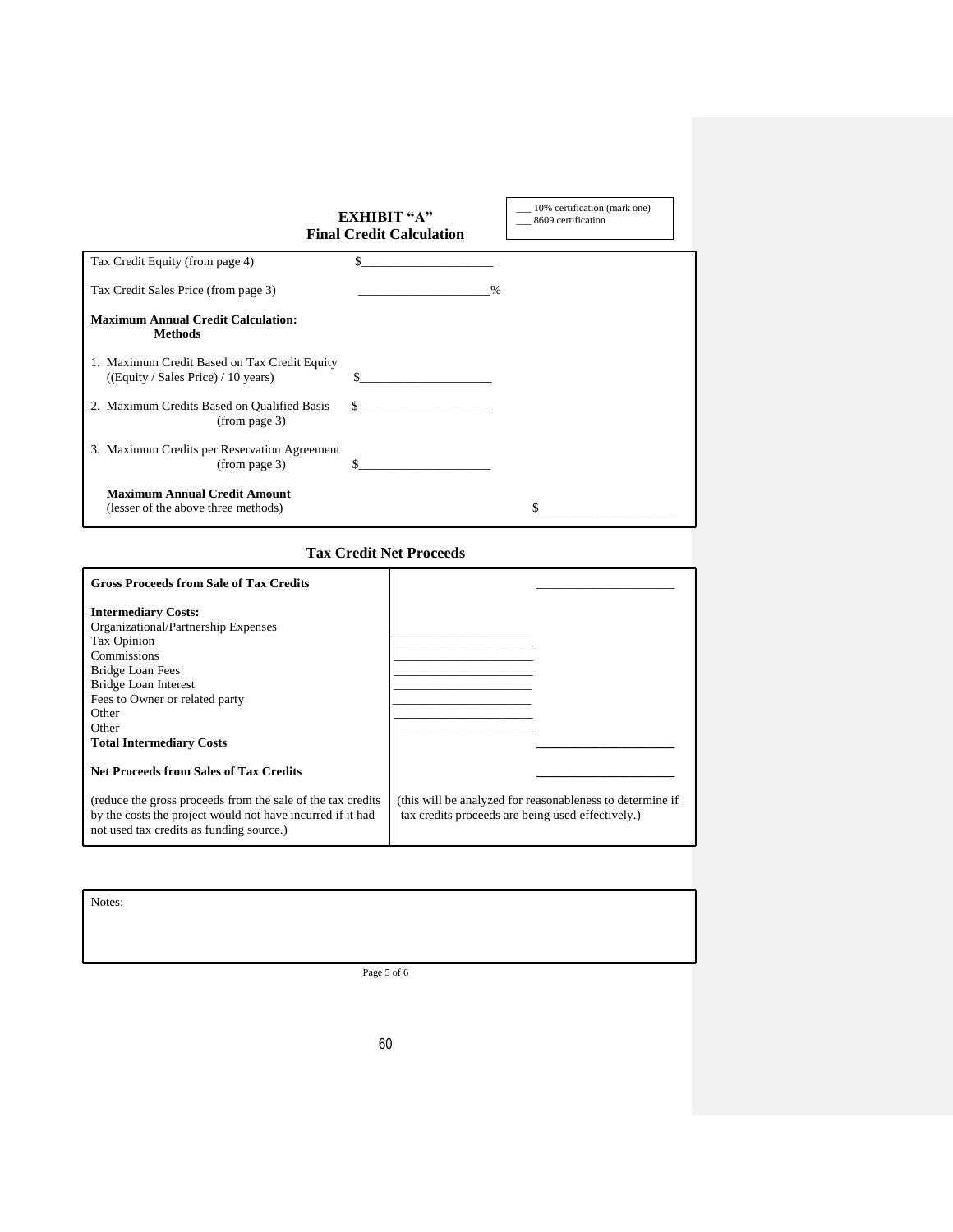# EXHIBIT "A"
## Final Credit Calculation

\_\_\_ 10% certification (mark one)
\_\_\_ 8609 certification

| | | |
|---|---|---|
| Tax Credit Equity (from page 4) | $\_\_\_\_\_\_\_\_\_\_\_\_\_\_\_\_\_\_\_\_ | |
| Tax Credit Sales Price (from page 3) | \_\_\_\_\_\_\_\_\_\_\_\_\_\_\_\_\_\_\_\_% | |
| **Maximum Annual Credit Calculation: Methods** | | |
| 1. Maximum Credit Based on Tax Credit Equity ((Equity / Sales Price) / 10 years) | $\_\_\_\_\_\_\_\_\_\_\_\_\_\_\_\_\_\_\_\_ | |
| 2. Maximum Credits Based on Qualified Basis (from page 3) | $\_\_\_\_\_\_\_\_\_\_\_\_\_\_\_\_\_\_\_\_ | |
| 3. Maximum Credits per Reservation Agreement (from page 3) | $\_\_\_\_\_\_\_\_\_\_\_\_\_\_\_\_\_\_\_\_ | |
| **Maximum Annual Credit Amount** (lesser of the above three methods) | | $\_\_\_\_\_\_\_\_\_\_\_\_\_\_\_\_\_\_\_\_ |

## Tax Credit Net Proceeds

| | | |
|---|---|---|
| **Gross Proceeds from Sale of Tax Credits** | | \_\_\_\_\_\_\_\_\_\_\_\_\_\_\_\_\_\_\_\_ |
| **Intermediary Costs:** | | |
| Organizational/Partnership Expenses | \_\_\_\_\_\_\_\_\_\_\_\_\_\_\_\_\_\_\_\_ | |
| Tax Opinion | \_\_\_\_\_\_\_\_\_\_\_\_\_\_\_\_\_\_\_\_ | |
| Commissions | \_\_\_\_\_\_\_\_\_\_\_\_\_\_\_\_\_\_\_\_ | |
| Bridge Loan Fees | \_\_\_\_\_\_\_\_\_\_\_\_\_\_\_\_\_\_\_\_ | |
| Bridge Loan Interest | \_\_\_\_\_\_\_\_\_\_\_\_\_\_\_\_\_\_\_\_ | |
| Fees to Owner or related party | \_\_\_\_\_\_\_\_\_\_\_\_\_\_\_\_\_\_\_\_ | |
| Other | \_\_\_\_\_\_\_\_\_\_\_\_\_\_\_\_\_\_\_\_ | |
| Other | \_\_\_\_\_\_\_\_\_\_\_\_\_\_\_\_\_\_\_\_ | |
| **Total Intermediary Costs** | | \_\_\_\_\_\_\_\_\_\_\_\_\_\_\_\_\_\_\_\_ |
| **Net Proceeds from Sales of Tax Credits** | | \_\_\_\_\_\_\_\_\_\_\_\_\_\_\_\_\_\_\_\_ |
| (reduce the gross proceeds from the sale of the tax credits by the costs the project would not have incurred if it had not used tax credits as funding source.) | (this will be analyzed for reasonableness to determine if tax credits proceeds are being used effectively.) | |

Notes: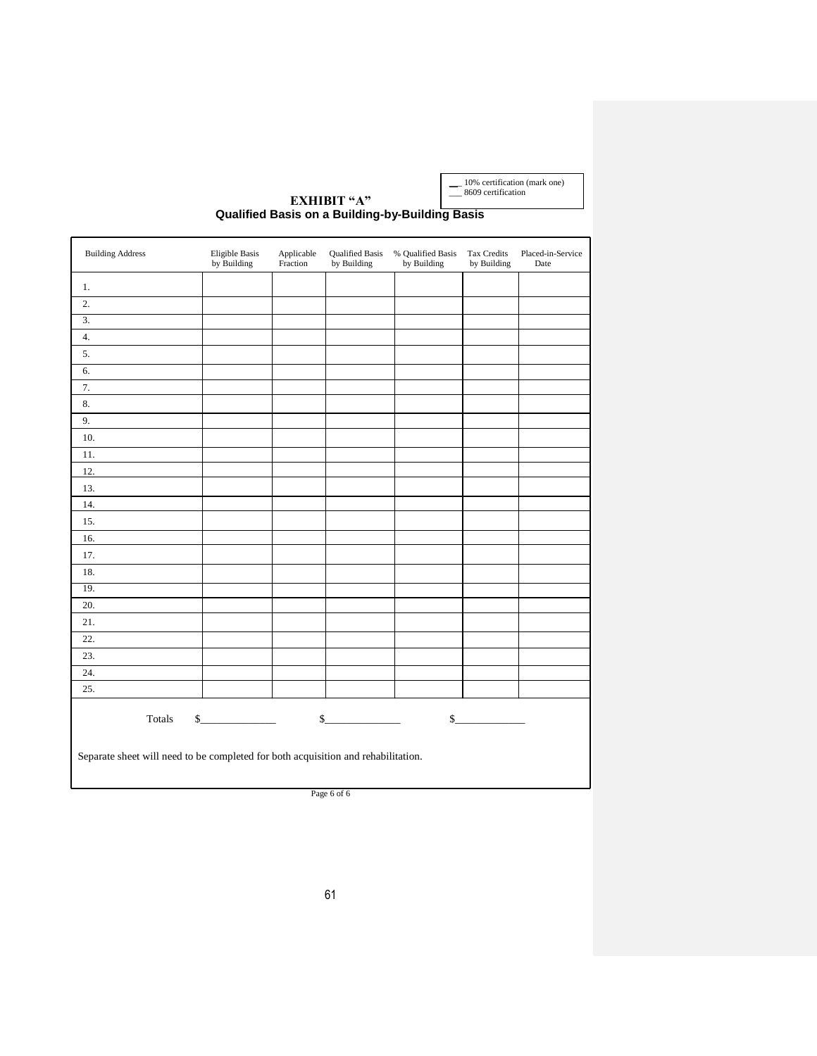__ 10% certification (mark one)
___ 8609 certification

# EXHIBIT "A"
## Qualified Basis on a Building-by-Building Basis

| Building Address | Eligible Basis by Building | Applicable Fraction | Qualified Basis by Building | % Qualified Basis by Building | Tax Credits by Building | Placed-in-Service Date |
|---|---|---|---|---|---|---|
| 1. | | | | | | |
| 2. | | | | | | |
| 3. | | | | | | |
| 4. | | | | | | |
| 5. | | | | | | |
| 6. | | | | | | |
| 7. | | | | | | |
| 8. | | | | | | |
| 9. | | | | | | |
| 10. | | | | | | |
| 11. | | | | | | |
| 12. | | | | | | |
| 13. | | | | | | |
| 14. | | | | | | |
| 15. | | | | | | |
| 16. | | | | | | |
| 17. | | | | | | |
| 18. | | | | | | |
| 19. | | | | | | |
| 20. | | | | | | |
| 21. | | | | | | |
| 22. | | | | | | |
| 23. | | | | | | |
| 24. | | | | | | |
| 25. | | | | | | |
| Totals | $______________ | | $______________ | | $_____________ | |

Separate sheet will need to be completed for both acquisition and rehabilitation.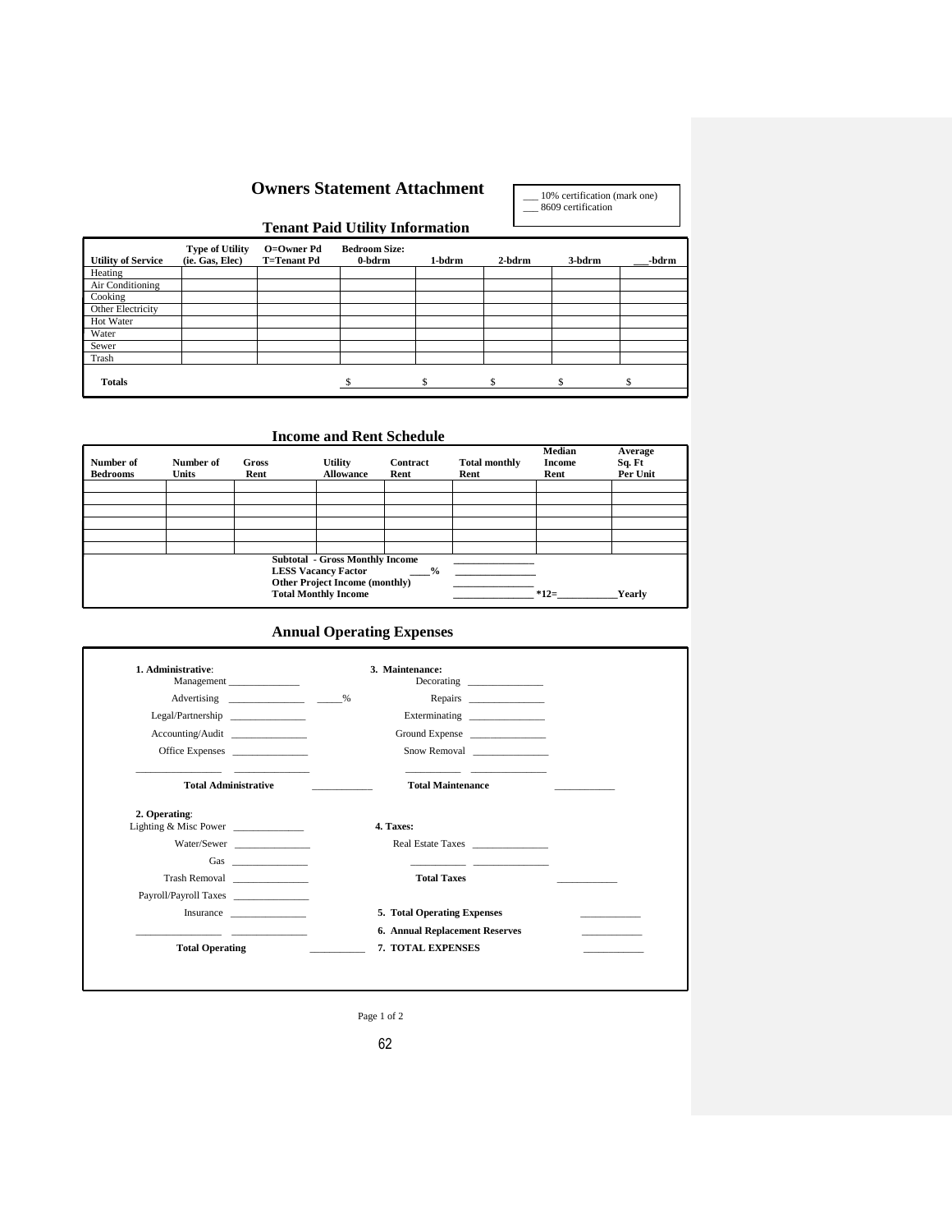# Owners Statement Attachment

___ 10% certification (mark one)
___ 8609 certification

## Tenant Paid Utility Information

| Utility of Service | Type of Utility (ie. Gas, Elec) | O=Owner Pd T=Tenant Pd | Bedroom Size: 0-bdrm | 1-bdrm | 2-bdrm | 3-bdrm | ___-bdrm |
|---|---|---|---|---|---|---|---|
| Heating | | | | | | | |
| Air Conditioning | | | | | | | |
| Cooking | | | | | | | |
| Other Electricity | | | | | | | |
| Hot Water | | | | | | | |
| Water | | | | | | | |
| Sewer | | | | | | | |
| Trash | | | | | | | |
| **Totals** | | | $ | $ | $ | $ | $ |

## Income and Rent Schedule

| Number of Bedrooms | Number of Units | Gross Rent | Utility Allowance | Contract Rent | Total monthly Rent | Median Income Rent | Average Sq. Ft Per Unit |
|---|---|---|---|---|---|---|---|
| | | | | | | | |
| | | | | | | | |
| | | | | | | | |
| | | | | | | | |
| | | | | | | | |
| | | | | | | | |

**Subtotal - Gross Monthly Income** _______________
**LESS Vacancy Factor** ____% _______________
**Other Project Income (monthly)** _______________
**Total Monthly Income** _______________ *12=____________Yearly

## Annual Operating Expenses

**1. Administrative**:
Management ______________
Advertising ______________ _____%
Legal/Partnership ______________
Accounting/Audit ______________
Office Expenses ______________
________________ ______________
**Total Administrative** ___________

**2. Operating**:
Lighting & Misc Power ______________
Water/Sewer ______________
Gas ______________
Trash Removal ______________
Payroll/Payroll Taxes ______________
Insurance ______________
________________ ______________
**Total Operating** ___________

**3. Maintenance:**
Decorating ______________
Repairs ______________
Exterminating ______________
Ground Expense ______________
Snow Removal ______________
__________ ______________
**Total Maintenance** ___________

**4. Taxes:**
Real Estate Taxes ______________
__________ ______________
**Total Taxes** ___________

**5. Total Operating Expenses** ___________
**6. Annual Replacement Reserves** ___________
**7. TOTAL EXPENSES** ___________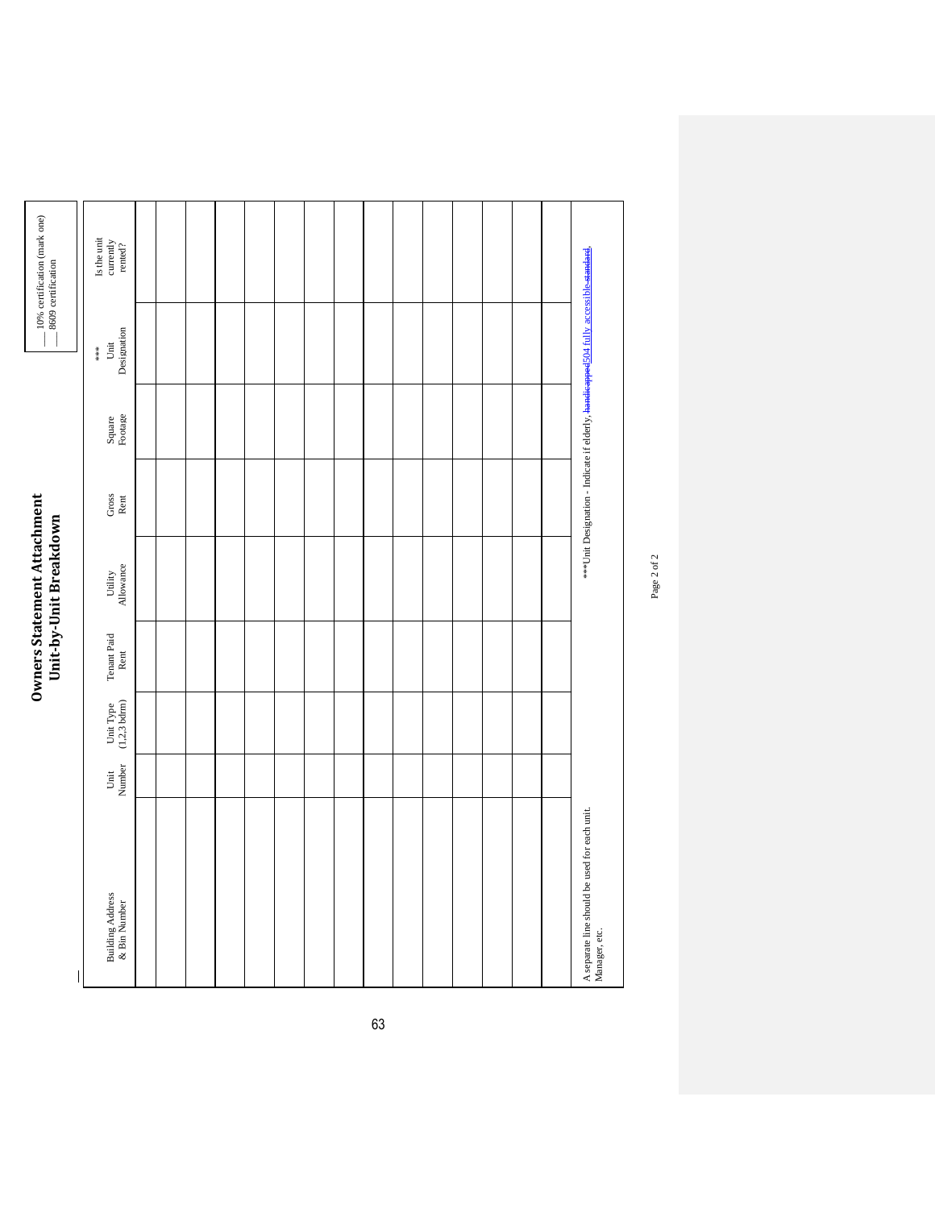# Owners Statement Attachment
## Unit-by-Unit Breakdown

___ 10% certification (mark one)
___ 8609 certification

| Building Address & Bin Number | Unit Number | Unit Type (1,2,3 bdrm) | Tenant Paid Rent | Utility Allowance | Gross Rent | Square Footage | *** Unit Designation | Is the unit currently rented? |
|---|---|---|---|---|---|---|---|---|
| | | | | | | | | |
| | | | | | | | | |
| | | | | | | | | |
| | | | | | | | | |
| | | | | | | | | |
| | | | | | | | | |
| | | | | | | | | |
| | | | | | | | | |
| | | | | | | | | |
| | | | | | | | | |
| | | | | | | | | |
| | | | | | | | | |
| | | | | | | | | |
| | | | | | | | | |

A separate line should be used for each unit.

***Unit Designation - Indicate if elderly, ~~handicapped~~504 fully accessible ~~standard~~, Manager, etc.